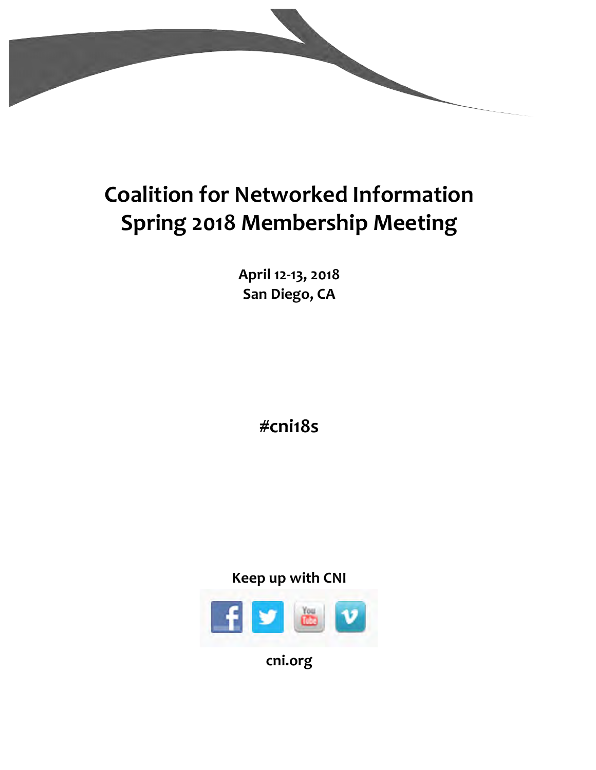# Coalition for Networked Information
# Spring 2018 Membership Meeting

**April 12-13, 2018**
**San Diego, CA**

**#cni18s**

**Keep up with CNI**

**cni.org**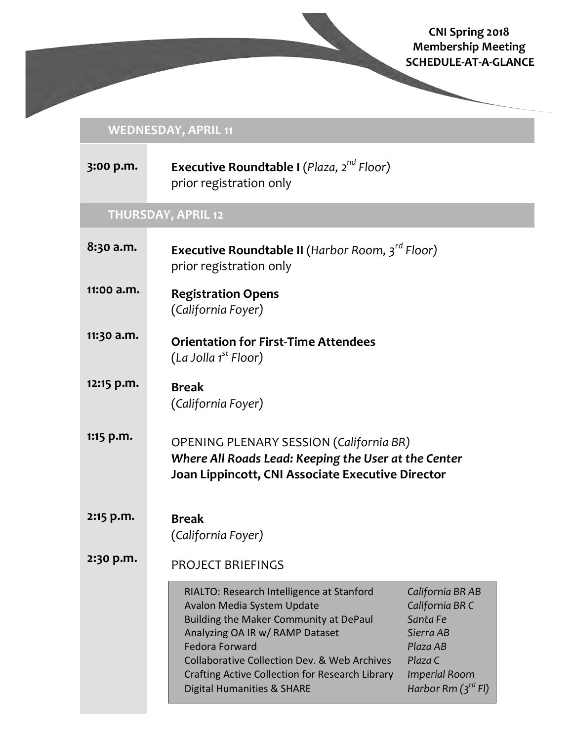**CNI Spring 2018**
**Membership Meeting**
**SCHEDULE-AT-A-GLANCE**

## WEDNESDAY, APRIL 11

**3:00 p.m.** **Executive Roundtable I** (*Plaza, 2nd Floor*)
prior registration only

## THURSDAY, APRIL 12

**8:30 a.m.** **Executive Roundtable II** (*Harbor Room, 3rd Floor*)
prior registration only

**11:00 a.m.** **Registration Opens**
(*California Foyer*)

**11:30 a.m.** **Orientation for First-Time Attendees**
(*La Jolla 1st Floor*)

**12:15 p.m.** **Break**
(*California Foyer*)

**1:15 p.m.** OPENING PLENARY SESSION (*California BR*)
***Where All Roads Lead: Keeping the User at the Center***
**Joan Lippincott, CNI Associate Executive Director**

**2:15 p.m.** **Break**
(*California Foyer*)

**2:30 p.m.** PROJECT BRIEFINGS

| Briefing | Location |
| --- | --- |
| RIALTO: Research Intelligence at Stanford | *California BR AB* |
| Avalon Media System Update | *California BR C* |
| Building the Maker Community at DePaul | *Santa Fe* |
| Analyzing OA IR w/ RAMP Dataset | *Sierra AB* |
| Fedora Forward | *Plaza AB* |
| Collaborative Collection Dev. & Web Archives | *Plaza C* |
| Crafting Active Collection for Research Library | *Imperial Room* |
| Digital Humanities & SHARE | *Harbor Rm (3rd Fl)* |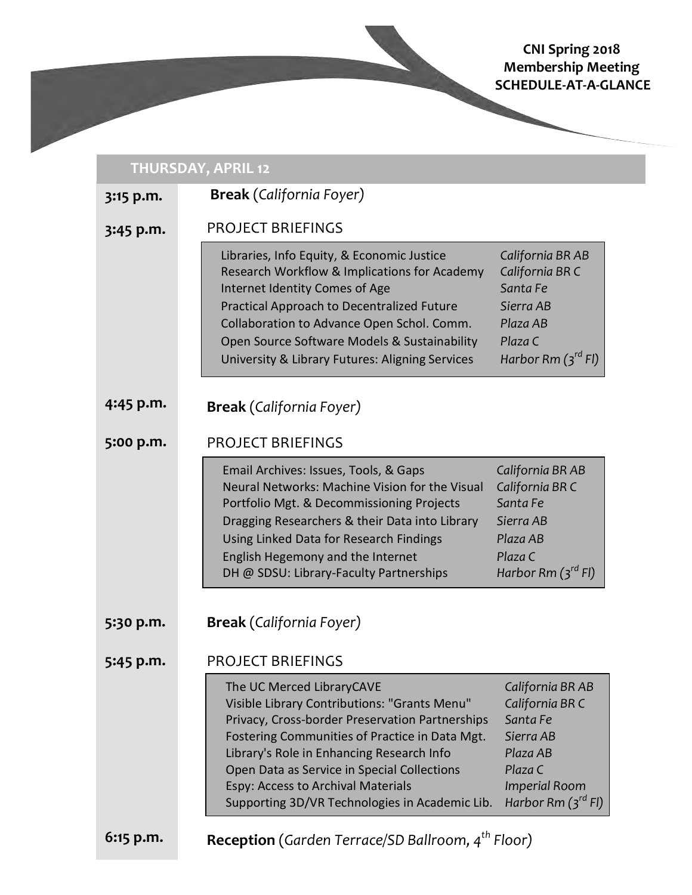**CNI Spring 2018**
**Membership Meeting**
**SCHEDULE-AT-A-GLANCE**

## THURSDAY, APRIL 12

**3:15 p.m.** **Break** (*California Foyer*)

**3:45 p.m.** PROJECT BRIEFINGS

| Session | Room |
|---|---|
| Libraries, Info Equity, & Economic Justice | *California BR AB* |
| Research Workflow & Implications for Academy | *California BR C* |
| Internet Identity Comes of Age | *Santa Fe* |
| Practical Approach to Decentralized Future | *Sierra AB* |
| Collaboration to Advance Open Schol. Comm. | *Plaza AB* |
| Open Source Software Models & Sustainability | *Plaza C* |
| University & Library Futures: Aligning Services | *Harbor Rm (3rd Fl)* |

**4:45 p.m.** **Break** (*California Foyer*)

**5:00 p.m.** PROJECT BRIEFINGS

| Session | Room |
|---|---|
| Email Archives: Issues, Tools, & Gaps | *California BR AB* |
| Neural Networks: Machine Vision for the Visual | *California BR C* |
| Portfolio Mgt. & Decommissioning Projects | *Santa Fe* |
| Dragging Researchers & their Data into Library | *Sierra AB* |
| Using Linked Data for Research Findings | *Plaza AB* |
| English Hegemony and the Internet | *Plaza C* |
| DH @ SDSU: Library-Faculty Partnerships | *Harbor Rm (3rd Fl)* |

**5:30 p.m.** **Break** (*California Foyer*)

**5:45 p.m.** PROJECT BRIEFINGS

| Session | Room |
|---|---|
| The UC Merced LibraryCAVE | *California BR AB* |
| Visible Library Contributions: "Grants Menu" | *California BR C* |
| Privacy, Cross-border Preservation Partnerships | *Santa Fe* |
| Fostering Communities of Practice in Data Mgt. | *Sierra AB* |
| Library's Role in Enhancing Research Info | *Plaza AB* |
| Open Data as Service in Special Collections | *Plaza C* |
| Espy: Access to Archival Materials | *Imperial Room* |
| Supporting 3D/VR Technologies in Academic Lib. | *Harbor Rm (3rd Fl)* |

**6:15 p.m.** **Reception** (*Garden Terrace/SD Ballroom, 4th Floor*)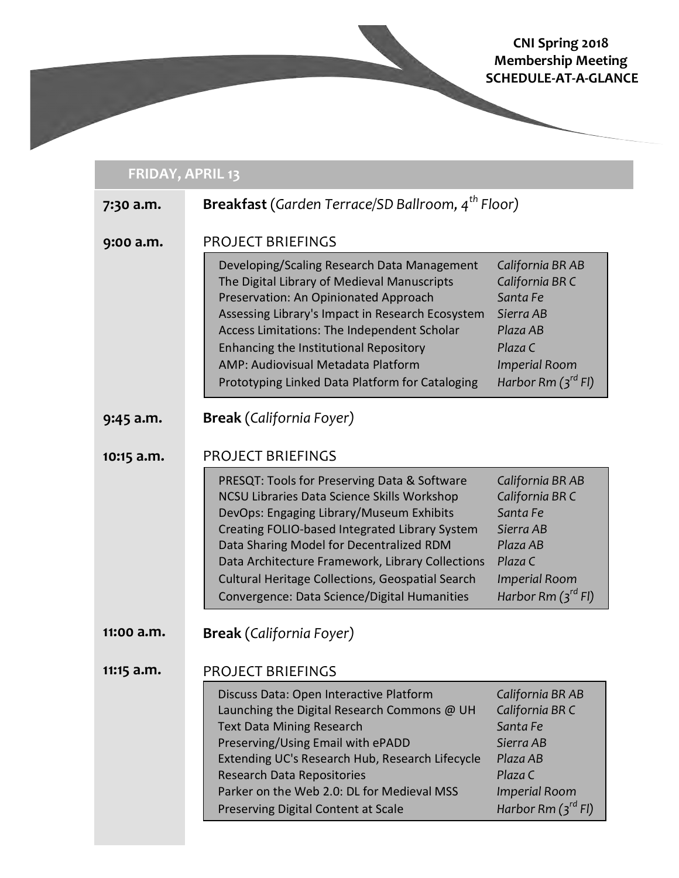CNI Spring 2018
Membership Meeting
SCHEDULE-AT-A-GLANCE

## FRIDAY, APRIL 13

**7:30 a.m.** **Breakfast** (*Garden Terrace/SD Ballroom, 4th Floor*)

**9:00 a.m.** PROJECT BRIEFINGS

| Session | Location |
| --- | --- |
| Developing/Scaling Research Data Management | *California BR AB* |
| The Digital Library of Medieval Manuscripts | *California BR C* |
| Preservation: An Opinionated Approach | *Santa Fe* |
| Assessing Library's Impact in Research Ecosystem | *Sierra AB* |
| Access Limitations: The Independent Scholar | *Plaza AB* |
| Enhancing the Institutional Repository | *Plaza C* |
| AMP: Audiovisual Metadata Platform | *Imperial Room* |
| Prototyping Linked Data Platform for Cataloging | *Harbor Rm (3rd Fl)* |

**9:45 a.m.** **Break** (*California Foyer*)

**10:15 a.m.** PROJECT BRIEFINGS

| Session | Location |
| --- | --- |
| PRESQT: Tools for Preserving Data & Software | *California BR AB* |
| NCSU Libraries Data Science Skills Workshop | *California BR C* |
| DevOps: Engaging Library/Museum Exhibits | *Santa Fe* |
| Creating FOLIO-based Integrated Library System | *Sierra AB* |
| Data Sharing Model for Decentralized RDM | *Plaza AB* |
| Data Architecture Framework, Library Collections | *Plaza C* |
| Cultural Heritage Collections, Geospatial Search | *Imperial Room* |
| Convergence: Data Science/Digital Humanities | *Harbor Rm (3rd Fl)* |

**11:00 a.m.** **Break** (*California Foyer*)

**11:15 a.m.** PROJECT BRIEFINGS

| Session | Location |
| --- | --- |
| Discuss Data: Open Interactive Platform | *California BR AB* |
| Launching the Digital Research Commons @ UH | *California BR C* |
| Text Data Mining Research | *Santa Fe* |
| Preserving/Using Email with ePADD | *Sierra AB* |
| Extending UC's Research Hub, Research Lifecycle | *Plaza AB* |
| Research Data Repositories | *Plaza C* |
| Parker on the Web 2.0: DL for Medieval MSS | *Imperial Room* |
| Preserving Digital Content at Scale | *Harbor Rm (3rd Fl)* |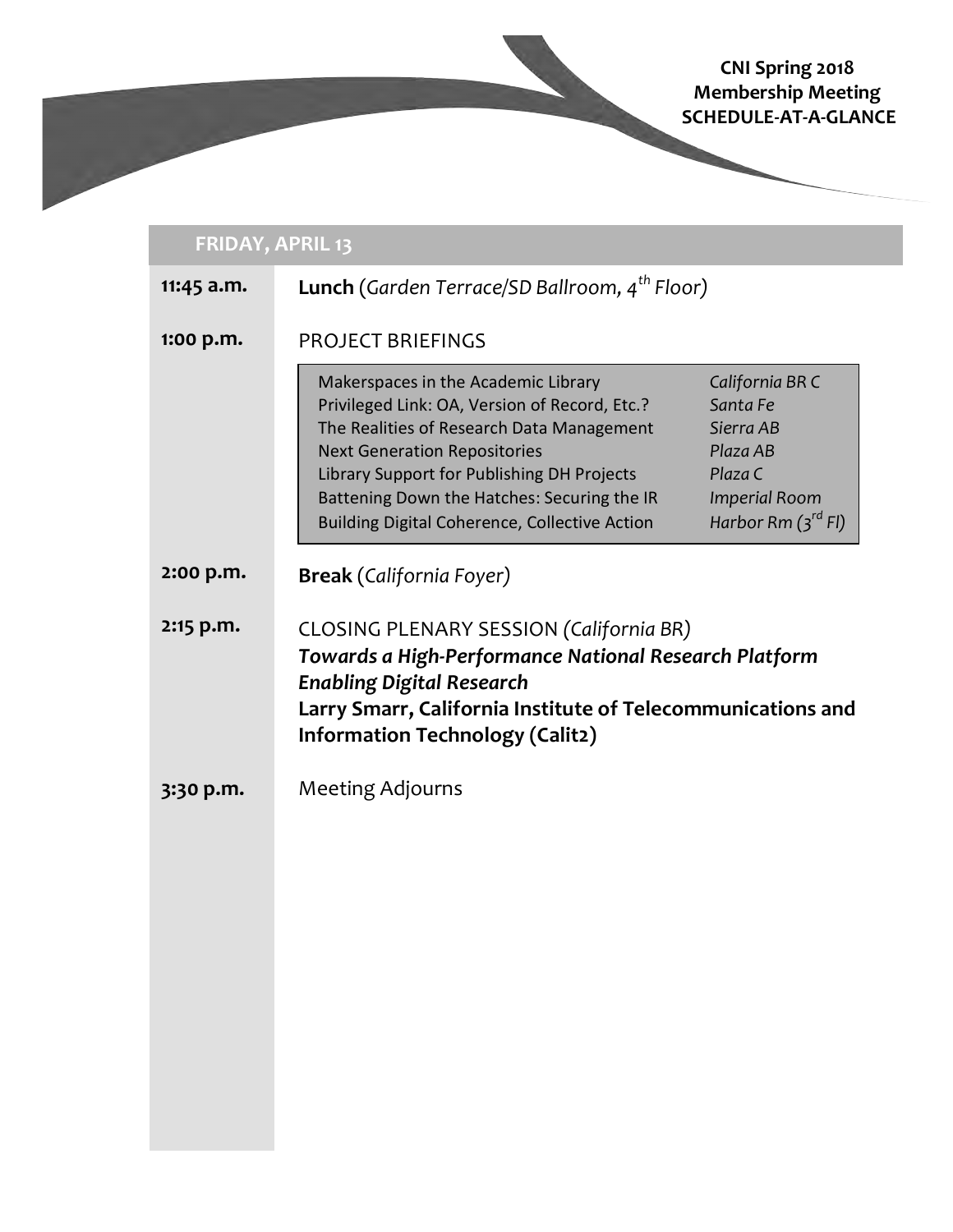CNI Spring 2018 Membership Meeting SCHEDULE-AT-A-GLANCE

## FRIDAY, APRIL 13

**11:45 a.m.** **Lunch** (*Garden Terrace/SD Ballroom, 4th Floor*)

**1:00 p.m.** PROJECT BRIEFINGS

| Session | Location |
|---|---|
| Makerspaces in the Academic Library | *California BR C* |
| Privileged Link: OA, Version of Record, Etc.? | *Santa Fe* |
| The Realities of Research Data Management | *Sierra AB* |
| Next Generation Repositories | *Plaza AB* |
| Library Support for Publishing DH Projects | *Plaza C* |
| Battening Down the Hatches: Securing the IR | *Imperial Room* |
| Building Digital Coherence, Collective Action | *Harbor Rm (3rd Fl)* |

**2:00 p.m.** **Break** (*California Foyer*)

**2:15 p.m.** CLOSING PLENARY SESSION *(California BR)*
***Towards a High-Performance National Research Platform Enabling Digital Research***
**Larry Smarr, California Institute of Telecommunications and Information Technology (Calit2)**

**3:30 p.m.** Meeting Adjourns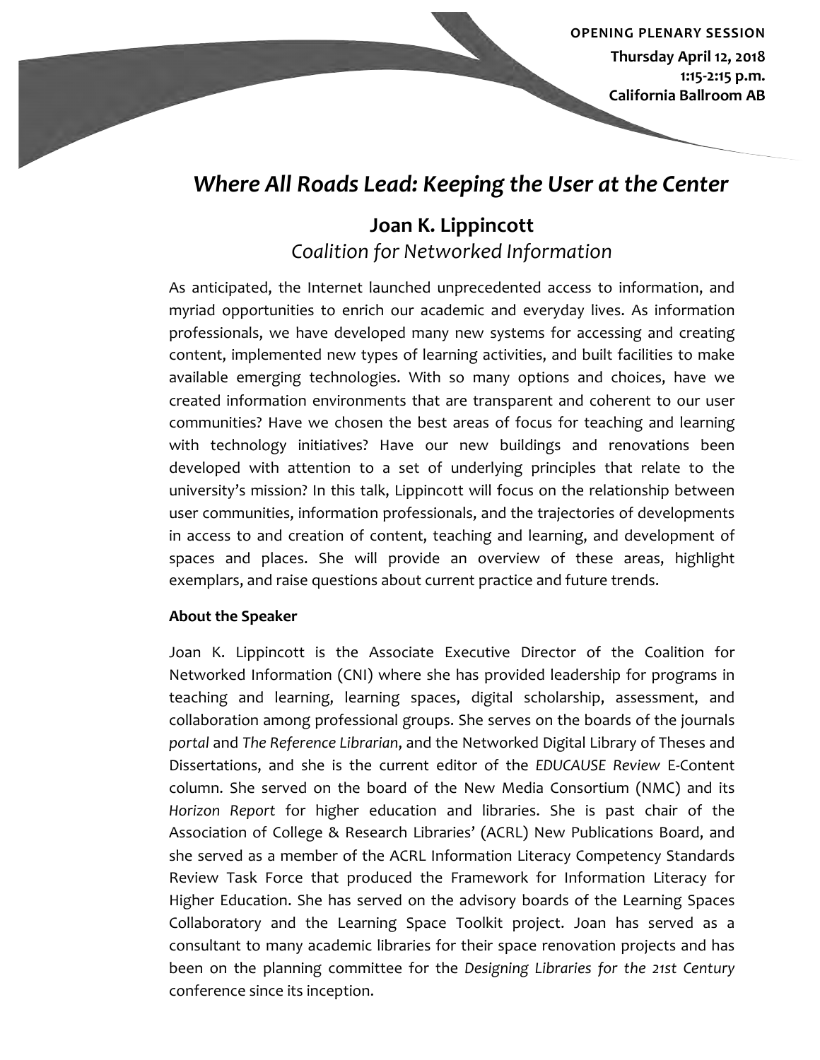**OPENING PLENARY SESSION**

**Thursday April 12, 2018**
**1:15-2:15 p.m.**
**California Ballroom AB**

# *Where All Roads Lead: Keeping the User at the Center*

## Joan K. Lippincott

*Coalition for Networked Information*

As anticipated, the Internet launched unprecedented access to information, and myriad opportunities to enrich our academic and everyday lives. As information professionals, we have developed many new systems for accessing and creating content, implemented new types of learning activities, and built facilities to make available emerging technologies. With so many options and choices, have we created information environments that are transparent and coherent to our user communities? Have we chosen the best areas of focus for teaching and learning with technology initiatives? Have our new buildings and renovations been developed with attention to a set of underlying principles that relate to the university's mission? In this talk, Lippincott will focus on the relationship between user communities, information professionals, and the trajectories of developments in access to and creation of content, teaching and learning, and development of spaces and places. She will provide an overview of these areas, highlight exemplars, and raise questions about current practice and future trends.

**About the Speaker**

Joan K. Lippincott is the Associate Executive Director of the Coalition for Networked Information (CNI) where she has provided leadership for programs in teaching and learning, learning spaces, digital scholarship, assessment, and collaboration among professional groups. She serves on the boards of the journals *portal* and *The Reference Librarian*, and the Networked Digital Library of Theses and Dissertations, and she is the current editor of the *EDUCAUSE Review* E-Content column. She served on the board of the New Media Consortium (NMC) and its *Horizon Report* for higher education and libraries. She is past chair of the Association of College & Research Libraries' (ACRL) New Publications Board, and she served as a member of the ACRL Information Literacy Competency Standards Review Task Force that produced the Framework for Information Literacy for Higher Education. She has served on the advisory boards of the Learning Spaces Collaboratory and the Learning Space Toolkit project. Joan has served as a consultant to many academic libraries for their space renovation projects and has been on the planning committee for the *Designing Libraries for the 21st Century* conference since its inception.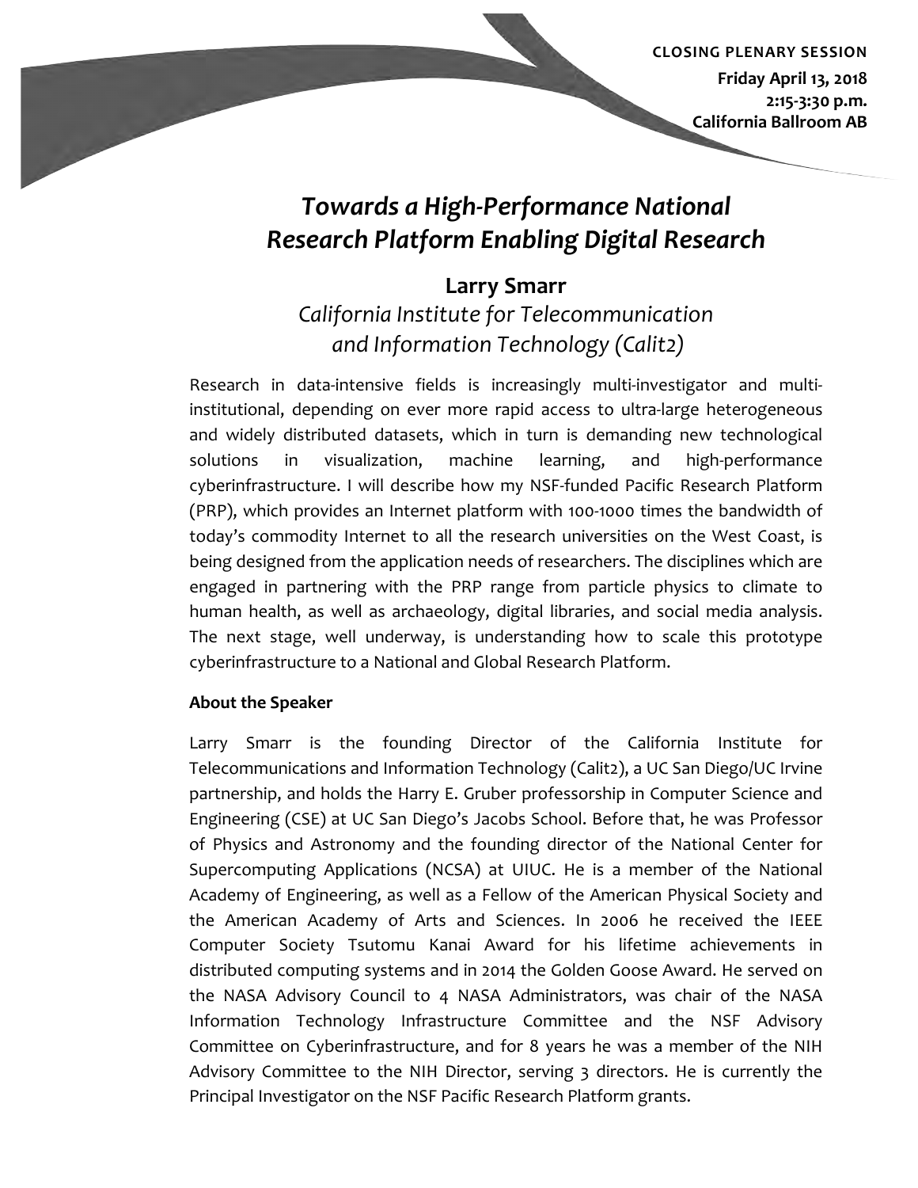**CLOSING PLENARY SESSION**

**Friday April 13, 2018**
**2:15-3:30 p.m.**
**California Ballroom AB**

# *Towards a High-Performance National Research Platform Enabling Digital Research*

## Larry Smarr

*California Institute for Telecommunication and Information Technology (Calit2)*

Research in data-intensive fields is increasingly multi-investigator and multi-institutional, depending on ever more rapid access to ultra-large heterogeneous and widely distributed datasets, which in turn is demanding new technological solutions in visualization, machine learning, and high-performance cyberinfrastructure. I will describe how my NSF-funded Pacific Research Platform (PRP), which provides an Internet platform with 100-1000 times the bandwidth of today's commodity Internet to all the research universities on the West Coast, is being designed from the application needs of researchers. The disciplines which are engaged in partnering with the PRP range from particle physics to climate to human health, as well as archaeology, digital libraries, and social media analysis. The next stage, well underway, is understanding how to scale this prototype cyberinfrastructure to a National and Global Research Platform.

**About the Speaker**

Larry Smarr is the founding Director of the California Institute for Telecommunications and Information Technology (Calit2), a UC San Diego/UC Irvine partnership, and holds the Harry E. Gruber professorship in Computer Science and Engineering (CSE) at UC San Diego's Jacobs School. Before that, he was Professor of Physics and Astronomy and the founding director of the National Center for Supercomputing Applications (NCSA) at UIUC. He is a member of the National Academy of Engineering, as well as a Fellow of the American Physical Society and the American Academy of Arts and Sciences. In 2006 he received the IEEE Computer Society Tsutomu Kanai Award for his lifetime achievements in distributed computing systems and in 2014 the Golden Goose Award. He served on the NASA Advisory Council to 4 NASA Administrators, was chair of the NASA Information Technology Infrastructure Committee and the NSF Advisory Committee on Cyberinfrastructure, and for 8 years he was a member of the NIH Advisory Committee to the NIH Director, serving 3 directors. He is currently the Principal Investigator on the NSF Pacific Research Platform grants.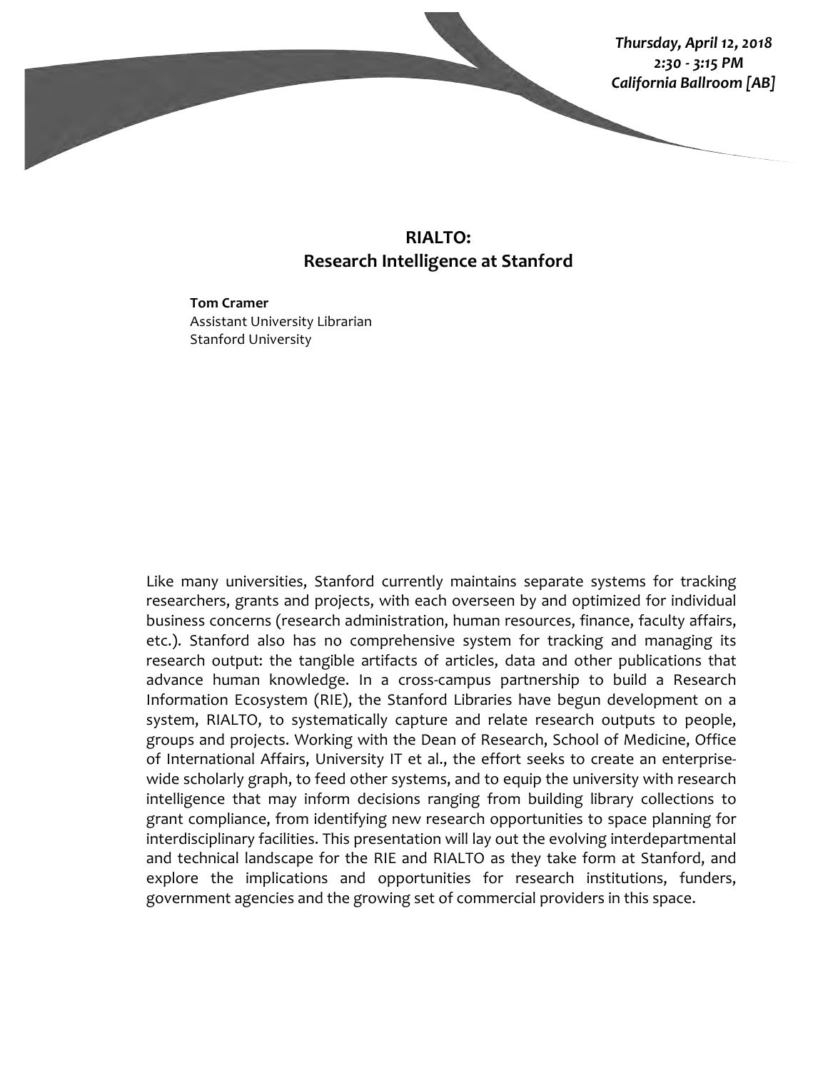*Thursday, April 12, 2018*
*2:30 - 3:15 PM*
*California Ballroom [AB]*

# RIALTO:
# Research Intelligence at Stanford

**Tom Cramer**
Assistant University Librarian
Stanford University

Like many universities, Stanford currently maintains separate systems for tracking researchers, grants and projects, with each overseen by and optimized for individual business concerns (research administration, human resources, finance, faculty affairs, etc.). Stanford also has no comprehensive system for tracking and managing its research output: the tangible artifacts of articles, data and other publications that advance human knowledge. In a cross-campus partnership to build a Research Information Ecosystem (RIE), the Stanford Libraries have begun development on a system, RIALTO, to systematically capture and relate research outputs to people, groups and projects. Working with the Dean of Research, School of Medicine, Office of International Affairs, University IT et al., the effort seeks to create an enterprise-wide scholarly graph, to feed other systems, and to equip the university with research intelligence that may inform decisions ranging from building library collections to grant compliance, from identifying new research opportunities to space planning for interdisciplinary facilities. This presentation will lay out the evolving interdepartmental and technical landscape for the RIE and RIALTO as they take form at Stanford, and explore the implications and opportunities for research institutions, funders, government agencies and the growing set of commercial providers in this space.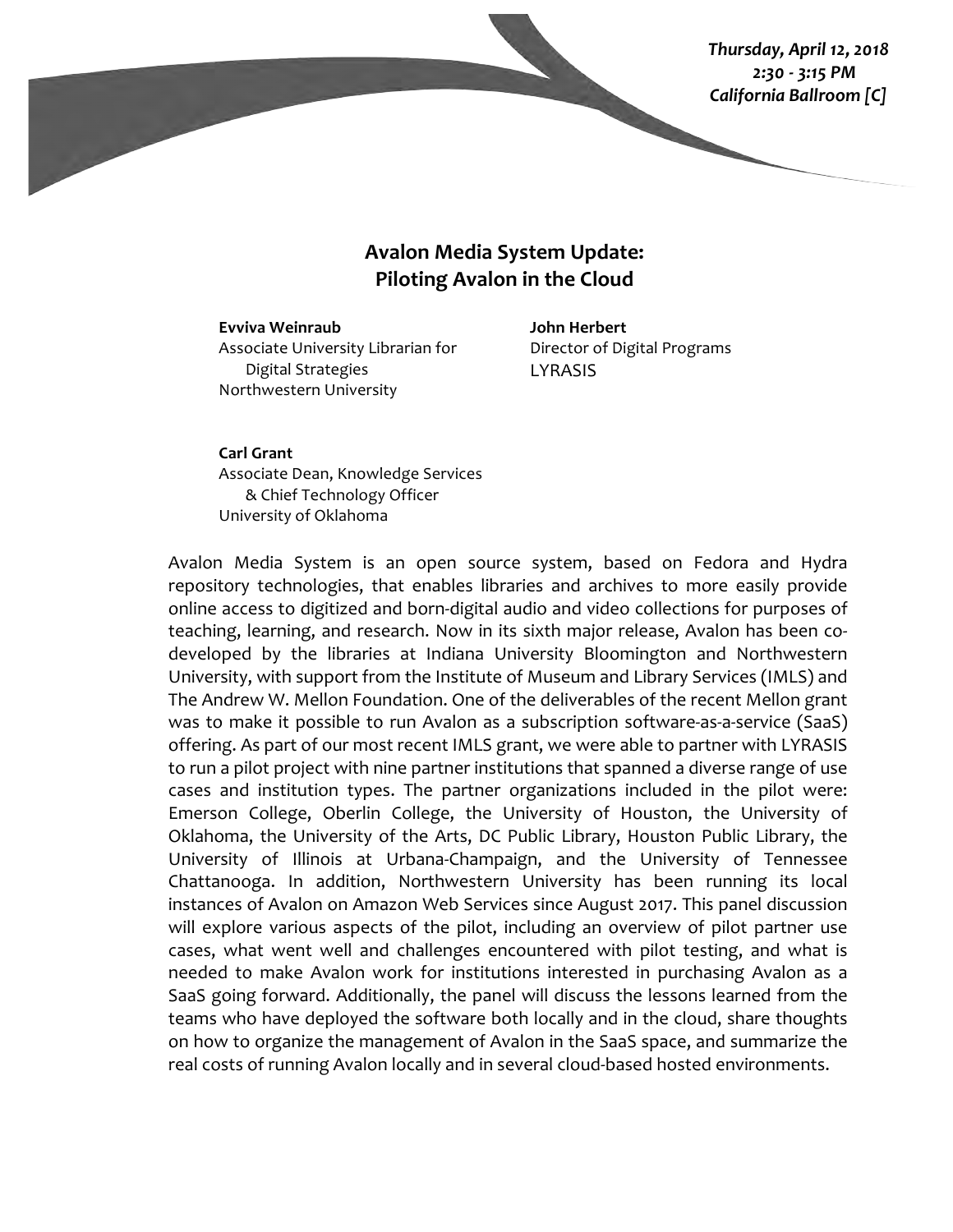*Thursday, April 12, 2018*
*2:30 - 3:15 PM*
*California Ballroom [C]*

## Avalon Media System Update: Piloting Avalon in the Cloud

**Evviva Weinraub**
Associate University Librarian for Digital Strategies
Northwestern University

**John Herbert**
Director of Digital Programs
LYRASIS

**Carl Grant**
Associate Dean, Knowledge Services & Chief Technology Officer
University of Oklahoma

Avalon Media System is an open source system, based on Fedora and Hydra repository technologies, that enables libraries and archives to more easily provide online access to digitized and born-digital audio and video collections for purposes of teaching, learning, and research. Now in its sixth major release, Avalon has been co-developed by the libraries at Indiana University Bloomington and Northwestern University, with support from the Institute of Museum and Library Services (IMLS) and The Andrew W. Mellon Foundation. One of the deliverables of the recent Mellon grant was to make it possible to run Avalon as a subscription software-as-a-service (SaaS) offering. As part of our most recent IMLS grant, we were able to partner with LYRASIS to run a pilot project with nine partner institutions that spanned a diverse range of use cases and institution types. The partner organizations included in the pilot were: Emerson College, Oberlin College, the University of Houston, the University of Oklahoma, the University of the Arts, DC Public Library, Houston Public Library, the University of Illinois at Urbana-Champaign, and the University of Tennessee Chattanooga. In addition, Northwestern University has been running its local instances of Avalon on Amazon Web Services since August 2017. This panel discussion will explore various aspects of the pilot, including an overview of pilot partner use cases, what went well and challenges encountered with pilot testing, and what is needed to make Avalon work for institutions interested in purchasing Avalon as a SaaS going forward. Additionally, the panel will discuss the lessons learned from the teams who have deployed the software both locally and in the cloud, share thoughts on how to organize the management of Avalon in the SaaS space, and summarize the real costs of running Avalon locally and in several cloud-based hosted environments.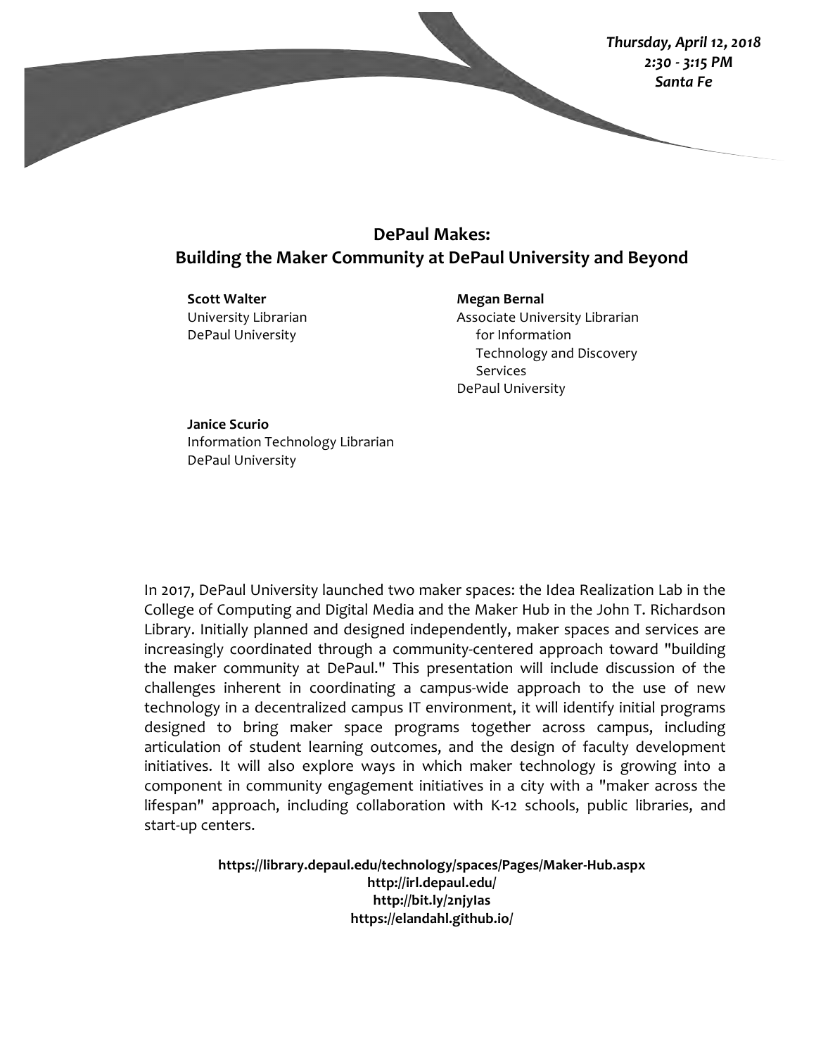*Thursday, April 12, 2018*
*2:30 - 3:15 PM*
*Santa Fe*

## DePaul Makes: Building the Maker Community at DePaul University and Beyond

**Scott Walter**
University Librarian
DePaul University

**Megan Bernal**
Associate University Librarian for Information Technology and Discovery Services
DePaul University

**Janice Scurio**
Information Technology Librarian
DePaul University

In 2017, DePaul University launched two maker spaces: the Idea Realization Lab in the College of Computing and Digital Media and the Maker Hub in the John T. Richardson Library. Initially planned and designed independently, maker spaces and services are increasingly coordinated through a community-centered approach toward "building the maker community at DePaul." This presentation will include discussion of the challenges inherent in coordinating a campus-wide approach to the use of new technology in a decentralized campus IT environment, it will identify initial programs designed to bring maker space programs together across campus, including articulation of student learning outcomes, and the design of faculty development initiatives. It will also explore ways in which maker technology is growing into a component in community engagement initiatives in a city with a "maker across the lifespan" approach, including collaboration with K-12 schools, public libraries, and start-up centers.

**https://library.depaul.edu/technology/spaces/Pages/Maker-Hub.aspx**
**http://irl.depaul.edu/**
**http://bit.ly/2njyIas**
**https://elandahl.github.io/**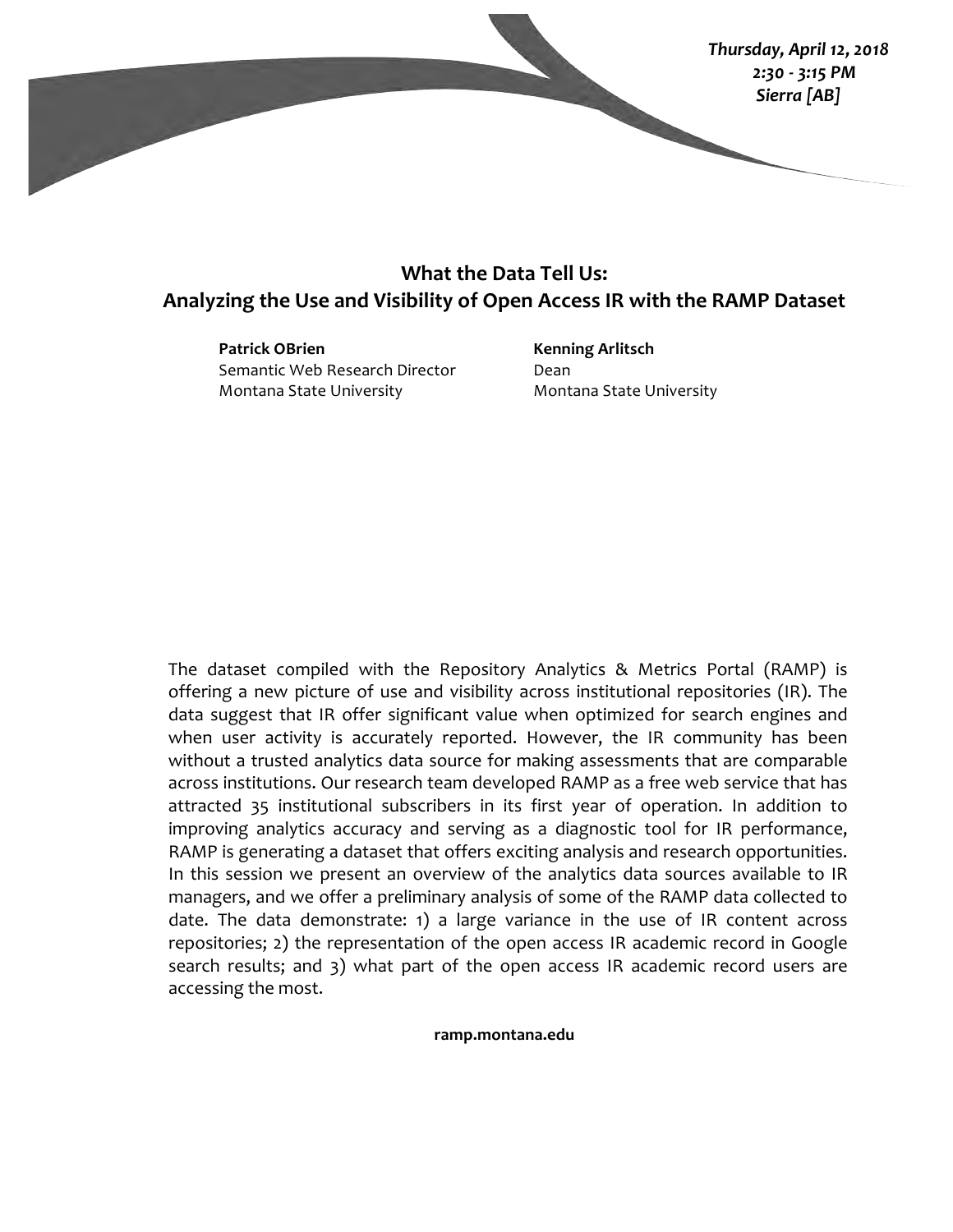*Thursday, April 12, 2018*
*2:30 - 3:15 PM*
*Sierra [AB]*

## What the Data Tell Us: Analyzing the Use and Visibility of Open Access IR with the RAMP Dataset

**Patrick OBrien**
Semantic Web Research Director
Montana State University

**Kenning Arlitsch**
Dean
Montana State University

The dataset compiled with the Repository Analytics & Metrics Portal (RAMP) is offering a new picture of use and visibility across institutional repositories (IR). The data suggest that IR offer significant value when optimized for search engines and when user activity is accurately reported. However, the IR community has been without a trusted analytics data source for making assessments that are comparable across institutions. Our research team developed RAMP as a free web service that has attracted 35 institutional subscribers in its first year of operation. In addition to improving analytics accuracy and serving as a diagnostic tool for IR performance, RAMP is generating a dataset that offers exciting analysis and research opportunities. In this session we present an overview of the analytics data sources available to IR managers, and we offer a preliminary analysis of some of the RAMP data collected to date. The data demonstrate: 1) a large variance in the use of IR content across repositories; 2) the representation of the open access IR academic record in Google search results; and 3) what part of the open access IR academic record users are accessing the most.

**ramp.montana.edu**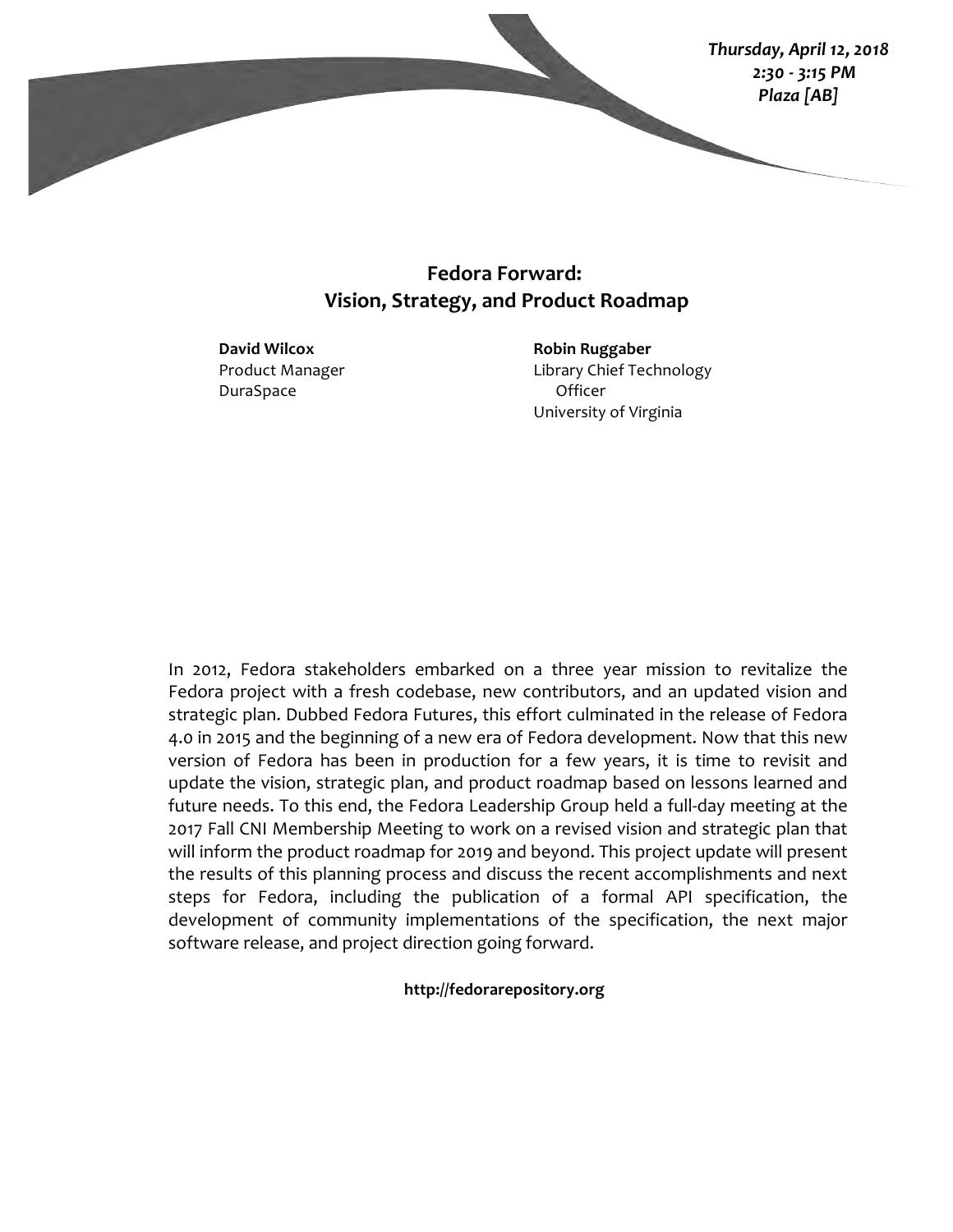*Thursday, April 12, 2018*
*2:30 - 3:15 PM*
*Plaza [AB]*

# Fedora Forward: Vision, Strategy, and Product Roadmap

**David Wilcox**
Product Manager
DuraSpace

**Robin Ruggaber**
Library Chief Technology Officer
University of Virginia

In 2012, Fedora stakeholders embarked on a three year mission to revitalize the Fedora project with a fresh codebase, new contributors, and an updated vision and strategic plan. Dubbed Fedora Futures, this effort culminated in the release of Fedora 4.0 in 2015 and the beginning of a new era of Fedora development. Now that this new version of Fedora has been in production for a few years, it is time to revisit and update the vision, strategic plan, and product roadmap based on lessons learned and future needs. To this end, the Fedora Leadership Group held a full-day meeting at the 2017 Fall CNI Membership Meeting to work on a revised vision and strategic plan that will inform the product roadmap for 2019 and beyond. This project update will present the results of this planning process and discuss the recent accomplishments and next steps for Fedora, including the publication of a formal API specification, the development of community implementations of the specification, the next major software release, and project direction going forward.

**http://fedorarepository.org**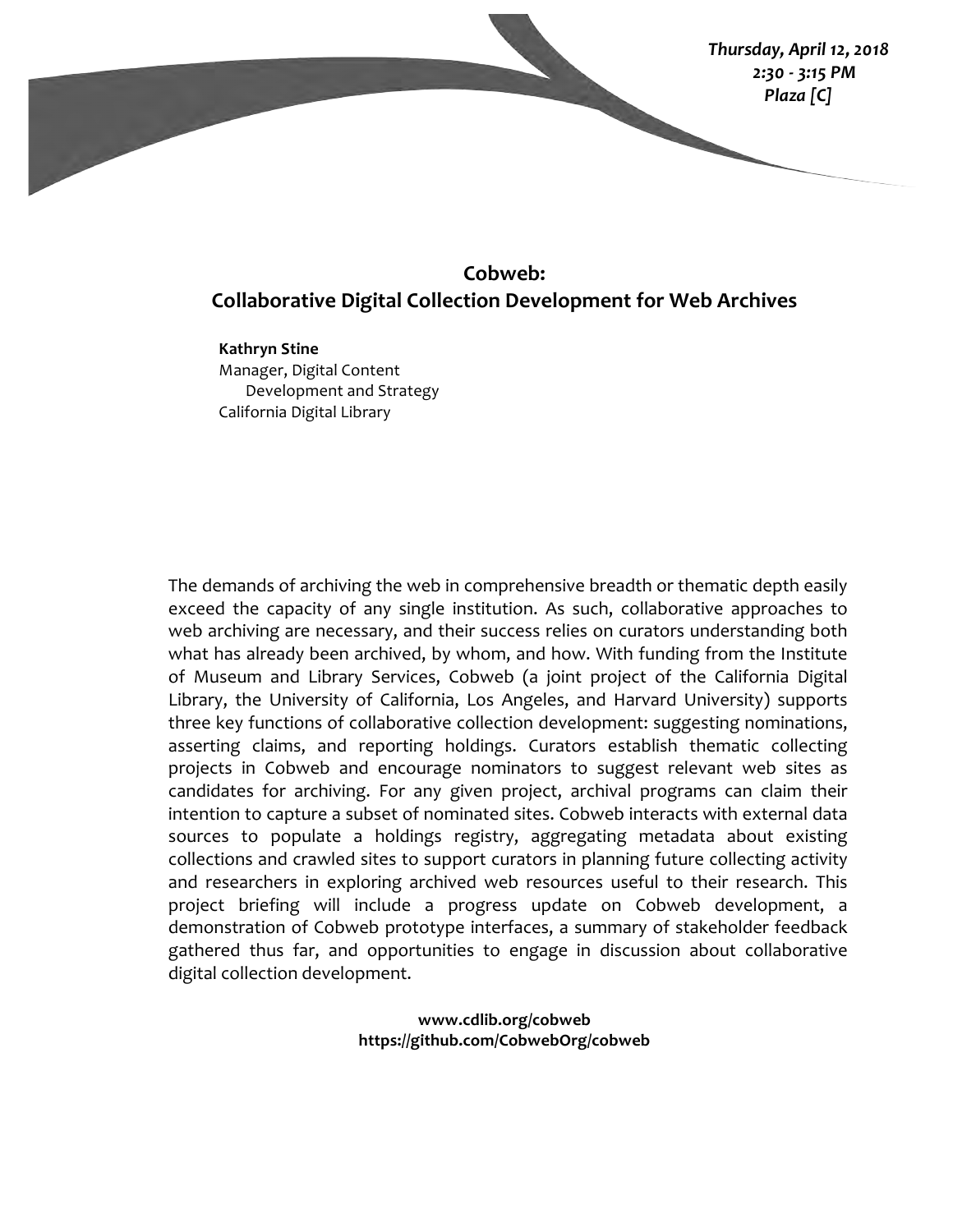*Thursday, April 12, 2018*
*2:30 - 3:15 PM*
*Plaza [C]*

## Cobweb: Collaborative Digital Collection Development for Web Archives

**Kathryn Stine**
Manager, Digital Content Development and Strategy
California Digital Library

The demands of archiving the web in comprehensive breadth or thematic depth easily exceed the capacity of any single institution. As such, collaborative approaches to web archiving are necessary, and their success relies on curators understanding both what has already been archived, by whom, and how. With funding from the Institute of Museum and Library Services, Cobweb (a joint project of the California Digital Library, the University of California, Los Angeles, and Harvard University) supports three key functions of collaborative collection development: suggesting nominations, asserting claims, and reporting holdings. Curators establish thematic collecting projects in Cobweb and encourage nominators to suggest relevant web sites as candidates for archiving. For any given project, archival programs can claim their intention to capture a subset of nominated sites. Cobweb interacts with external data sources to populate a holdings registry, aggregating metadata about existing collections and crawled sites to support curators in planning future collecting activity and researchers in exploring archived web resources useful to their research. This project briefing will include a progress update on Cobweb development, a demonstration of Cobweb prototype interfaces, a summary of stakeholder feedback gathered thus far, and opportunities to engage in discussion about collaborative digital collection development.

**www.cdlib.org/cobweb**
**https://github.com/CobwebOrg/cobweb**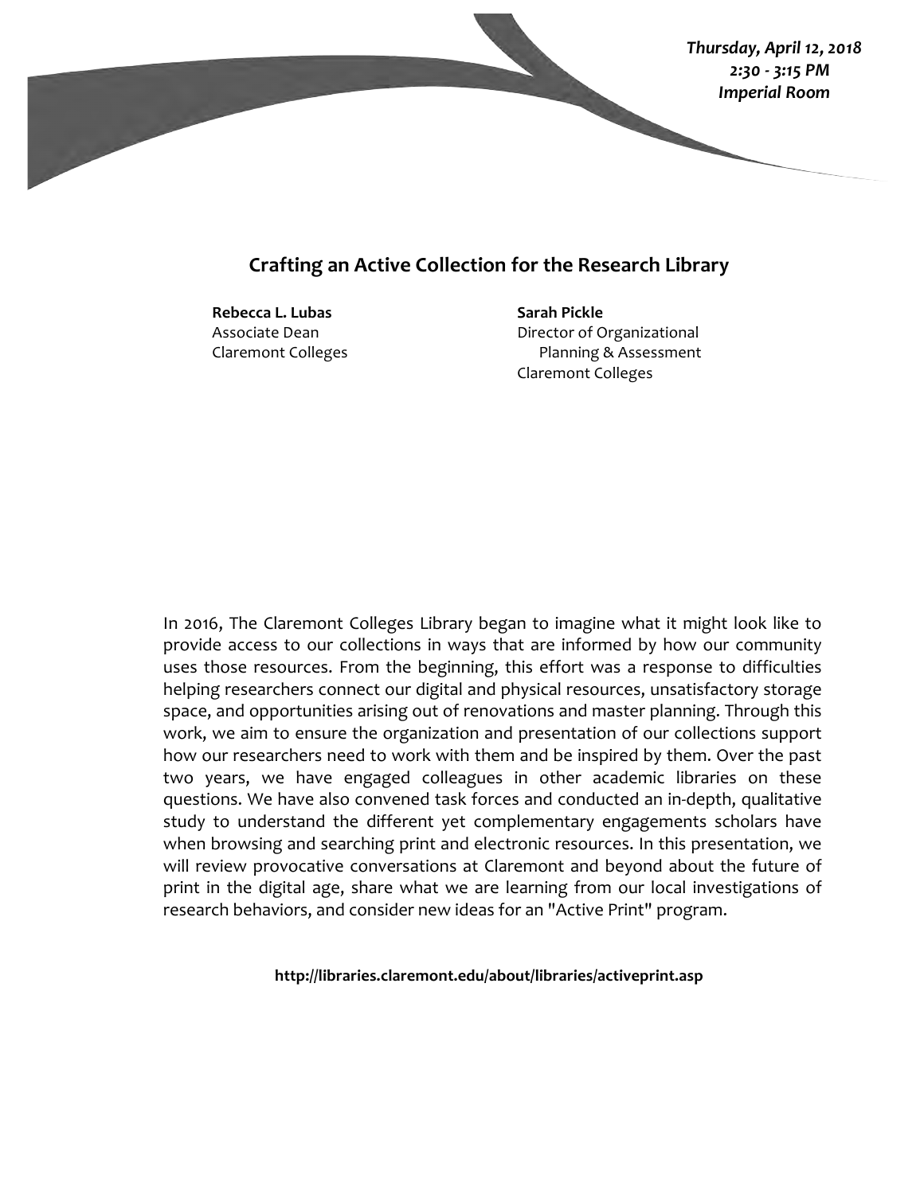*Thursday, April 12, 2018*
*2:30 - 3:15 PM*
*Imperial Room*

## Crafting an Active Collection for the Research Library

**Rebecca L. Lubas**
Associate Dean
Claremont Colleges

**Sarah Pickle**
Director of Organizational Planning & Assessment
Claremont Colleges

In 2016, The Claremont Colleges Library began to imagine what it might look like to provide access to our collections in ways that are informed by how our community uses those resources. From the beginning, this effort was a response to difficulties helping researchers connect our digital and physical resources, unsatisfactory storage space, and opportunities arising out of renovations and master planning. Through this work, we aim to ensure the organization and presentation of our collections support how our researchers need to work with them and be inspired by them. Over the past two years, we have engaged colleagues in other academic libraries on these questions. We have also convened task forces and conducted an in-depth, qualitative study to understand the different yet complementary engagements scholars have when browsing and searching print and electronic resources. In this presentation, we will review provocative conversations at Claremont and beyond about the future of print in the digital age, share what we are learning from our local investigations of research behaviors, and consider new ideas for an "Active Print" program.

**http://libraries.claremont.edu/about/libraries/activeprint.asp**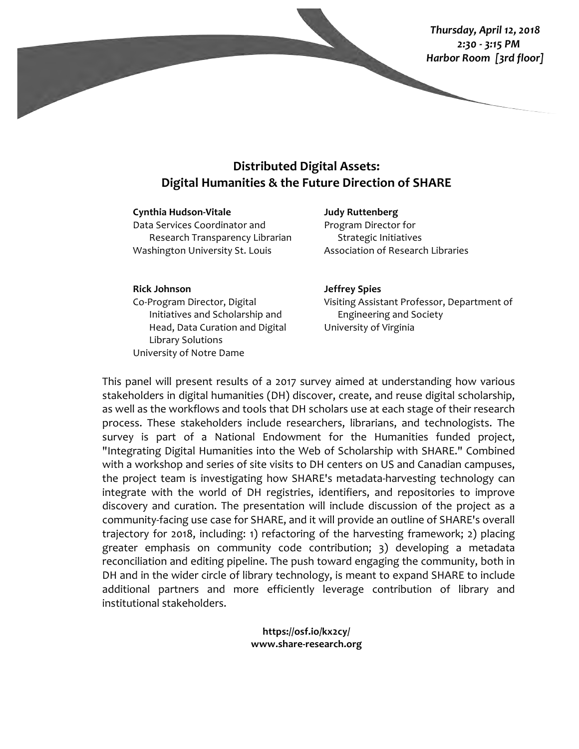*Thursday, April 12, 2018*
*2:30 - 3:15 PM*
*Harbor Room [3rd floor]*

## Distributed Digital Assets: Digital Humanities & the Future Direction of SHARE

**Cynthia Hudson-Vitale**
Data Services Coordinator and Research Transparency Librarian
Washington University St. Louis

**Judy Ruttenberg**
Program Director for Strategic Initiatives
Association of Research Libraries

**Rick Johnson**
Co-Program Director, Digital Initiatives and Scholarship and Head, Data Curation and Digital Library Solutions
University of Notre Dame

**Jeffrey Spies**
Visiting Assistant Professor, Department of Engineering and Society
University of Virginia

This panel will present results of a 2017 survey aimed at understanding how various stakeholders in digital humanities (DH) discover, create, and reuse digital scholarship, as well as the workflows and tools that DH scholars use at each stage of their research process. These stakeholders include researchers, librarians, and technologists. The survey is part of a National Endowment for the Humanities funded project, "Integrating Digital Humanities into the Web of Scholarship with SHARE." Combined with a workshop and series of site visits to DH centers on US and Canadian campuses, the project team is investigating how SHARE's metadata-harvesting technology can integrate with the world of DH registries, identifiers, and repositories to improve discovery and curation. The presentation will include discussion of the project as a community-facing use case for SHARE, and it will provide an outline of SHARE's overall trajectory for 2018, including: 1) refactoring of the harvesting framework; 2) placing greater emphasis on community code contribution; 3) developing a metadata reconciliation and editing pipeline. The push toward engaging the community, both in DH and in the wider circle of library technology, is meant to expand SHARE to include additional partners and more efficiently leverage contribution of library and institutional stakeholders.

**https://osf.io/kx2cy/**
**www.share-research.org**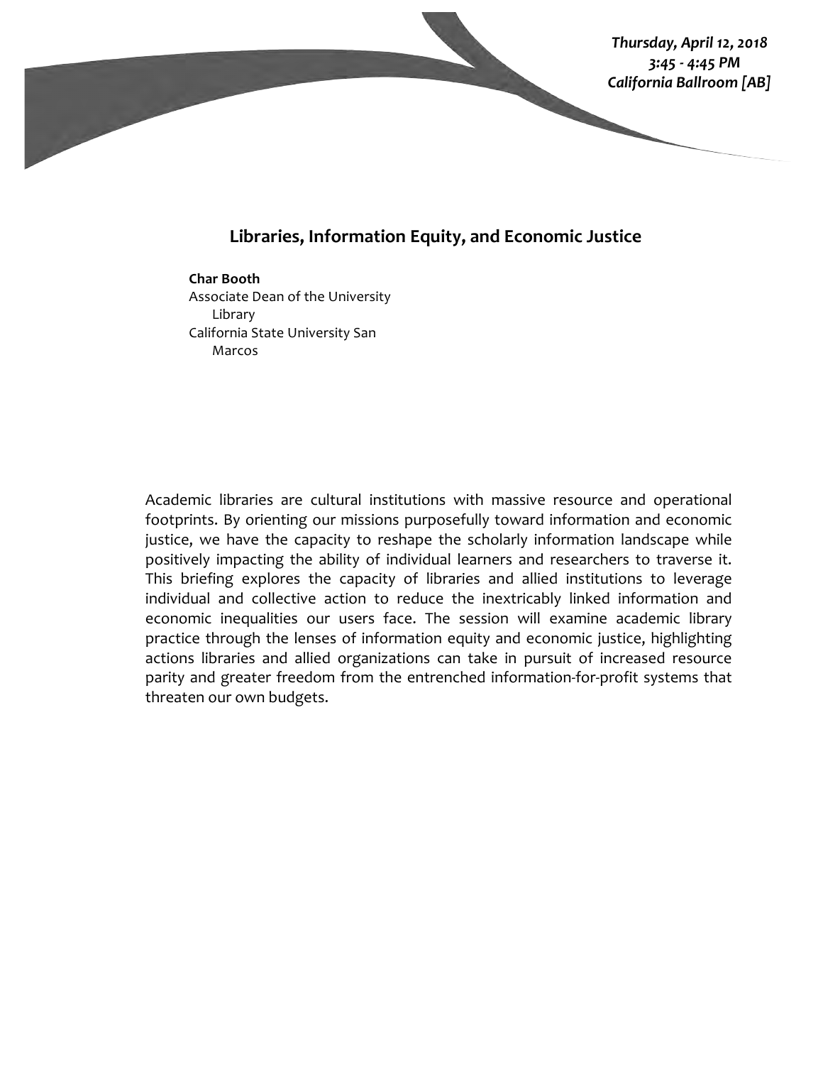*Thursday, April 12, 2018*
*3:45 - 4:45 PM*
*California Ballroom [AB]*

## Libraries, Information Equity, and Economic Justice

**Char Booth**
Associate Dean of the University Library
California State University San Marcos

Academic libraries are cultural institutions with massive resource and operational footprints. By orienting our missions purposefully toward information and economic justice, we have the capacity to reshape the scholarly information landscape while positively impacting the ability of individual learners and researchers to traverse it. This briefing explores the capacity of libraries and allied institutions to leverage individual and collective action to reduce the inextricably linked information and economic inequalities our users face. The session will examine academic library practice through the lenses of information equity and economic justice, highlighting actions libraries and allied organizations can take in pursuit of increased resource parity and greater freedom from the entrenched information-for-profit systems that threaten our own budgets.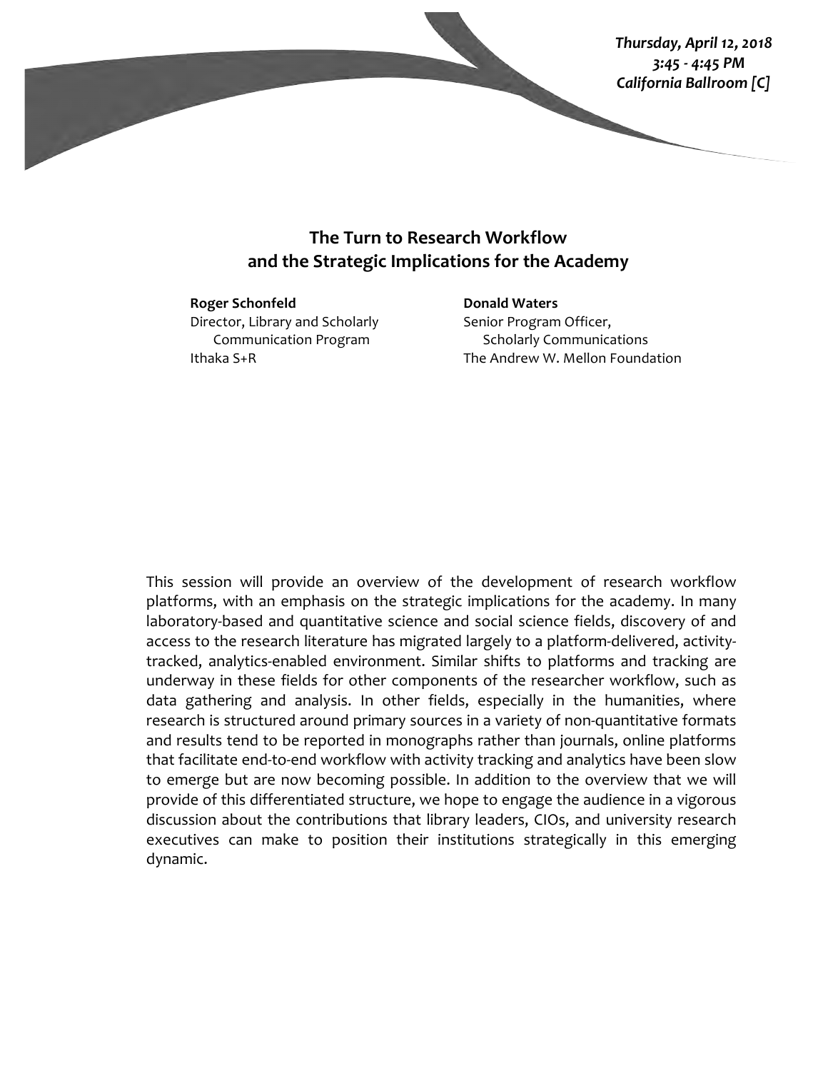*Thursday, April 12, 2018*
*3:45 - 4:45 PM*
*California Ballroom [C]*

## The Turn to Research Workflow and the Strategic Implications for the Academy

**Roger Schonfeld**
Director, Library and Scholarly Communication Program
Ithaka S+R

**Donald Waters**
Senior Program Officer, Scholarly Communications
The Andrew W. Mellon Foundation

This session will provide an overview of the development of research workflow platforms, with an emphasis on the strategic implications for the academy. In many laboratory-based and quantitative science and social science fields, discovery of and access to the research literature has migrated largely to a platform-delivered, activity-tracked, analytics-enabled environment. Similar shifts to platforms and tracking are underway in these fields for other components of the researcher workflow, such as data gathering and analysis. In other fields, especially in the humanities, where research is structured around primary sources in a variety of non-quantitative formats and results tend to be reported in monographs rather than journals, online platforms that facilitate end-to-end workflow with activity tracking and analytics have been slow to emerge but are now becoming possible. In addition to the overview that we will provide of this differentiated structure, we hope to engage the audience in a vigorous discussion about the contributions that library leaders, CIOs, and university research executives can make to position their institutions strategically in this emerging dynamic.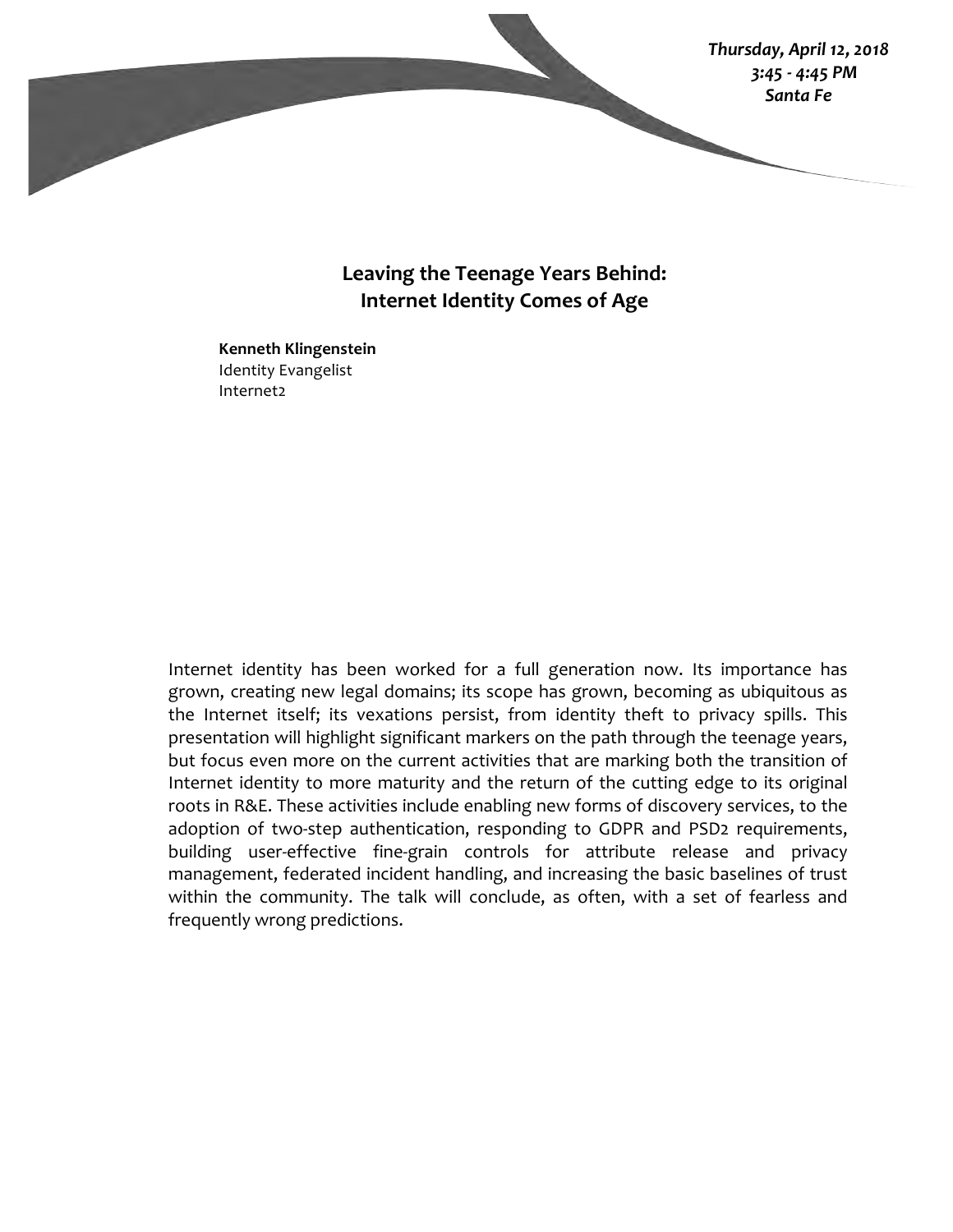*Thursday, April 12, 2018*
*3:45 - 4:45 PM*
*Santa Fe*

## Leaving the Teenage Years Behind: Internet Identity Comes of Age

**Kenneth Klingenstein**
Identity Evangelist
Internet2

Internet identity has been worked for a full generation now. Its importance has grown, creating new legal domains; its scope has grown, becoming as ubiquitous as the Internet itself; its vexations persist, from identity theft to privacy spills. This presentation will highlight significant markers on the path through the teenage years, but focus even more on the current activities that are marking both the transition of Internet identity to more maturity and the return of the cutting edge to its original roots in R&E. These activities include enabling new forms of discovery services, to the adoption of two-step authentication, responding to GDPR and PSD2 requirements, building user-effective fine-grain controls for attribute release and privacy management, federated incident handling, and increasing the basic baselines of trust within the community. The talk will conclude, as often, with a set of fearless and frequently wrong predictions.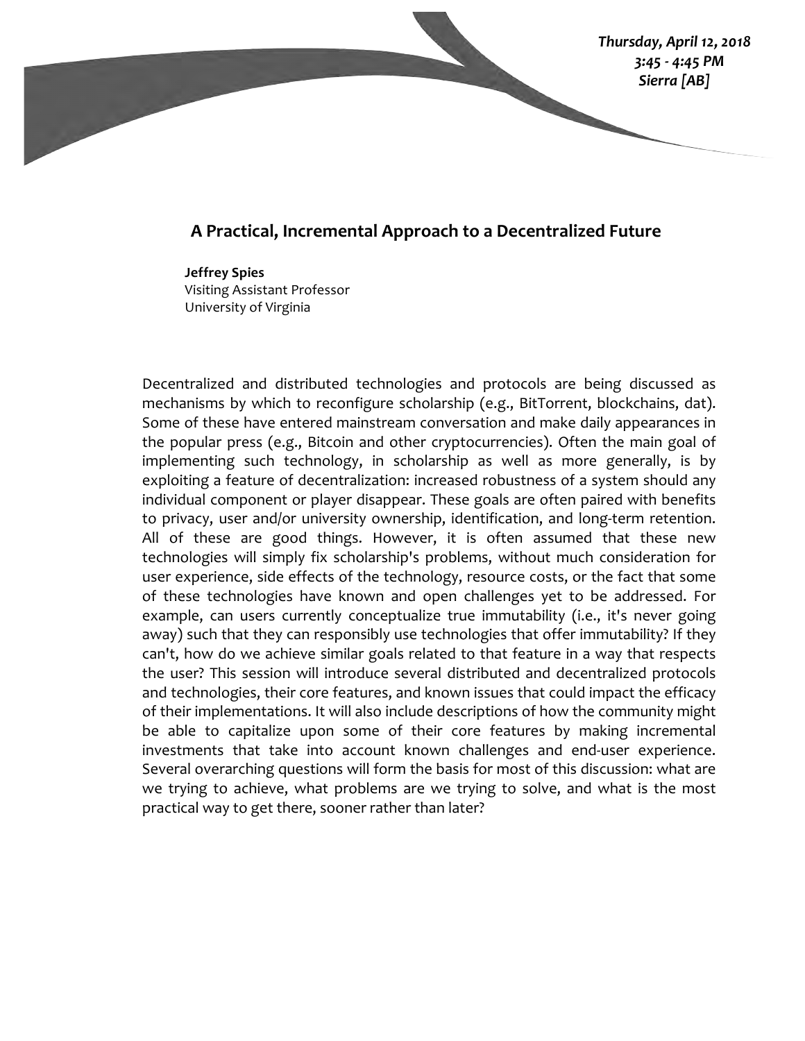*Thursday, April 12, 2018*
*3:45 - 4:45 PM*
*Sierra [AB]*

## A Practical, Incremental Approach to a Decentralized Future

**Jeffrey Spies**
Visiting Assistant Professor
University of Virginia

Decentralized and distributed technologies and protocols are being discussed as mechanisms by which to reconfigure scholarship (e.g., BitTorrent, blockchains, dat). Some of these have entered mainstream conversation and make daily appearances in the popular press (e.g., Bitcoin and other cryptocurrencies). Often the main goal of implementing such technology, in scholarship as well as more generally, is by exploiting a feature of decentralization: increased robustness of a system should any individual component or player disappear. These goals are often paired with benefits to privacy, user and/or university ownership, identification, and long-term retention. All of these are good things. However, it is often assumed that these new technologies will simply fix scholarship's problems, without much consideration for user experience, side effects of the technology, resource costs, or the fact that some of these technologies have known and open challenges yet to be addressed. For example, can users currently conceptualize true immutability (i.e., it's never going away) such that they can responsibly use technologies that offer immutability? If they can't, how do we achieve similar goals related to that feature in a way that respects the user? This session will introduce several distributed and decentralized protocols and technologies, their core features, and known issues that could impact the efficacy of their implementations. It will also include descriptions of how the community might be able to capitalize upon some of their core features by making incremental investments that take into account known challenges and end-user experience. Several overarching questions will form the basis for most of this discussion: what are we trying to achieve, what problems are we trying to solve, and what is the most practical way to get there, sooner rather than later?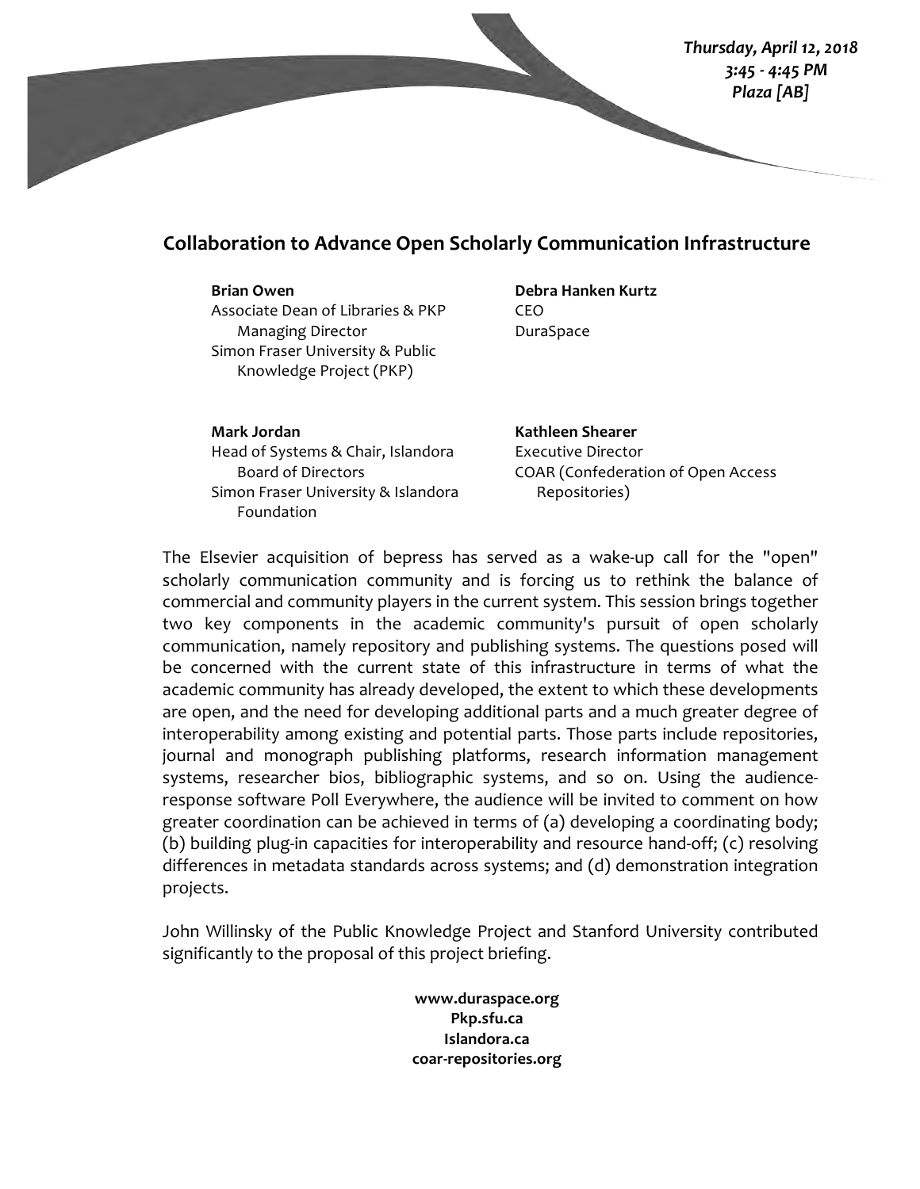*Thursday, April 12, 2018*
*3:45 - 4:45 PM*
*Plaza [AB]*

## Collaboration to Advance Open Scholarly Communication Infrastructure

**Brian Owen**
Associate Dean of Libraries & PKP Managing Director
Simon Fraser University & Public Knowledge Project (PKP)

**Debra Hanken Kurtz**
CEO
DuraSpace

**Mark Jordan**
Head of Systems & Chair, Islandora Board of Directors
Simon Fraser University & Islandora Foundation

**Kathleen Shearer**
Executive Director
COAR (Confederation of Open Access Repositories)

The Elsevier acquisition of bepress has served as a wake-up call for the "open" scholarly communication community and is forcing us to rethink the balance of commercial and community players in the current system. This session brings together two key components in the academic community's pursuit of open scholarly communication, namely repository and publishing systems. The questions posed will be concerned with the current state of this infrastructure in terms of what the academic community has already developed, the extent to which these developments are open, and the need for developing additional parts and a much greater degree of interoperability among existing and potential parts. Those parts include repositories, journal and monograph publishing platforms, research information management systems, researcher bios, bibliographic systems, and so on. Using the audience-response software Poll Everywhere, the audience will be invited to comment on how greater coordination can be achieved in terms of (a) developing a coordinating body; (b) building plug-in capacities for interoperability and resource hand-off; (c) resolving differences in metadata standards across systems; and (d) demonstration integration projects.

John Willinsky of the Public Knowledge Project and Stanford University contributed significantly to the proposal of this project briefing.

**www.duraspace.org**
**Pkp.sfu.ca**
**Islandora.ca**
**coar-repositories.org**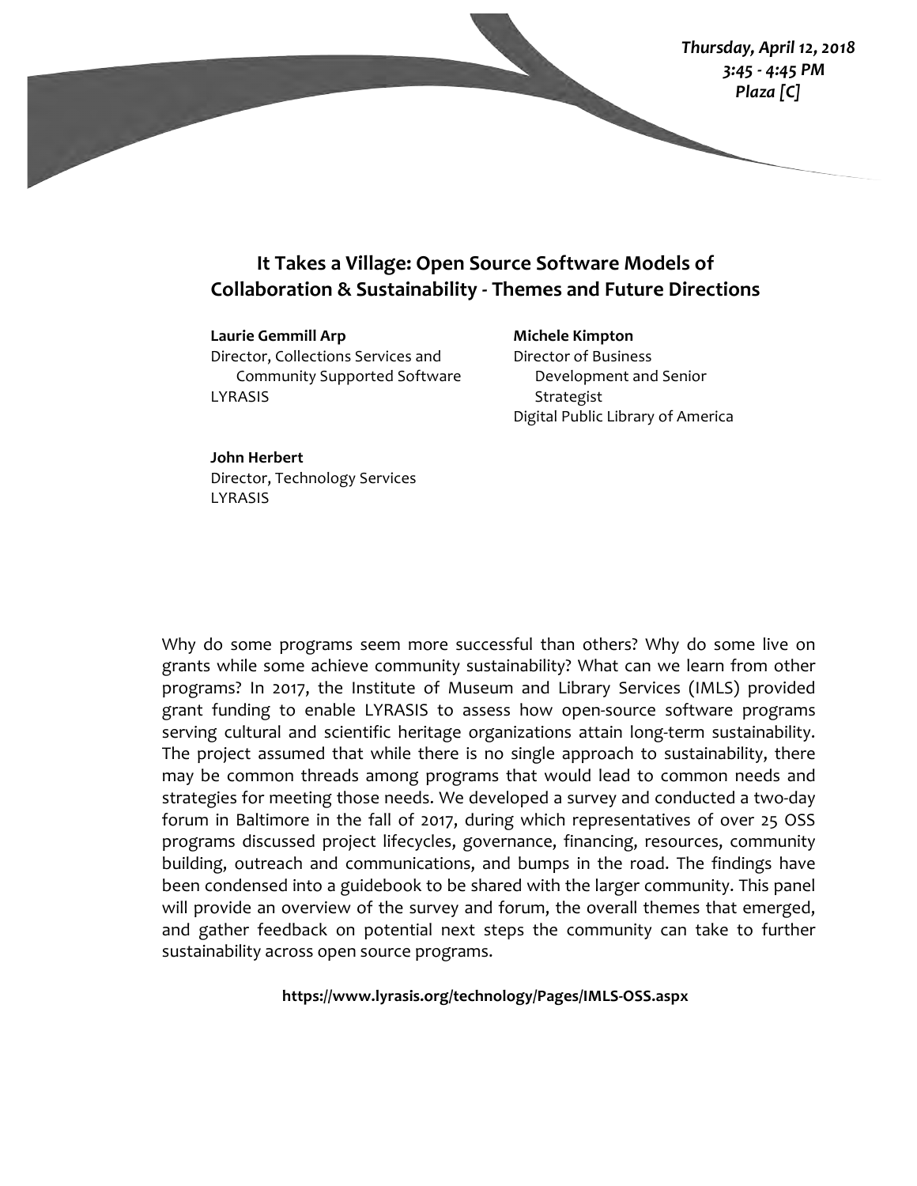*Thursday, April 12, 2018*
*3:45 - 4:45 PM*
*Plaza [C]*

## It Takes a Village: Open Source Software Models of Collaboration & Sustainability - Themes and Future Directions

**Laurie Gemmill Arp**
Director, Collections Services and Community Supported Software
LYRASIS

**Michele Kimpton**
Director of Business Development and Senior Strategist
Digital Public Library of America

**John Herbert**
Director, Technology Services
LYRASIS

Why do some programs seem more successful than others? Why do some live on grants while some achieve community sustainability? What can we learn from other programs? In 2017, the Institute of Museum and Library Services (IMLS) provided grant funding to enable LYRASIS to assess how open-source software programs serving cultural and scientific heritage organizations attain long-term sustainability. The project assumed that while there is no single approach to sustainability, there may be common threads among programs that would lead to common needs and strategies for meeting those needs. We developed a survey and conducted a two-day forum in Baltimore in the fall of 2017, during which representatives of over 25 OSS programs discussed project lifecycles, governance, financing, resources, community building, outreach and communications, and bumps in the road. The findings have been condensed into a guidebook to be shared with the larger community. This panel will provide an overview of the survey and forum, the overall themes that emerged, and gather feedback on potential next steps the community can take to further sustainability across open source programs.

**https://www.lyrasis.org/technology/Pages/IMLS-OSS.aspx**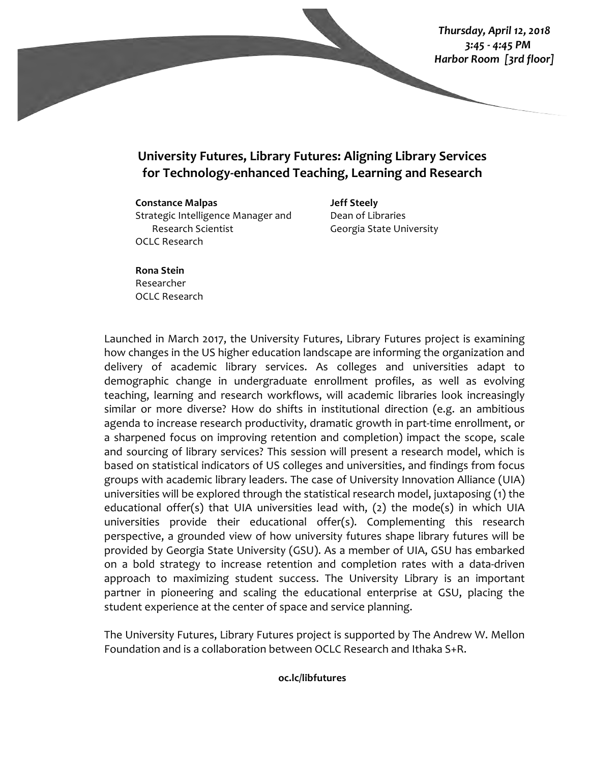***Thursday, April 12, 2018***
***3:45 - 4:45 PM***
***Harbor Room [3rd floor]***

## University Futures, Library Futures: Aligning Library Services for Technology-enhanced Teaching, Learning and Research

**Constance Malpas**
Strategic Intelligence Manager and Research Scientist
OCLC Research

**Jeff Steely**
Dean of Libraries
Georgia State University

**Rona Stein**
Researcher
OCLC Research

Launched in March 2017, the University Futures, Library Futures project is examining how changes in the US higher education landscape are informing the organization and delivery of academic library services. As colleges and universities adapt to demographic change in undergraduate enrollment profiles, as well as evolving teaching, learning and research workflows, will academic libraries look increasingly similar or more diverse? How do shifts in institutional direction (e.g. an ambitious agenda to increase research productivity, dramatic growth in part-time enrollment, or a sharpened focus on improving retention and completion) impact the scope, scale and sourcing of library services? This session will present a research model, which is based on statistical indicators of US colleges and universities, and findings from focus groups with academic library leaders. The case of University Innovation Alliance (UIA) universities will be explored through the statistical research model, juxtaposing (1) the educational offer(s) that UIA universities lead with, (2) the mode(s) in which UIA universities provide their educational offer(s). Complementing this research perspective, a grounded view of how university futures shape library futures will be provided by Georgia State University (GSU). As a member of UIA, GSU has embarked on a bold strategy to increase retention and completion rates with a data-driven approach to maximizing student success. The University Library is an important partner in pioneering and scaling the educational enterprise at GSU, placing the student experience at the center of space and service planning.

The University Futures, Library Futures project is supported by The Andrew W. Mellon Foundation and is a collaboration between OCLC Research and Ithaka S+R.

**oc.lc/libfutures**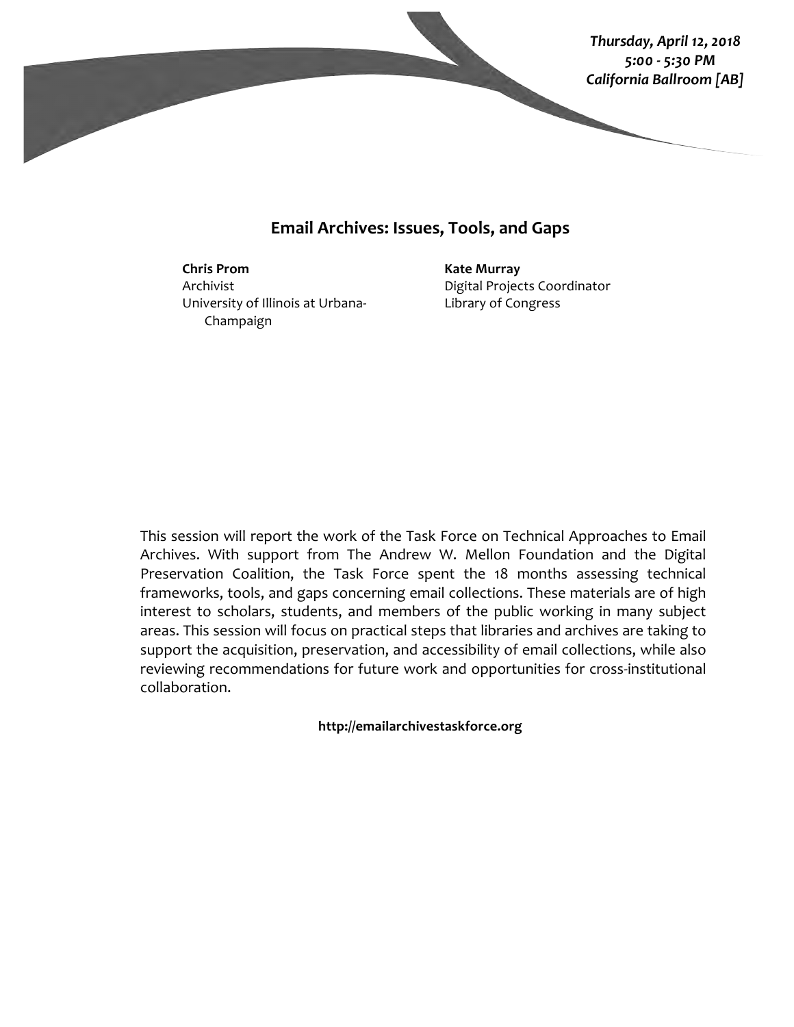***Thursday, April 12, 2018***
***5:00 - 5:30 PM***
***California Ballroom [AB]***

## Email Archives: Issues, Tools, and Gaps

**Chris Prom**
Archivist
University of Illinois at Urbana-Champaign

**Kate Murray**
Digital Projects Coordinator
Library of Congress

This session will report the work of the Task Force on Technical Approaches to Email Archives. With support from The Andrew W. Mellon Foundation and the Digital Preservation Coalition, the Task Force spent the 18 months assessing technical frameworks, tools, and gaps concerning email collections. These materials are of high interest to scholars, students, and members of the public working in many subject areas. This session will focus on practical steps that libraries and archives are taking to support the acquisition, preservation, and accessibility of email collections, while also reviewing recommendations for future work and opportunities for cross-institutional collaboration.

**http://emailarchivestaskforce.org**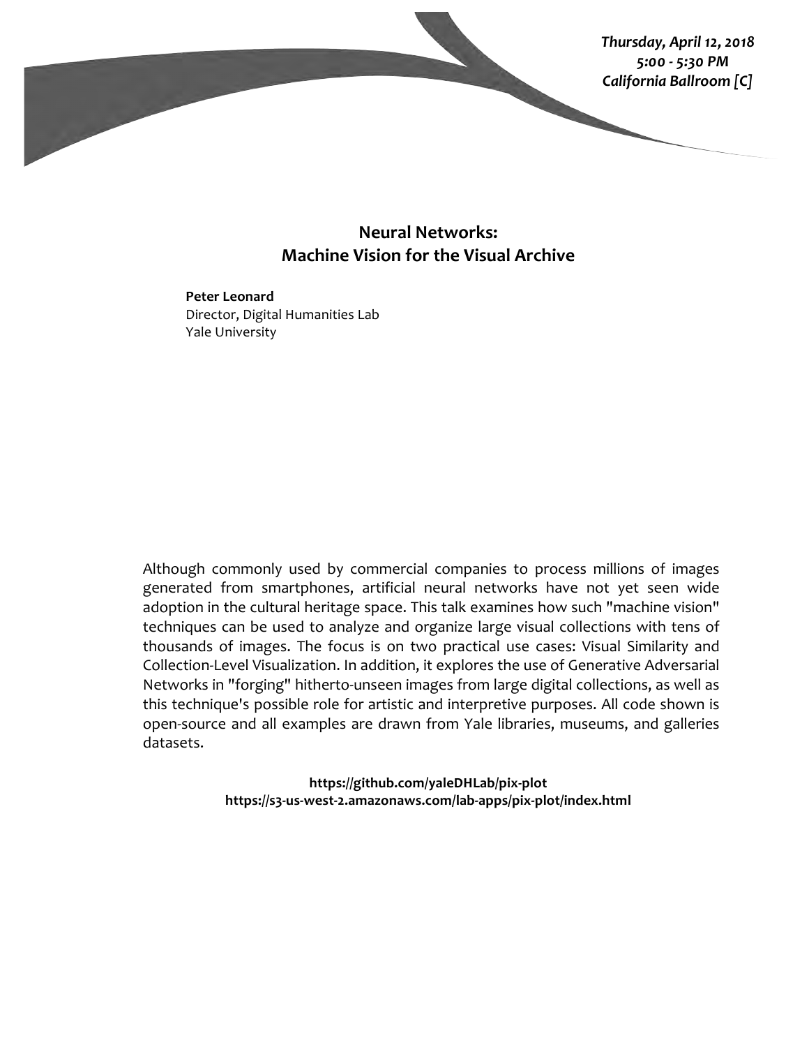*Thursday, April 12, 2018*
*5:00 - 5:30 PM*
*California Ballroom [C]*

## Neural Networks: Machine Vision for the Visual Archive

**Peter Leonard**
Director, Digital Humanities Lab
Yale University

Although commonly used by commercial companies to process millions of images generated from smartphones, artificial neural networks have not yet seen wide adoption in the cultural heritage space. This talk examines how such "machine vision" techniques can be used to analyze and organize large visual collections with tens of thousands of images. The focus is on two practical use cases: Visual Similarity and Collection-Level Visualization. In addition, it explores the use of Generative Adversarial Networks in "forging" hitherto-unseen images from large digital collections, as well as this technique's possible role for artistic and interpretive purposes. All code shown is open-source and all examples are drawn from Yale libraries, museums, and galleries datasets.

**https://github.com/yaleDHLab/pix-plot**
**https://s3-us-west-2.amazonaws.com/lab-apps/pix-plot/index.html**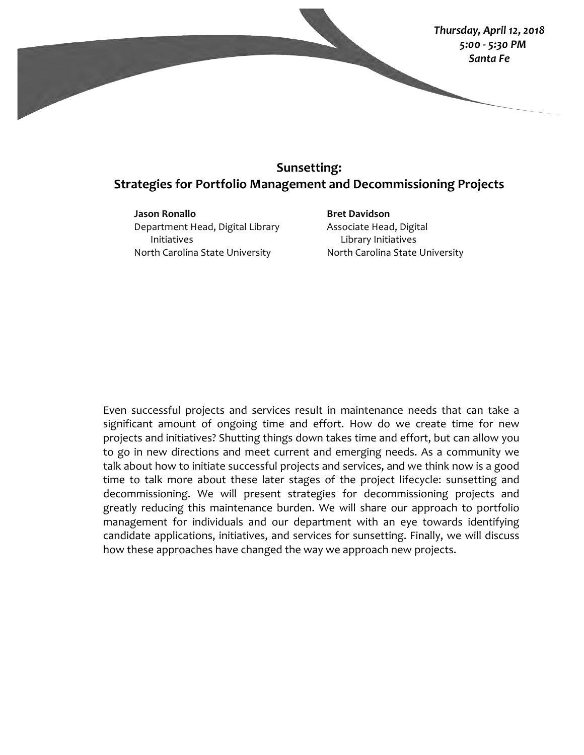*Thursday, April 12, 2018*
*5:00 - 5:30 PM*
*Santa Fe*

## Sunsetting: Strategies for Portfolio Management and Decommissioning Projects

**Jason Ronallo**
Department Head, Digital Library Initiatives
North Carolina State University

**Bret Davidson**
Associate Head, Digital Library Initiatives
North Carolina State University

Even successful projects and services result in maintenance needs that can take a significant amount of ongoing time and effort. How do we create time for new projects and initiatives? Shutting things down takes time and effort, but can allow you to go in new directions and meet current and emerging needs. As a community we talk about how to initiate successful projects and services, and we think now is a good time to talk more about these later stages of the project lifecycle: sunsetting and decommissioning. We will present strategies for decommissioning projects and greatly reducing this maintenance burden. We will share our approach to portfolio management for individuals and our department with an eye towards identifying candidate applications, initiatives, and services for sunsetting. Finally, we will discuss how these approaches have changed the way we approach new projects.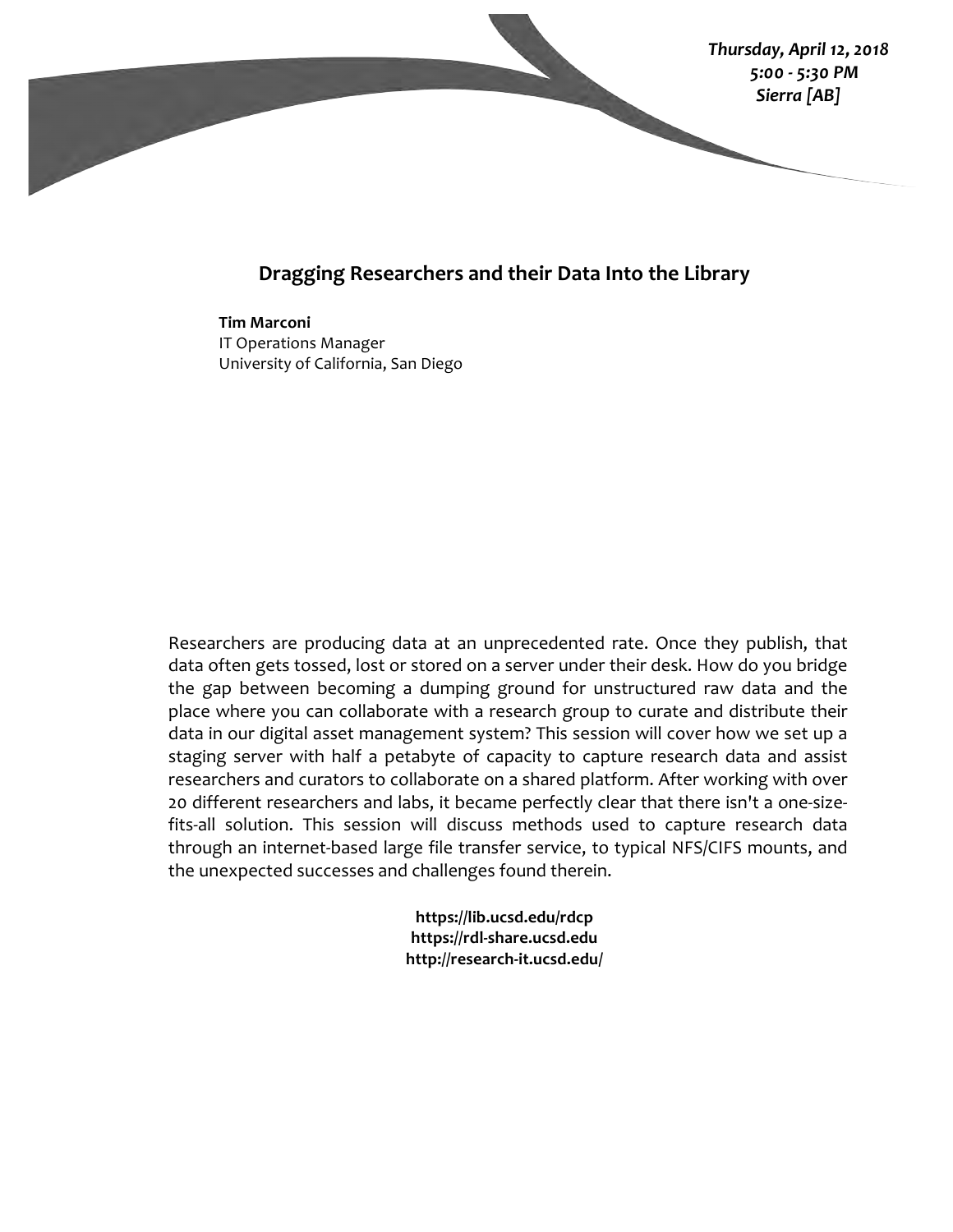*Thursday, April 12, 2018*
*5:00 - 5:30 PM*
*Sierra [AB]*

## Dragging Researchers and their Data Into the Library

**Tim Marconi**
IT Operations Manager
University of California, San Diego

Researchers are producing data at an unprecedented rate. Once they publish, that data often gets tossed, lost or stored on a server under their desk. How do you bridge the gap between becoming a dumping ground for unstructured raw data and the place where you can collaborate with a research group to curate and distribute their data in our digital asset management system? This session will cover how we set up a staging server with half a petabyte of capacity to capture research data and assist researchers and curators to collaborate on a shared platform. After working with over 20 different researchers and labs, it became perfectly clear that there isn't a one-size-fits-all solution. This session will discuss methods used to capture research data through an internet-based large file transfer service, to typical NFS/CIFS mounts, and the unexpected successes and challenges found therein.

**https://lib.ucsd.edu/rdcp**
**https://rdl-share.ucsd.edu**
**http://research-it.ucsd.edu/**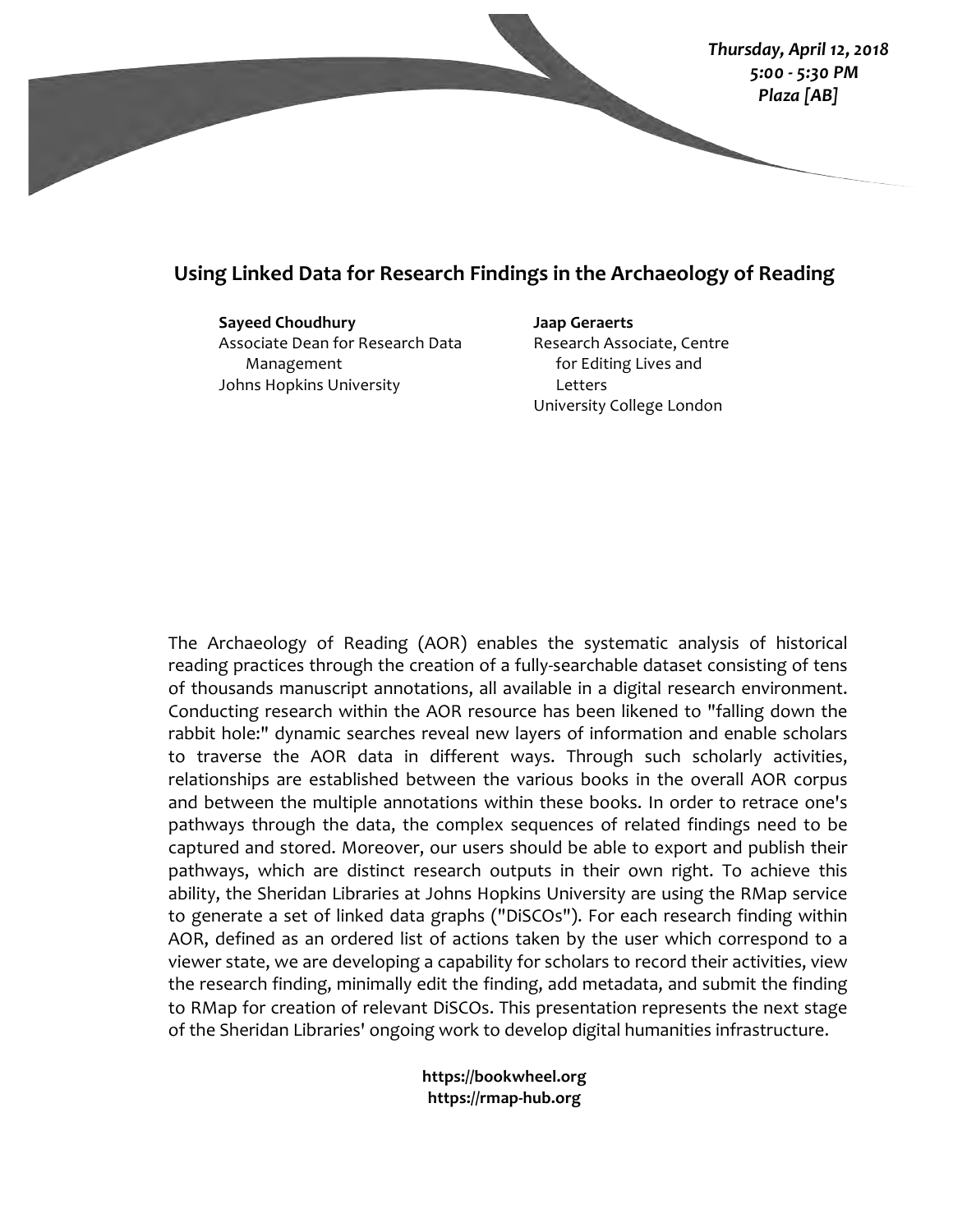*Thursday, April 12, 2018*
*5:00 - 5:30 PM*
*Plaza [AB]*

## Using Linked Data for Research Findings in the Archaeology of Reading

**Sayeed Choudhury**
Associate Dean for Research Data Management
Johns Hopkins University

**Jaap Geraerts**
Research Associate, Centre for Editing Lives and Letters
University College London

The Archaeology of Reading (AOR) enables the systematic analysis of historical reading practices through the creation of a fully-searchable dataset consisting of tens of thousands manuscript annotations, all available in a digital research environment. Conducting research within the AOR resource has been likened to "falling down the rabbit hole:" dynamic searches reveal new layers of information and enable scholars to traverse the AOR data in different ways. Through such scholarly activities, relationships are established between the various books in the overall AOR corpus and between the multiple annotations within these books. In order to retrace one's pathways through the data, the complex sequences of related findings need to be captured and stored. Moreover, our users should be able to export and publish their pathways, which are distinct research outputs in their own right. To achieve this ability, the Sheridan Libraries at Johns Hopkins University are using the RMap service to generate a set of linked data graphs ("DiSCOs"). For each research finding within AOR, defined as an ordered list of actions taken by the user which correspond to a viewer state, we are developing a capability for scholars to record their activities, view the research finding, minimally edit the finding, add metadata, and submit the finding to RMap for creation of relevant DiSCOs. This presentation represents the next stage of the Sheridan Libraries' ongoing work to develop digital humanities infrastructure.

**https://bookwheel.org**
**https://rmap-hub.org**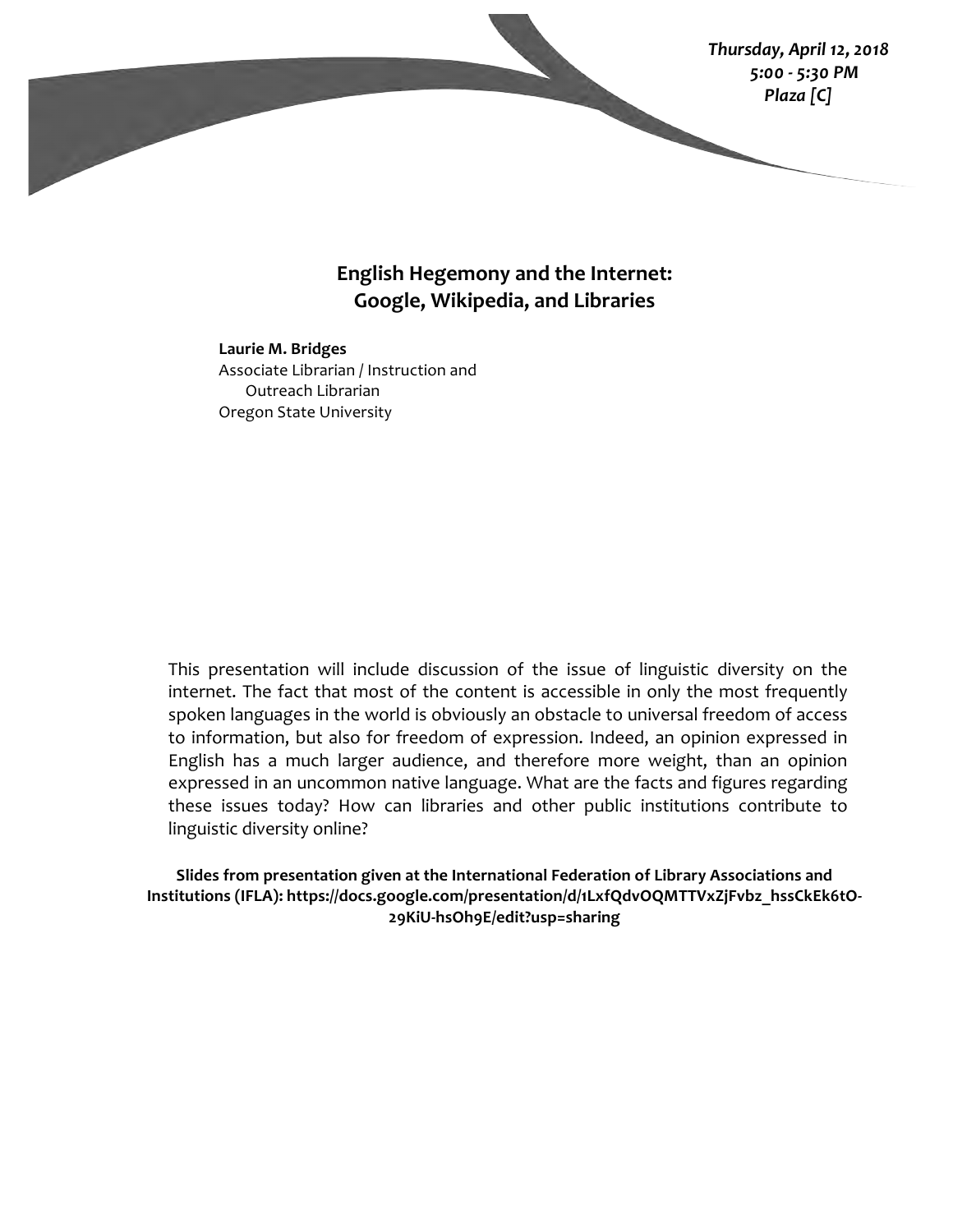*Thursday, April 12, 2018*
*5:00 - 5:30 PM*
*Plaza [C]*

## English Hegemony and the Internet: Google, Wikipedia, and Libraries

**Laurie M. Bridges**
Associate Librarian / Instruction and Outreach Librarian
Oregon State University

This presentation will include discussion of the issue of linguistic diversity on the internet. The fact that most of the content is accessible in only the most frequently spoken languages in the world is obviously an obstacle to universal freedom of access to information, but also for freedom of expression. Indeed, an opinion expressed in English has a much larger audience, and therefore more weight, than an opinion expressed in an uncommon native language. What are the facts and figures regarding these issues today? How can libraries and other public institutions contribute to linguistic diversity online?

**Slides from presentation given at the International Federation of Library Associations and Institutions (IFLA): https://docs.google.com/presentation/d/1LxfQdvOQMTTVxZjFvbz_hssCkEk6tO-29KiU-hsOh9E/edit?usp=sharing**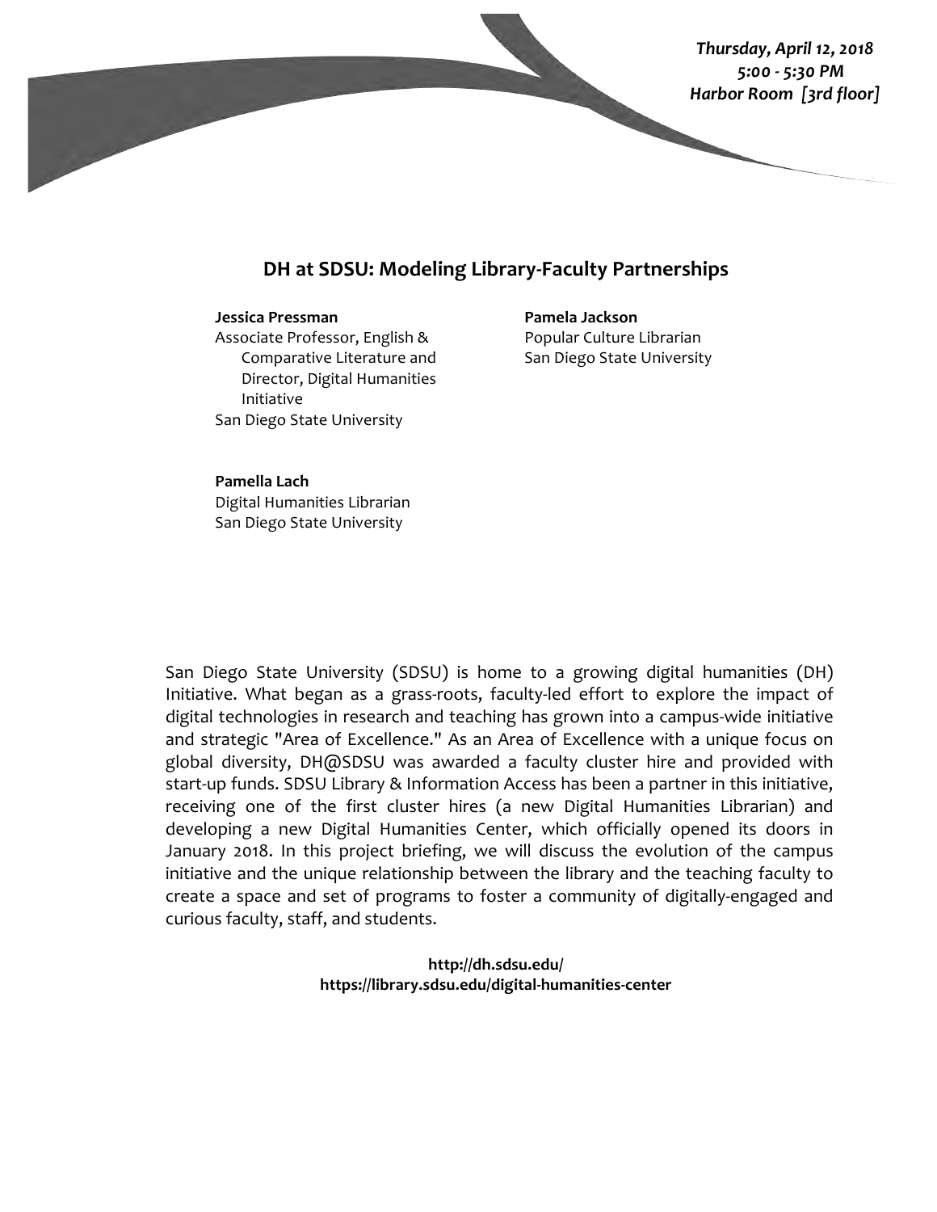*Thursday, April 12, 2018*
*5:00 - 5:30 PM*
*Harbor Room [3rd floor]*

## DH at SDSU: Modeling Library-Faculty Partnerships

**Jessica Pressman**
Associate Professor, English & Comparative Literature and Director, Digital Humanities Initiative
San Diego State University

**Pamela Jackson**
Popular Culture Librarian
San Diego State University

**Pamella Lach**
Digital Humanities Librarian
San Diego State University

San Diego State University (SDSU) is home to a growing digital humanities (DH) Initiative. What began as a grass-roots, faculty-led effort to explore the impact of digital technologies in research and teaching has grown into a campus-wide initiative and strategic "Area of Excellence." As an Area of Excellence with a unique focus on global diversity, DH@SDSU was awarded a faculty cluster hire and provided with start-up funds. SDSU Library & Information Access has been a partner in this initiative, receiving one of the first cluster hires (a new Digital Humanities Librarian) and developing a new Digital Humanities Center, which officially opened its doors in January 2018. In this project briefing, we will discuss the evolution of the campus initiative and the unique relationship between the library and the teaching faculty to create a space and set of programs to foster a community of digitally-engaged and curious faculty, staff, and students.

**http://dh.sdsu.edu/**
**https://library.sdsu.edu/digital-humanities-center**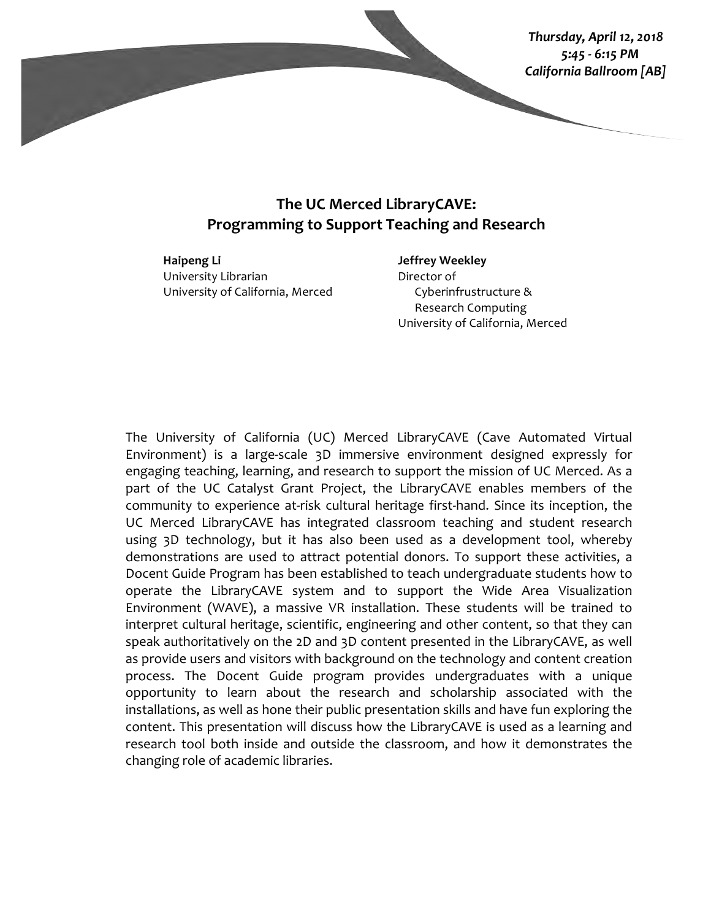*Thursday, April 12, 2018*
*5:45 - 6:15 PM*
*California Ballroom [AB]*

## The UC Merced LibraryCAVE: Programming to Support Teaching and Research

**Haipeng Li**
University Librarian
University of California, Merced

**Jeffrey Weekley**
Director of Cyberinfrustructure & Research Computing
University of California, Merced

The University of California (UC) Merced LibraryCAVE (Cave Automated Virtual Environment) is a large-scale 3D immersive environment designed expressly for engaging teaching, learning, and research to support the mission of UC Merced. As a part of the UC Catalyst Grant Project, the LibraryCAVE enables members of the community to experience at-risk cultural heritage first-hand. Since its inception, the UC Merced LibraryCAVE has integrated classroom teaching and student research using 3D technology, but it has also been used as a development tool, whereby demonstrations are used to attract potential donors. To support these activities, a Docent Guide Program has been established to teach undergraduate students how to operate the LibraryCAVE system and to support the Wide Area Visualization Environment (WAVE), a massive VR installation. These students will be trained to interpret cultural heritage, scientific, engineering and other content, so that they can speak authoritatively on the 2D and 3D content presented in the LibraryCAVE, as well as provide users and visitors with background on the technology and content creation process. The Docent Guide program provides undergraduates with a unique opportunity to learn about the research and scholarship associated with the installations, as well as hone their public presentation skills and have fun exploring the content. This presentation will discuss how the LibraryCAVE is used as a learning and research tool both inside and outside the classroom, and how it demonstrates the changing role of academic libraries.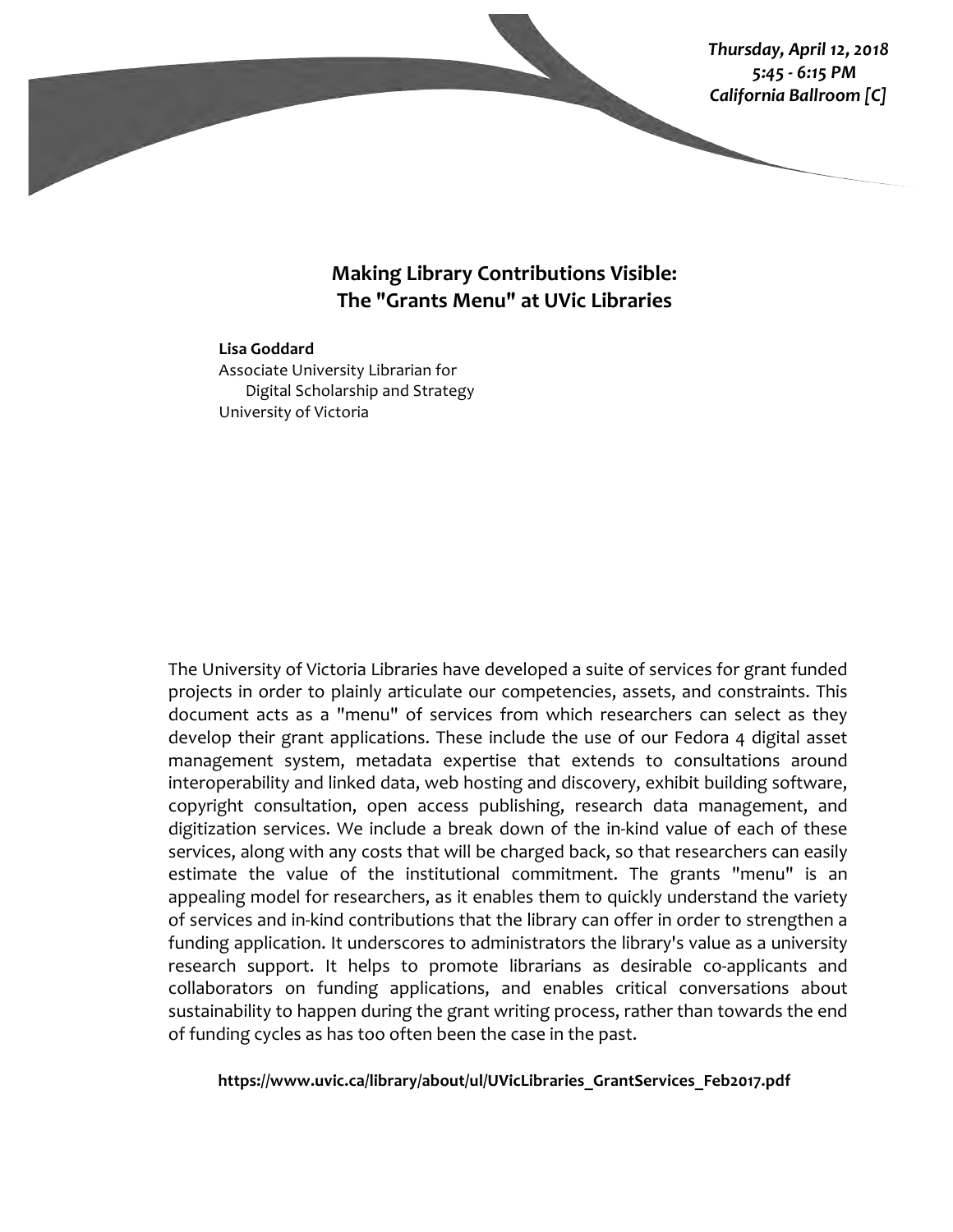***Thursday, April 12, 2018***
***5:45 - 6:15 PM***
***California Ballroom [C]***

## Making Library Contributions Visible: The "Grants Menu" at UVic Libraries

**Lisa Goddard**
Associate University Librarian for Digital Scholarship and Strategy
University of Victoria

The University of Victoria Libraries have developed a suite of services for grant funded projects in order to plainly articulate our competencies, assets, and constraints. This document acts as a "menu" of services from which researchers can select as they develop their grant applications. These include the use of our Fedora 4 digital asset management system, metadata expertise that extends to consultations around interoperability and linked data, web hosting and discovery, exhibit building software, copyright consultation, open access publishing, research data management, and digitization services. We include a break down of the in-kind value of each of these services, along with any costs that will be charged back, so that researchers can easily estimate the value of the institutional commitment. The grants "menu" is an appealing model for researchers, as it enables them to quickly understand the variety of services and in-kind contributions that the library can offer in order to strengthen a funding application. It underscores to administrators the library's value as a university research support. It helps to promote librarians as desirable co-applicants and collaborators on funding applications, and enables critical conversations about sustainability to happen during the grant writing process, rather than towards the end of funding cycles as has too often been the case in the past.

**https://www.uvic.ca/library/about/ul/UVicLibraries_GrantServices_Feb2017.pdf**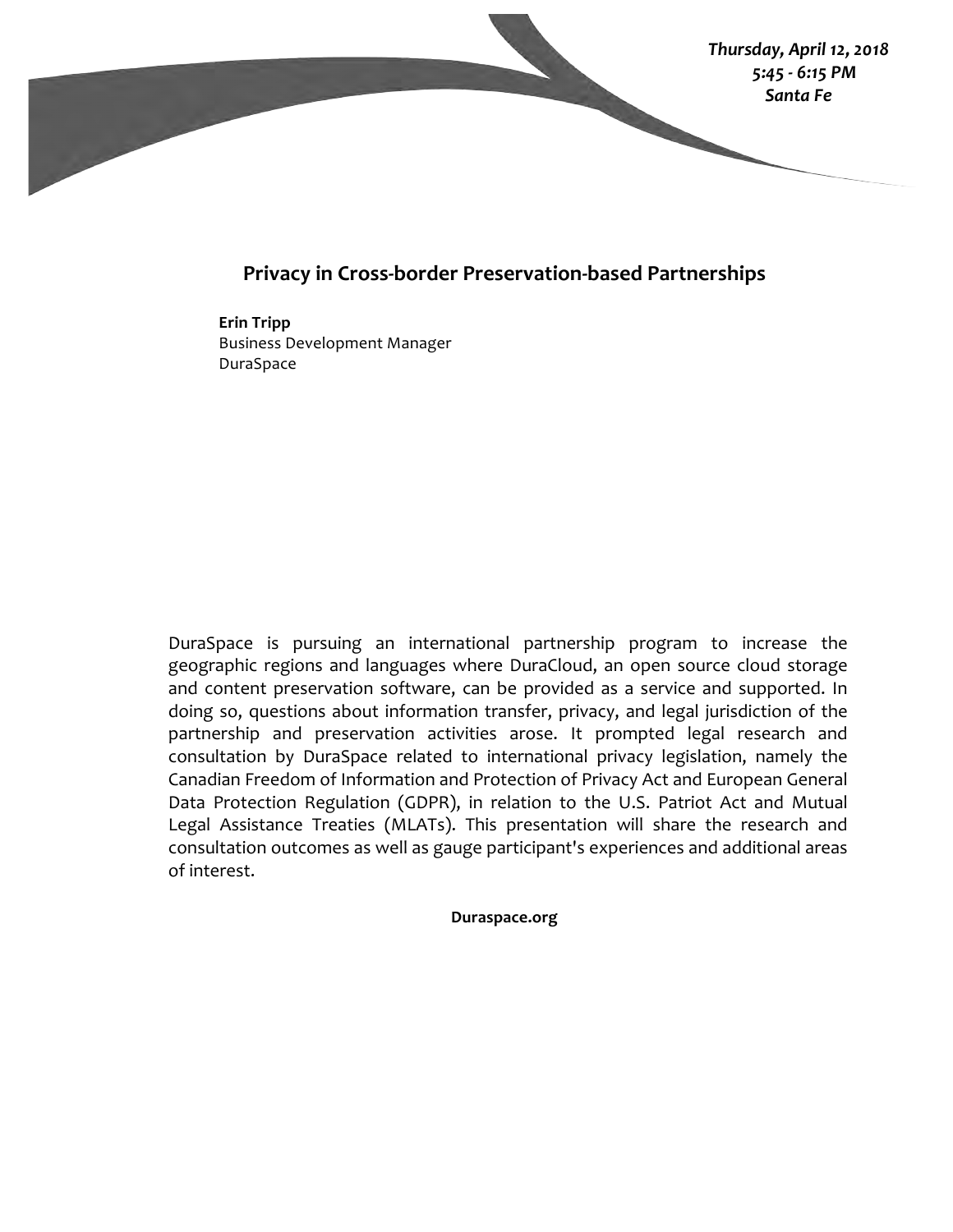***Thursday, April 12, 2018***
***5:45 - 6:15 PM***
***Santa Fe***

## Privacy in Cross-border Preservation-based Partnerships

**Erin Tripp**
Business Development Manager
DuraSpace

DuraSpace is pursuing an international partnership program to increase the geographic regions and languages where DuraCloud, an open source cloud storage and content preservation software, can be provided as a service and supported. In doing so, questions about information transfer, privacy, and legal jurisdiction of the partnership and preservation activities arose. It prompted legal research and consultation by DuraSpace related to international privacy legislation, namely the Canadian Freedom of Information and Protection of Privacy Act and European General Data Protection Regulation (GDPR), in relation to the U.S. Patriot Act and Mutual Legal Assistance Treaties (MLATs). This presentation will share the research and consultation outcomes as well as gauge participant's experiences and additional areas of interest.

**Duraspace.org**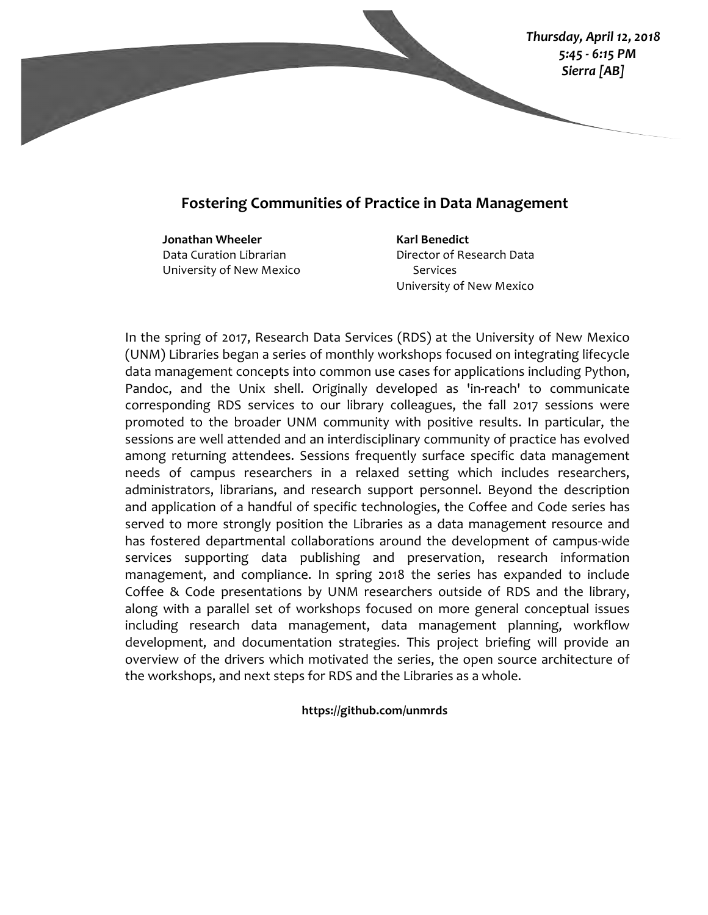*Thursday, April 12, 2018*
*5:45 - 6:15 PM*
*Sierra [AB]*

## Fostering Communities of Practice in Data Management

**Jonathan Wheeler**
Data Curation Librarian
University of New Mexico

**Karl Benedict**
Director of Research Data Services
University of New Mexico

In the spring of 2017, Research Data Services (RDS) at the University of New Mexico (UNM) Libraries began a series of monthly workshops focused on integrating lifecycle data management concepts into common use cases for applications including Python, Pandoc, and the Unix shell. Originally developed as 'in-reach' to communicate corresponding RDS services to our library colleagues, the fall 2017 sessions were promoted to the broader UNM community with positive results. In particular, the sessions are well attended and an interdisciplinary community of practice has evolved among returning attendees. Sessions frequently surface specific data management needs of campus researchers in a relaxed setting which includes researchers, administrators, librarians, and research support personnel. Beyond the description and application of a handful of specific technologies, the Coffee and Code series has served to more strongly position the Libraries as a data management resource and has fostered departmental collaborations around the development of campus-wide services supporting data publishing and preservation, research information management, and compliance. In spring 2018 the series has expanded to include Coffee & Code presentations by UNM researchers outside of RDS and the library, along with a parallel set of workshops focused on more general conceptual issues including research data management, data management planning, workflow development, and documentation strategies. This project briefing will provide an overview of the drivers which motivated the series, the open source architecture of the workshops, and next steps for RDS and the Libraries as a whole.

**https://github.com/unmrds**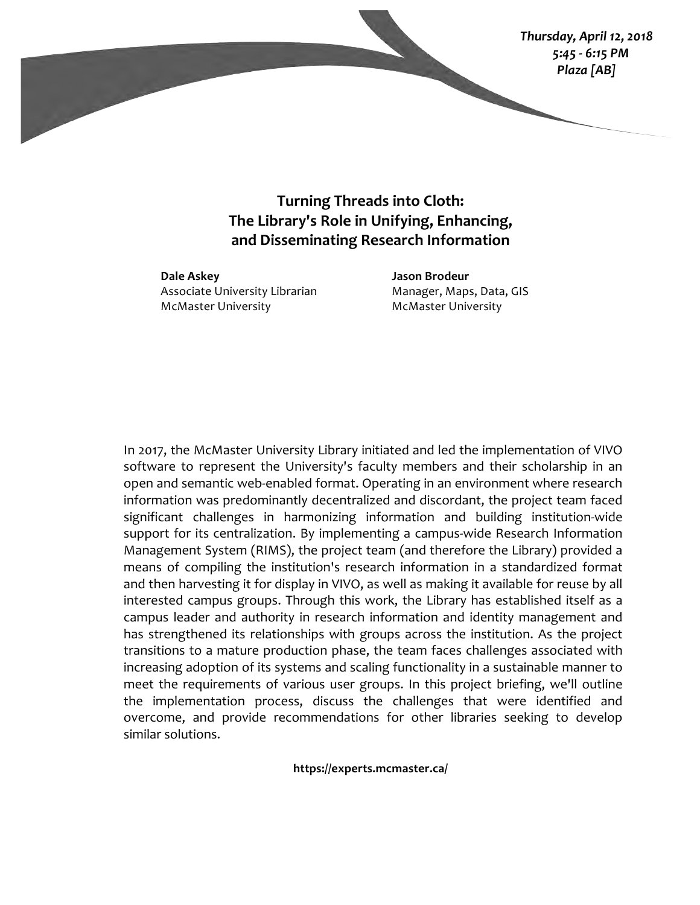*Thursday, April 12, 2018*
*5:45 - 6:15 PM*
*Plaza [AB]*

# Turning Threads into Cloth: The Library's Role in Unifying, Enhancing, and Disseminating Research Information

**Dale Askey**
Associate University Librarian
McMaster University

**Jason Brodeur**
Manager, Maps, Data, GIS
McMaster University

In 2017, the McMaster University Library initiated and led the implementation of VIVO software to represent the University's faculty members and their scholarship in an open and semantic web-enabled format. Operating in an environment where research information was predominantly decentralized and discordant, the project team faced significant challenges in harmonizing information and building institution-wide support for its centralization. By implementing a campus-wide Research Information Management System (RIMS), the project team (and therefore the Library) provided a means of compiling the institution's research information in a standardized format and then harvesting it for display in VIVO, as well as making it available for reuse by all interested campus groups. Through this work, the Library has established itself as a campus leader and authority in research information and identity management and has strengthened its relationships with groups across the institution. As the project transitions to a mature production phase, the team faces challenges associated with increasing adoption of its systems and scaling functionality in a sustainable manner to meet the requirements of various user groups. In this project briefing, we'll outline the implementation process, discuss the challenges that were identified and overcome, and provide recommendations for other libraries seeking to develop similar solutions.

**https://experts.mcmaster.ca/**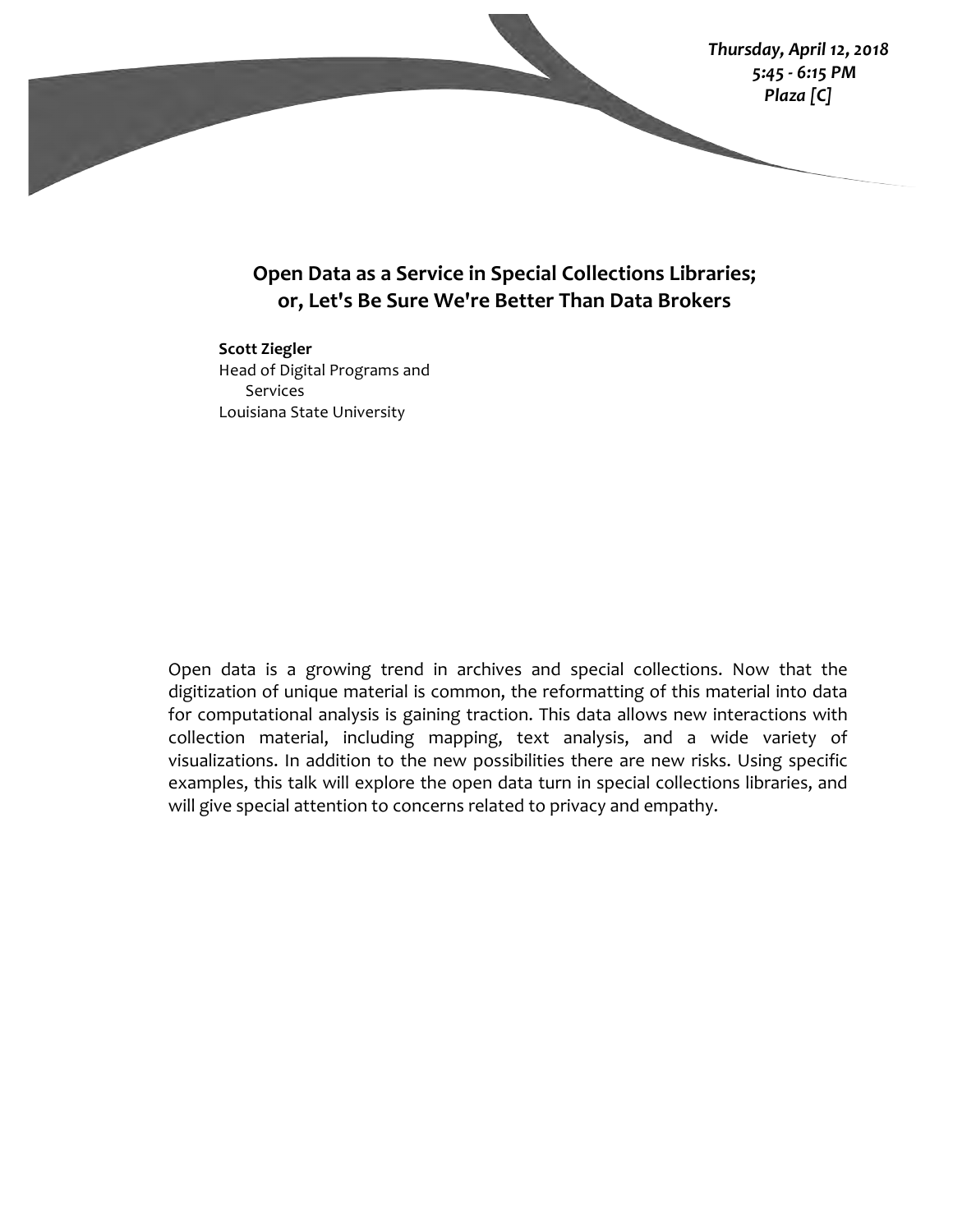***Thursday, April 12, 2018***
***5:45 - 6:15 PM***
***Plaza [C]***

## Open Data as a Service in Special Collections Libraries; or, Let's Be Sure We're Better Than Data Brokers

**Scott Ziegler**
Head of Digital Programs and Services
Louisiana State University

Open data is a growing trend in archives and special collections. Now that the digitization of unique material is common, the reformatting of this material into data for computational analysis is gaining traction. This data allows new interactions with collection material, including mapping, text analysis, and a wide variety of visualizations. In addition to the new possibilities there are new risks. Using specific examples, this talk will explore the open data turn in special collections libraries, and will give special attention to concerns related to privacy and empathy.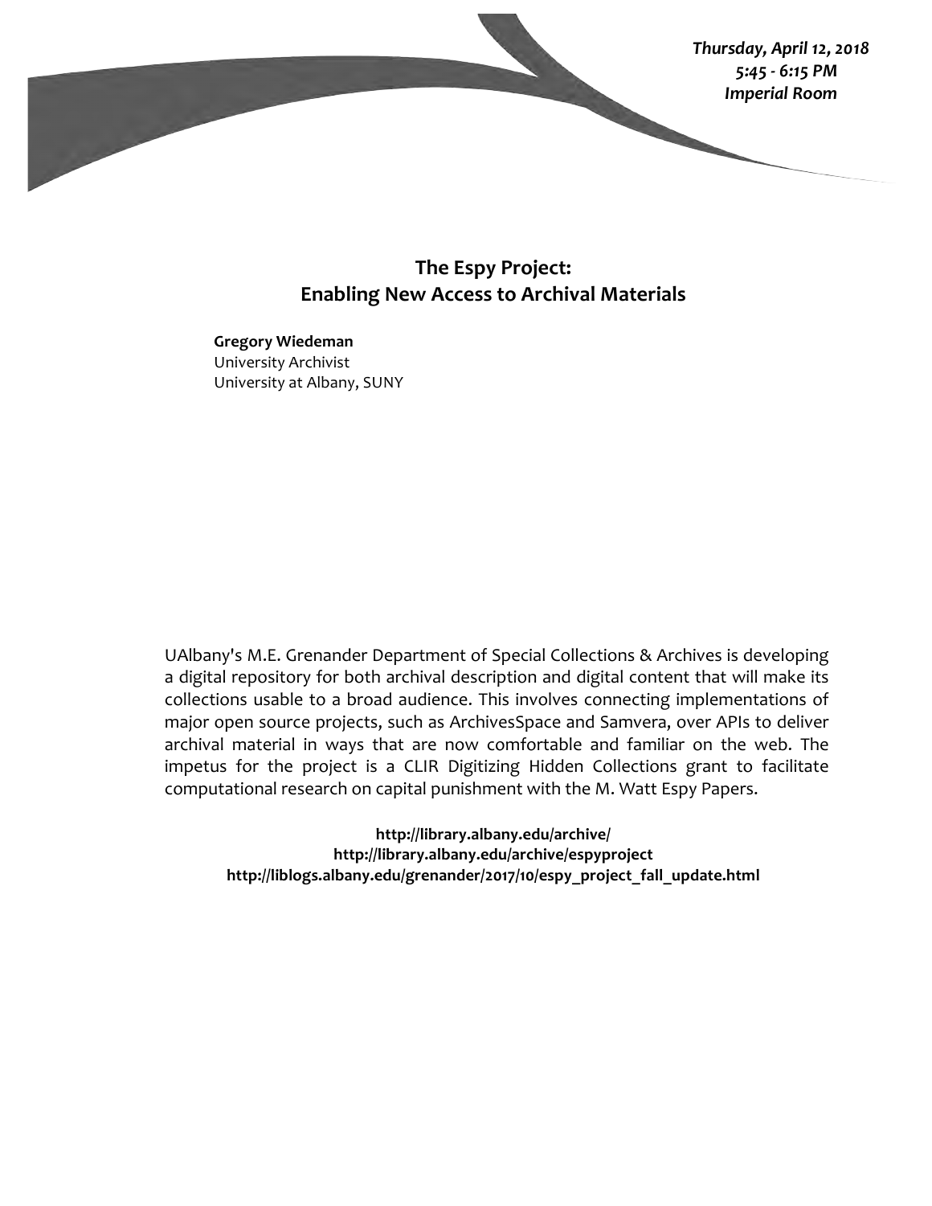***Thursday, April 12, 2018***
***5:45 - 6:15 PM***
***Imperial Room***

## The Espy Project: Enabling New Access to Archival Materials

**Gregory Wiedeman**
University Archivist
University at Albany, SUNY

UAlbany's M.E. Grenander Department of Special Collections & Archives is developing a digital repository for both archival description and digital content that will make its collections usable to a broad audience. This involves connecting implementations of major open source projects, such as ArchivesSpace and Samvera, over APIs to deliver archival material in ways that are now comfortable and familiar on the web. The impetus for the project is a CLIR Digitizing Hidden Collections grant to facilitate computational research on capital punishment with the M. Watt Espy Papers.

**http://library.albany.edu/archive/**
**http://library.albany.edu/archive/espyproject**
**http://liblogs.albany.edu/grenander/2017/10/espy_project_fall_update.html**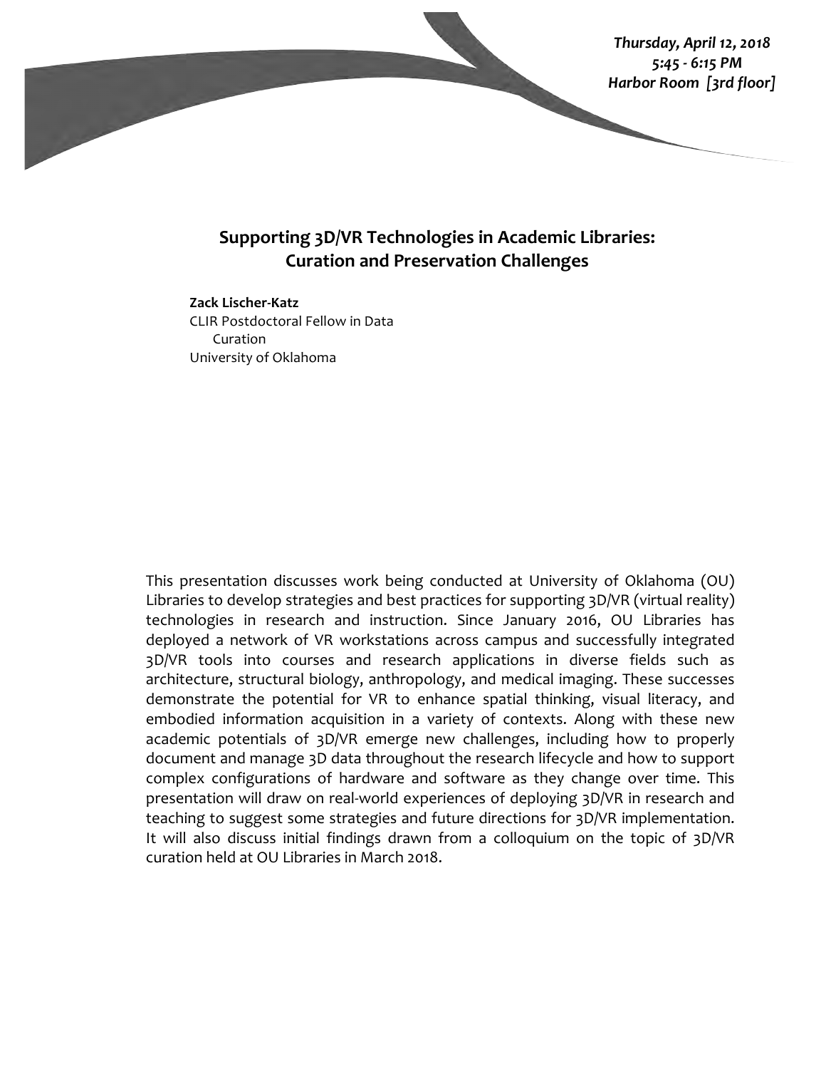***Thursday, April 12, 2018***
***5:45 - 6:15 PM***
***Harbor Room [3rd floor]***

## Supporting 3D/VR Technologies in Academic Libraries: Curation and Preservation Challenges

**Zack Lischer-Katz**
CLIR Postdoctoral Fellow in Data Curation
University of Oklahoma

This presentation discusses work being conducted at University of Oklahoma (OU) Libraries to develop strategies and best practices for supporting 3D/VR (virtual reality) technologies in research and instruction. Since January 2016, OU Libraries has deployed a network of VR workstations across campus and successfully integrated 3D/VR tools into courses and research applications in diverse fields such as architecture, structural biology, anthropology, and medical imaging. These successes demonstrate the potential for VR to enhance spatial thinking, visual literacy, and embodied information acquisition in a variety of contexts. Along with these new academic potentials of 3D/VR emerge new challenges, including how to properly document and manage 3D data throughout the research lifecycle and how to support complex configurations of hardware and software as they change over time. This presentation will draw on real-world experiences of deploying 3D/VR in research and teaching to suggest some strategies and future directions for 3D/VR implementation. It will also discuss initial findings drawn from a colloquium on the topic of 3D/VR curation held at OU Libraries in March 2018.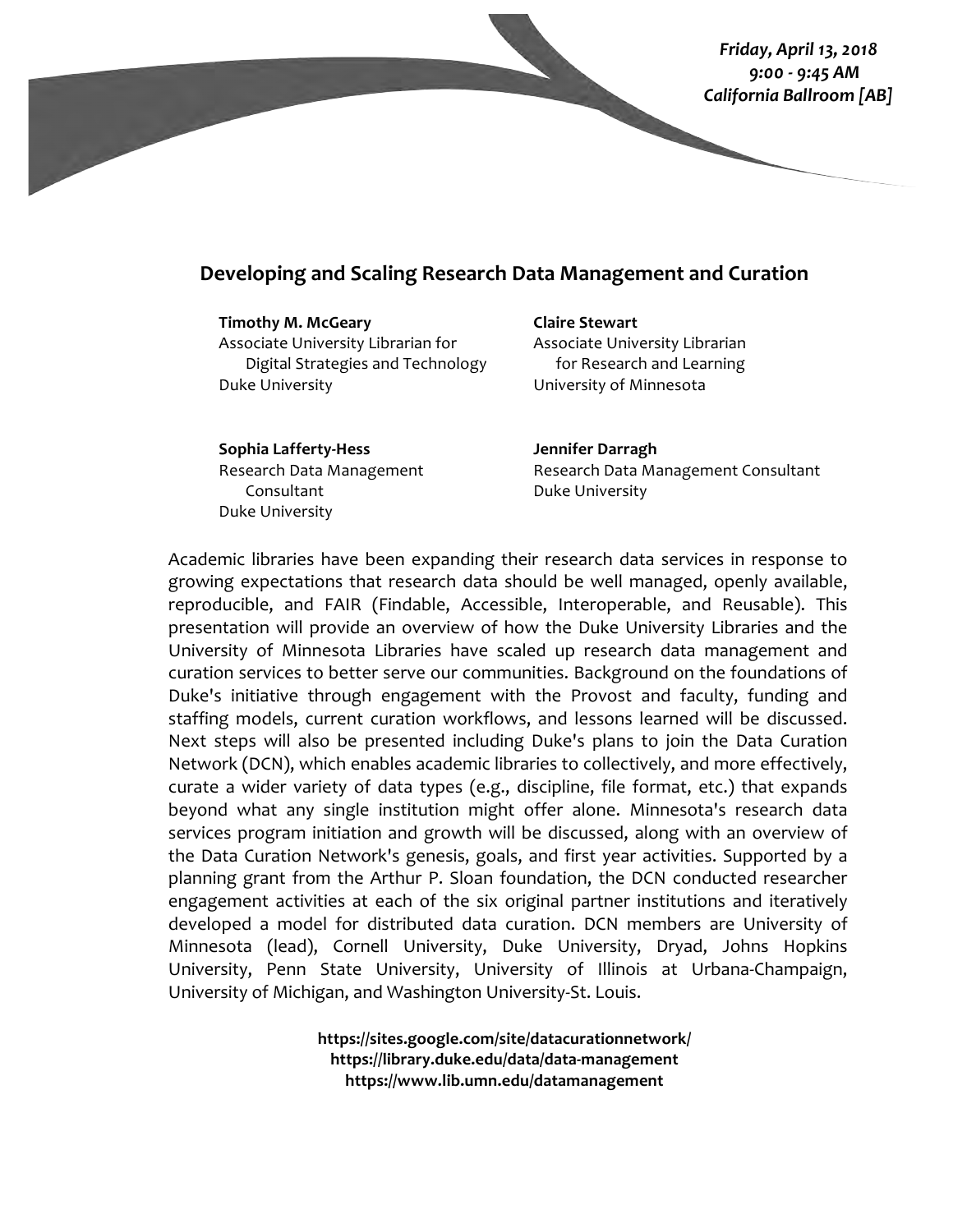*Friday, April 13, 2018*
*9:00 - 9:45 AM*
*California Ballroom [AB]*

## Developing and Scaling Research Data Management and Curation

**Timothy M. McGeary**
Associate University Librarian for Digital Strategies and Technology
Duke University

**Claire Stewart**
Associate University Librarian for Research and Learning
University of Minnesota

**Sophia Lafferty-Hess**
Research Data Management Consultant
Duke University

**Jennifer Darragh**
Research Data Management Consultant
Duke University

Academic libraries have been expanding their research data services in response to growing expectations that research data should be well managed, openly available, reproducible, and FAIR (Findable, Accessible, Interoperable, and Reusable). This presentation will provide an overview of how the Duke University Libraries and the University of Minnesota Libraries have scaled up research data management and curation services to better serve our communities. Background on the foundations of Duke's initiative through engagement with the Provost and faculty, funding and staffing models, current curation workflows, and lessons learned will be discussed. Next steps will also be presented including Duke's plans to join the Data Curation Network (DCN), which enables academic libraries to collectively, and more effectively, curate a wider variety of data types (e.g., discipline, file format, etc.) that expands beyond what any single institution might offer alone. Minnesota's research data services program initiation and growth will be discussed, along with an overview of the Data Curation Network's genesis, goals, and first year activities. Supported by a planning grant from the Arthur P. Sloan foundation, the DCN conducted researcher engagement activities at each of the six original partner institutions and iteratively developed a model for distributed data curation. DCN members are University of Minnesota (lead), Cornell University, Duke University, Dryad, Johns Hopkins University, Penn State University, University of Illinois at Urbana-Champaign, University of Michigan, and Washington University-St. Louis.

**https://sites.google.com/site/datacurationnetwork/**
**https://library.duke.edu/data/data-management**
**https://www.lib.umn.edu/datamanagement**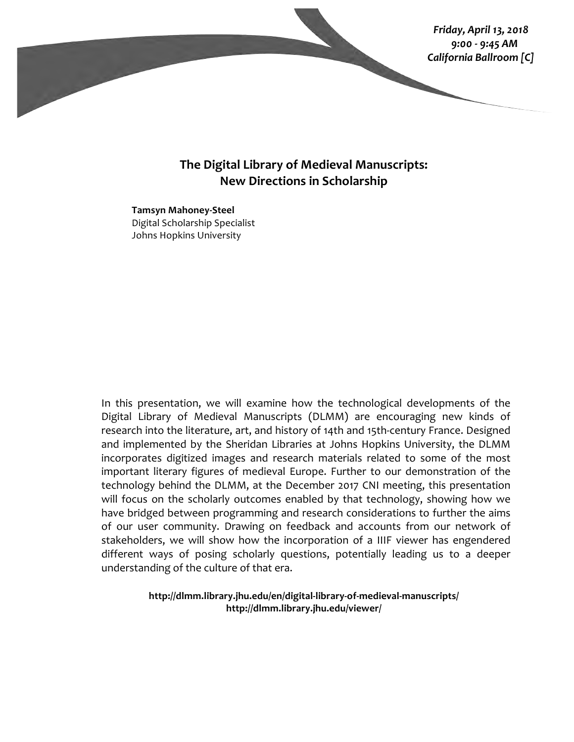*Friday, April 13, 2018*
*9:00 - 9:45 AM*
*California Ballroom [C]*

## The Digital Library of Medieval Manuscripts: New Directions in Scholarship

**Tamsyn Mahoney-Steel**
Digital Scholarship Specialist
Johns Hopkins University

In this presentation, we will examine how the technological developments of the Digital Library of Medieval Manuscripts (DLMM) are encouraging new kinds of research into the literature, art, and history of 14th and 15th-century France. Designed and implemented by the Sheridan Libraries at Johns Hopkins University, the DLMM incorporates digitized images and research materials related to some of the most important literary figures of medieval Europe. Further to our demonstration of the technology behind the DLMM, at the December 2017 CNI meeting, this presentation will focus on the scholarly outcomes enabled by that technology, showing how we have bridged between programming and research considerations to further the aims of our user community. Drawing on feedback and accounts from our network of stakeholders, we will show how the incorporation of a IIIF viewer has engendered different ways of posing scholarly questions, potentially leading us to a deeper understanding of the culture of that era.

**http://dlmm.library.jhu.edu/en/digital-library-of-medieval-manuscripts/**
**http://dlmm.library.jhu.edu/viewer/**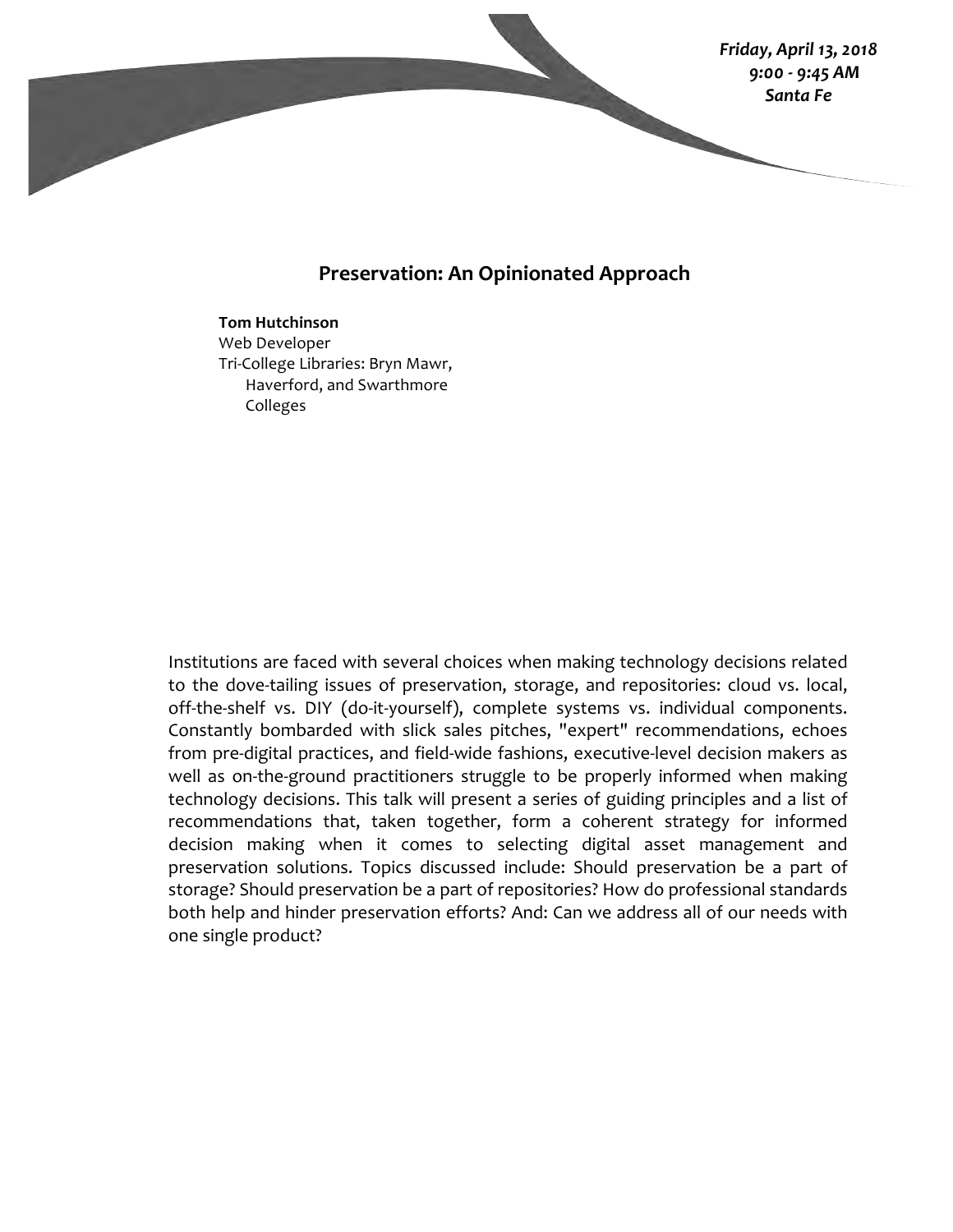*Friday, April 13, 2018*
*9:00 - 9:45 AM*
*Santa Fe*

## Preservation: An Opinionated Approach

**Tom Hutchinson**
Web Developer
Tri-College Libraries: Bryn Mawr, Haverford, and Swarthmore Colleges

Institutions are faced with several choices when making technology decisions related to the dove-tailing issues of preservation, storage, and repositories: cloud vs. local, off-the-shelf vs. DIY (do-it-yourself), complete systems vs. individual components. Constantly bombarded with slick sales pitches, "expert" recommendations, echoes from pre-digital practices, and field-wide fashions, executive-level decision makers as well as on-the-ground practitioners struggle to be properly informed when making technology decisions. This talk will present a series of guiding principles and a list of recommendations that, taken together, form a coherent strategy for informed decision making when it comes to selecting digital asset management and preservation solutions. Topics discussed include: Should preservation be a part of storage? Should preservation be a part of repositories? How do professional standards both help and hinder preservation efforts? And: Can we address all of our needs with one single product?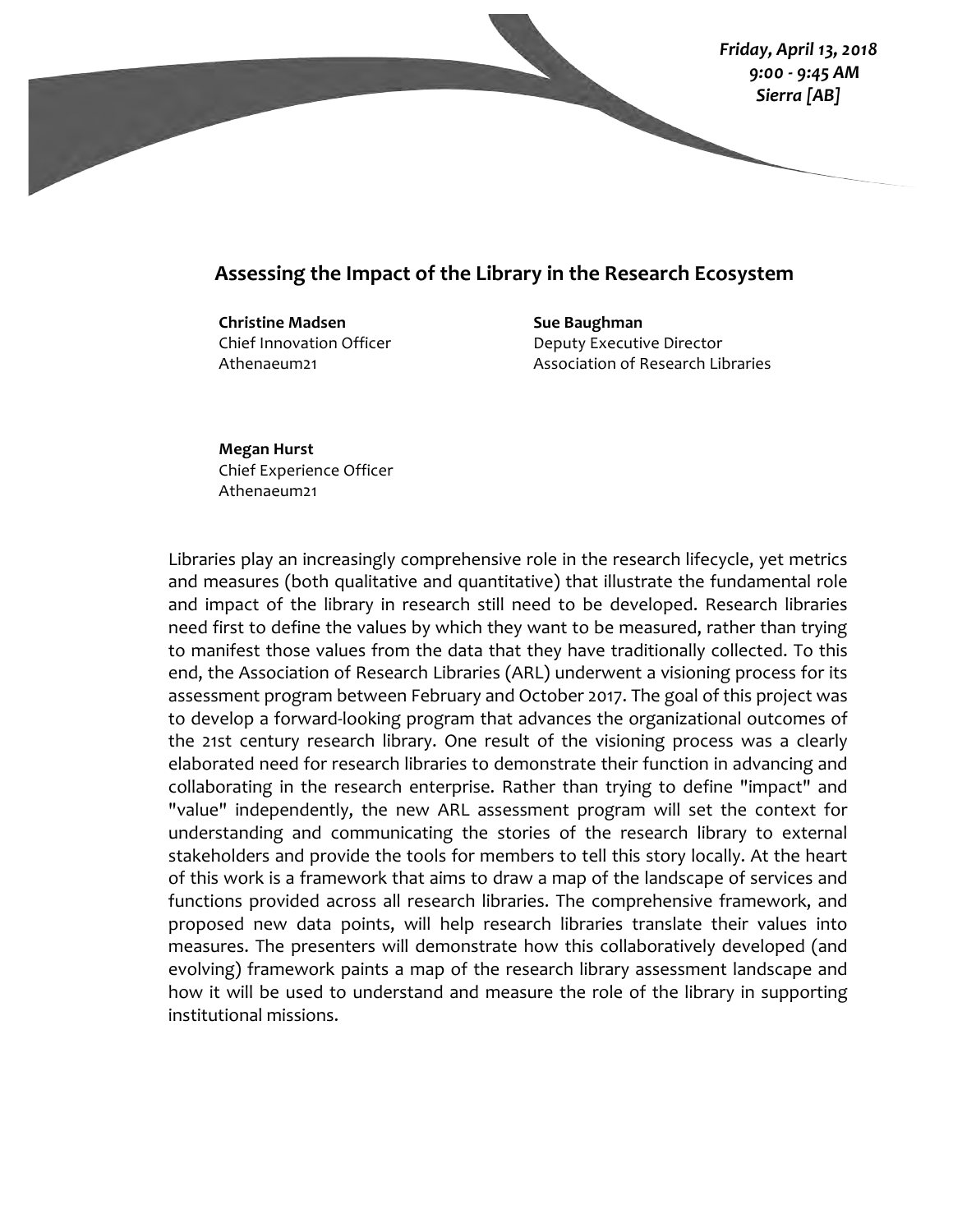***Friday, April 13, 2018***
***9:00 - 9:45 AM***
***Sierra [AB]***

## Assessing the Impact of the Library in the Research Ecosystem

**Christine Madsen**
Chief Innovation Officer
Athenaeum21

**Sue Baughman**
Deputy Executive Director
Association of Research Libraries

**Megan Hurst**
Chief Experience Officer
Athenaeum21

Libraries play an increasingly comprehensive role in the research lifecycle, yet metrics and measures (both qualitative and quantitative) that illustrate the fundamental role and impact of the library in research still need to be developed. Research libraries need first to define the values by which they want to be measured, rather than trying to manifest those values from the data that they have traditionally collected. To this end, the Association of Research Libraries (ARL) underwent a visioning process for its assessment program between February and October 2017. The goal of this project was to develop a forward-looking program that advances the organizational outcomes of the 21st century research library. One result of the visioning process was a clearly elaborated need for research libraries to demonstrate their function in advancing and collaborating in the research enterprise. Rather than trying to define "impact" and "value" independently, the new ARL assessment program will set the context for understanding and communicating the stories of the research library to external stakeholders and provide the tools for members to tell this story locally. At the heart of this work is a framework that aims to draw a map of the landscape of services and functions provided across all research libraries. The comprehensive framework, and proposed new data points, will help research libraries translate their values into measures. The presenters will demonstrate how this collaboratively developed (and evolving) framework paints a map of the research library assessment landscape and how it will be used to understand and measure the role of the library in supporting institutional missions.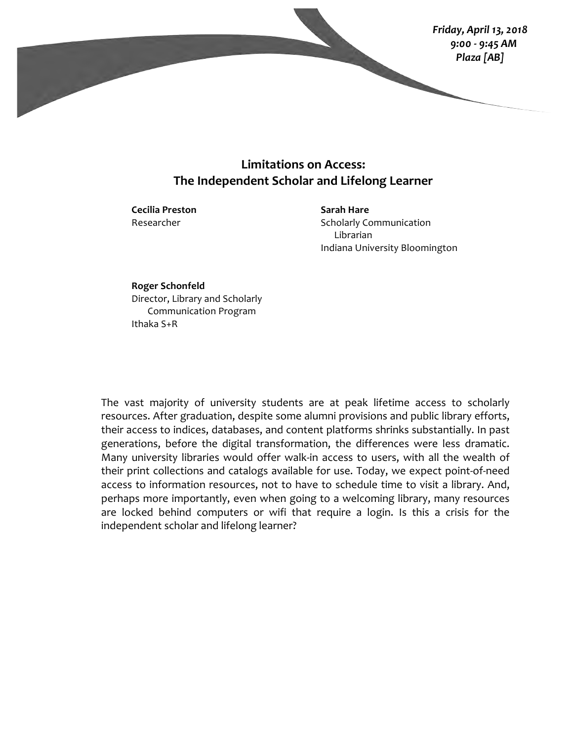*Friday, April 13, 2018*
*9:00 - 9:45 AM*
*Plaza [AB]*

## Limitations on Access: The Independent Scholar and Lifelong Learner

**Cecilia Preston**
Researcher

**Sarah Hare**
Scholarly Communication Librarian
Indiana University Bloomington

**Roger Schonfeld**
Director, Library and Scholarly Communication Program
Ithaka S+R

The vast majority of university students are at peak lifetime access to scholarly resources. After graduation, despite some alumni provisions and public library efforts, their access to indices, databases, and content platforms shrinks substantially. In past generations, before the digital transformation, the differences were less dramatic. Many university libraries would offer walk-in access to users, with all the wealth of their print collections and catalogs available for use. Today, we expect point-of-need access to information resources, not to have to schedule time to visit a library. And, perhaps more importantly, even when going to a welcoming library, many resources are locked behind computers or wifi that require a login. Is this a crisis for the independent scholar and lifelong learner?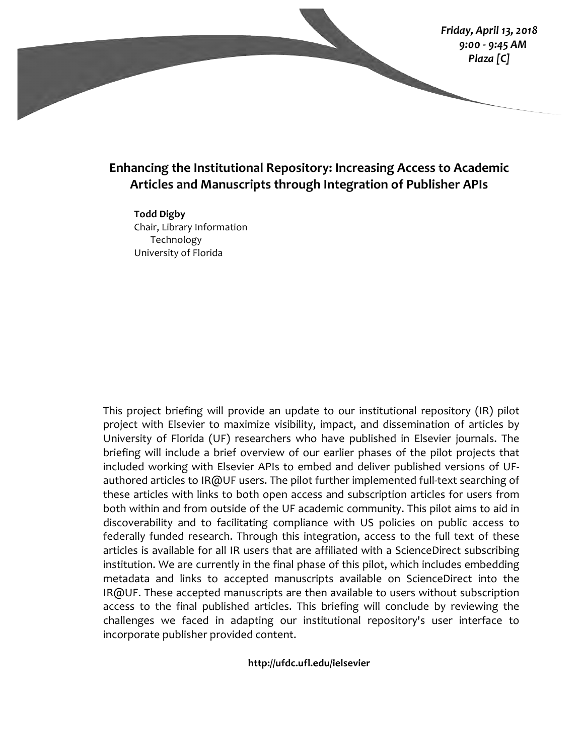*Friday, April 13, 2018*
*9:00 - 9:45 AM*
*Plaza [C]*

## Enhancing the Institutional Repository: Increasing Access to Academic Articles and Manuscripts through Integration of Publisher APIs

**Todd Digby**
Chair, Library Information Technology
University of Florida

This project briefing will provide an update to our institutional repository (IR) pilot project with Elsevier to maximize visibility, impact, and dissemination of articles by University of Florida (UF) researchers who have published in Elsevier journals. The briefing will include a brief overview of our earlier phases of the pilot projects that included working with Elsevier APIs to embed and deliver published versions of UF-authored articles to IR@UF users. The pilot further implemented full-text searching of these articles with links to both open access and subscription articles for users from both within and from outside of the UF academic community. This pilot aims to aid in discoverability and to facilitating compliance with US policies on public access to federally funded research. Through this integration, access to the full text of these articles is available for all IR users that are affiliated with a ScienceDirect subscribing institution. We are currently in the final phase of this pilot, which includes embedding metadata and links to accepted manuscripts available on ScienceDirect into the IR@UF. These accepted manuscripts are then available to users without subscription access to the final published articles. This briefing will conclude by reviewing the challenges we faced in adapting our institutional repository's user interface to incorporate publisher provided content.

**http://ufdc.ufl.edu/ielsevier**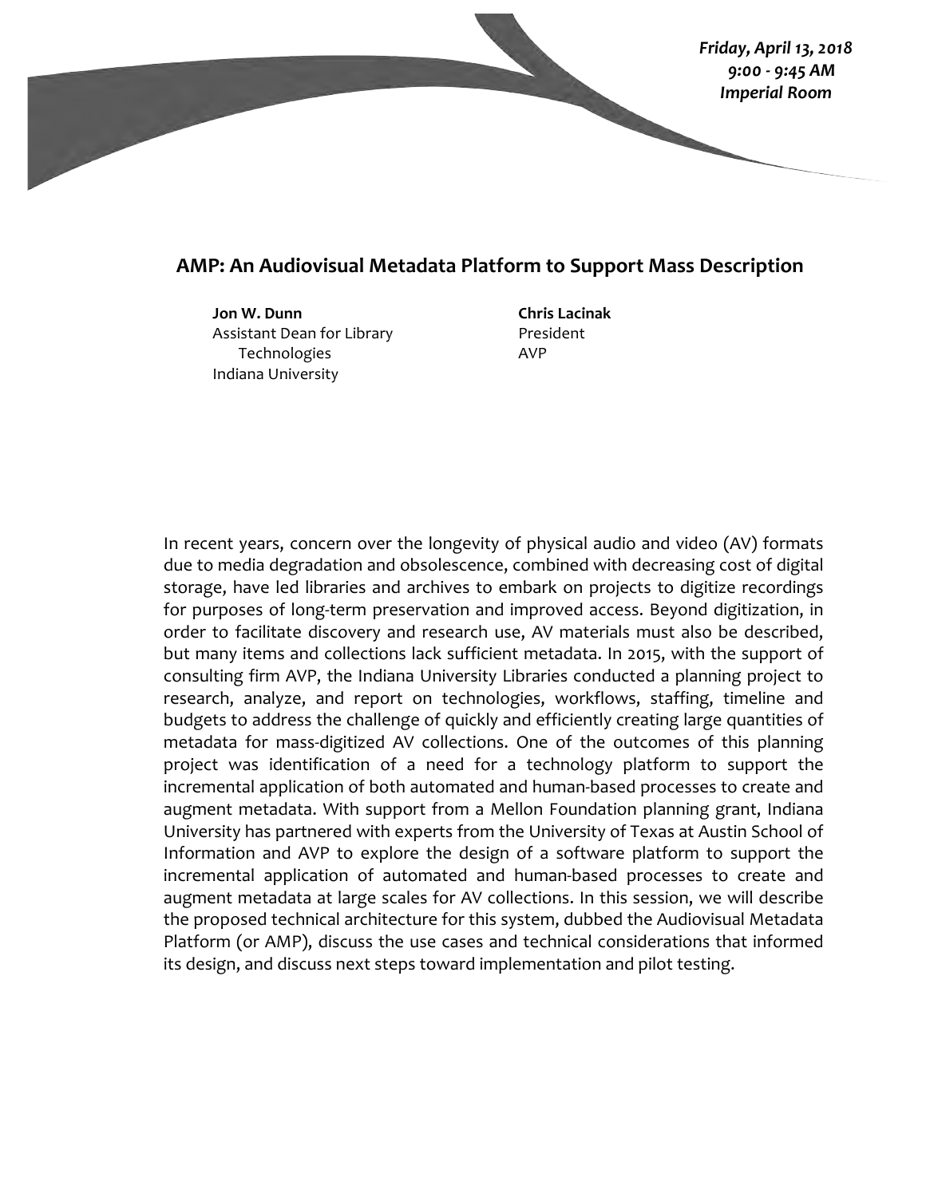*Friday, April 13, 2018*
*9:00 - 9:45 AM*
*Imperial Room*

## AMP: An Audiovisual Metadata Platform to Support Mass Description

**Jon W. Dunn**
Assistant Dean for Library Technologies
Indiana University

**Chris Lacinak**
President
AVP

In recent years, concern over the longevity of physical audio and video (AV) formats due to media degradation and obsolescence, combined with decreasing cost of digital storage, have led libraries and archives to embark on projects to digitize recordings for purposes of long-term preservation and improved access. Beyond digitization, in order to facilitate discovery and research use, AV materials must also be described, but many items and collections lack sufficient metadata. In 2015, with the support of consulting firm AVP, the Indiana University Libraries conducted a planning project to research, analyze, and report on technologies, workflows, staffing, timeline and budgets to address the challenge of quickly and efficiently creating large quantities of metadata for mass-digitized AV collections. One of the outcomes of this planning project was identification of a need for a technology platform to support the incremental application of both automated and human-based processes to create and augment metadata. With support from a Mellon Foundation planning grant, Indiana University has partnered with experts from the University of Texas at Austin School of Information and AVP to explore the design of a software platform to support the incremental application of automated and human-based processes to create and augment metadata at large scales for AV collections. In this session, we will describe the proposed technical architecture for this system, dubbed the Audiovisual Metadata Platform (or AMP), discuss the use cases and technical considerations that informed its design, and discuss next steps toward implementation and pilot testing.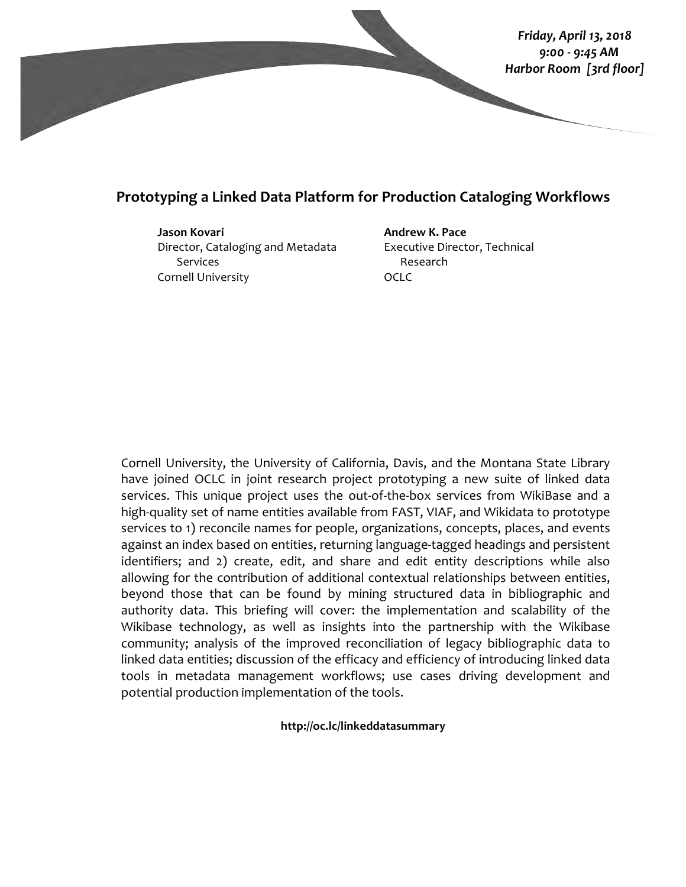*Friday, April 13, 2018*
*9:00 - 9:45 AM*
*Harbor Room [3rd floor]*

## Prototyping a Linked Data Platform for Production Cataloging Workflows

**Jason Kovari**
Director, Cataloging and Metadata Services
Cornell University

**Andrew K. Pace**
Executive Director, Technical Research
OCLC

Cornell University, the University of California, Davis, and the Montana State Library have joined OCLC in joint research project prototyping a new suite of linked data services. This unique project uses the out-of-the-box services from WikiBase and a high-quality set of name entities available from FAST, VIAF, and Wikidata to prototype services to 1) reconcile names for people, organizations, concepts, places, and events against an index based on entities, returning language-tagged headings and persistent identifiers; and 2) create, edit, and share and edit entity descriptions while also allowing for the contribution of additional contextual relationships between entities, beyond those that can be found by mining structured data in bibliographic and authority data. This briefing will cover: the implementation and scalability of the Wikibase technology, as well as insights into the partnership with the Wikibase community; analysis of the improved reconciliation of legacy bibliographic data to linked data entities; discussion of the efficacy and efficiency of introducing linked data tools in metadata management workflows; use cases driving development and potential production implementation of the tools.

**http://oc.lc/linkeddatasummary**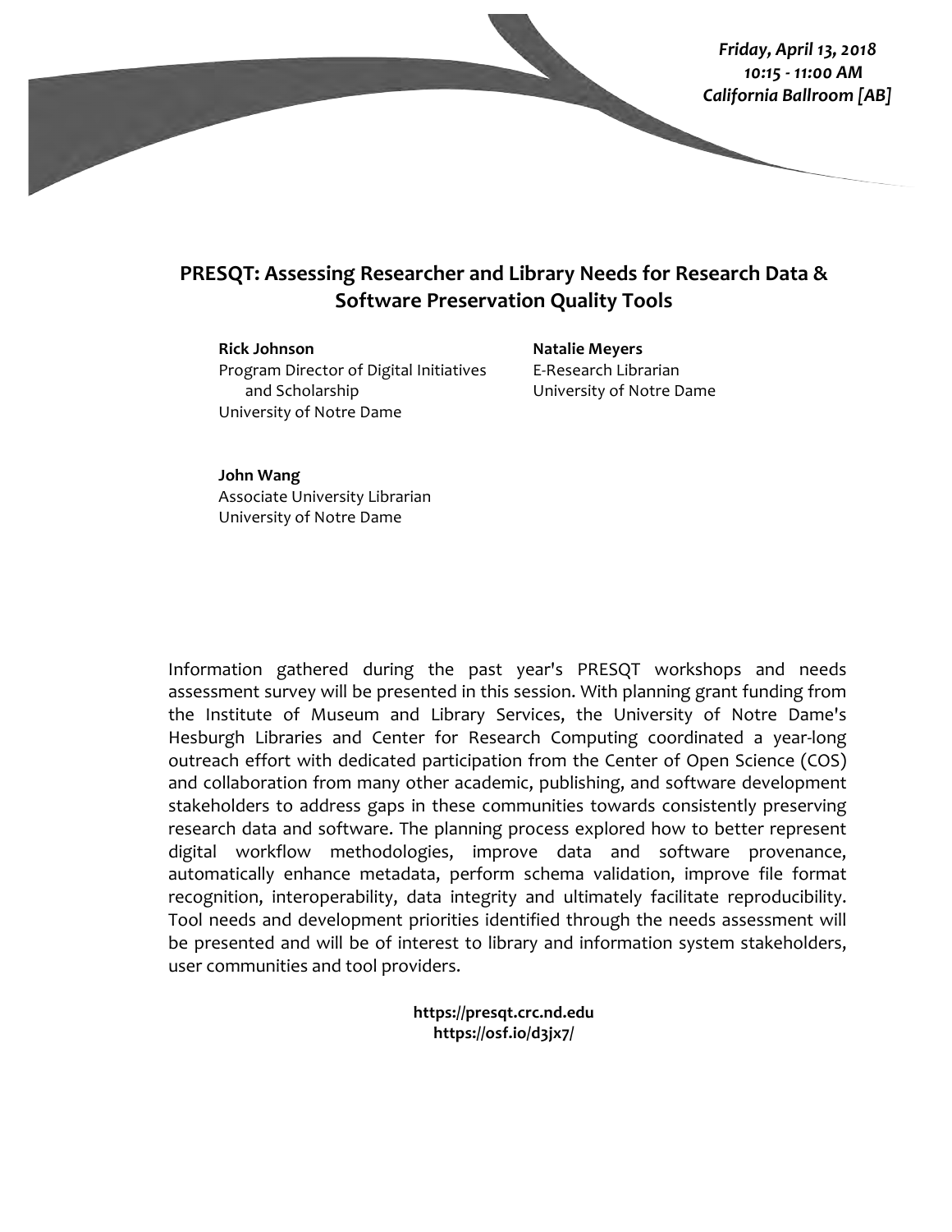***Friday, April 13, 2018***
***10:15 - 11:00 AM***
***California Ballroom [AB]***

## PRESQT: Assessing Researcher and Library Needs for Research Data & Software Preservation Quality Tools

**Rick Johnson**
Program Director of Digital Initiatives and Scholarship
University of Notre Dame

**Natalie Meyers**
E-Research Librarian
University of Notre Dame

**John Wang**
Associate University Librarian
University of Notre Dame

Information gathered during the past year's PRESQT workshops and needs assessment survey will be presented in this session. With planning grant funding from the Institute of Museum and Library Services, the University of Notre Dame's Hesburgh Libraries and Center for Research Computing coordinated a year-long outreach effort with dedicated participation from the Center of Open Science (COS) and collaboration from many other academic, publishing, and software development stakeholders to address gaps in these communities towards consistently preserving research data and software. The planning process explored how to better represent digital workflow methodologies, improve data and software provenance, automatically enhance metadata, perform schema validation, improve file format recognition, interoperability, data integrity and ultimately facilitate reproducibility. Tool needs and development priorities identified through the needs assessment will be presented and will be of interest to library and information system stakeholders, user communities and tool providers.

**https://presqt.crc.nd.edu**
**https://osf.io/d3jx7/**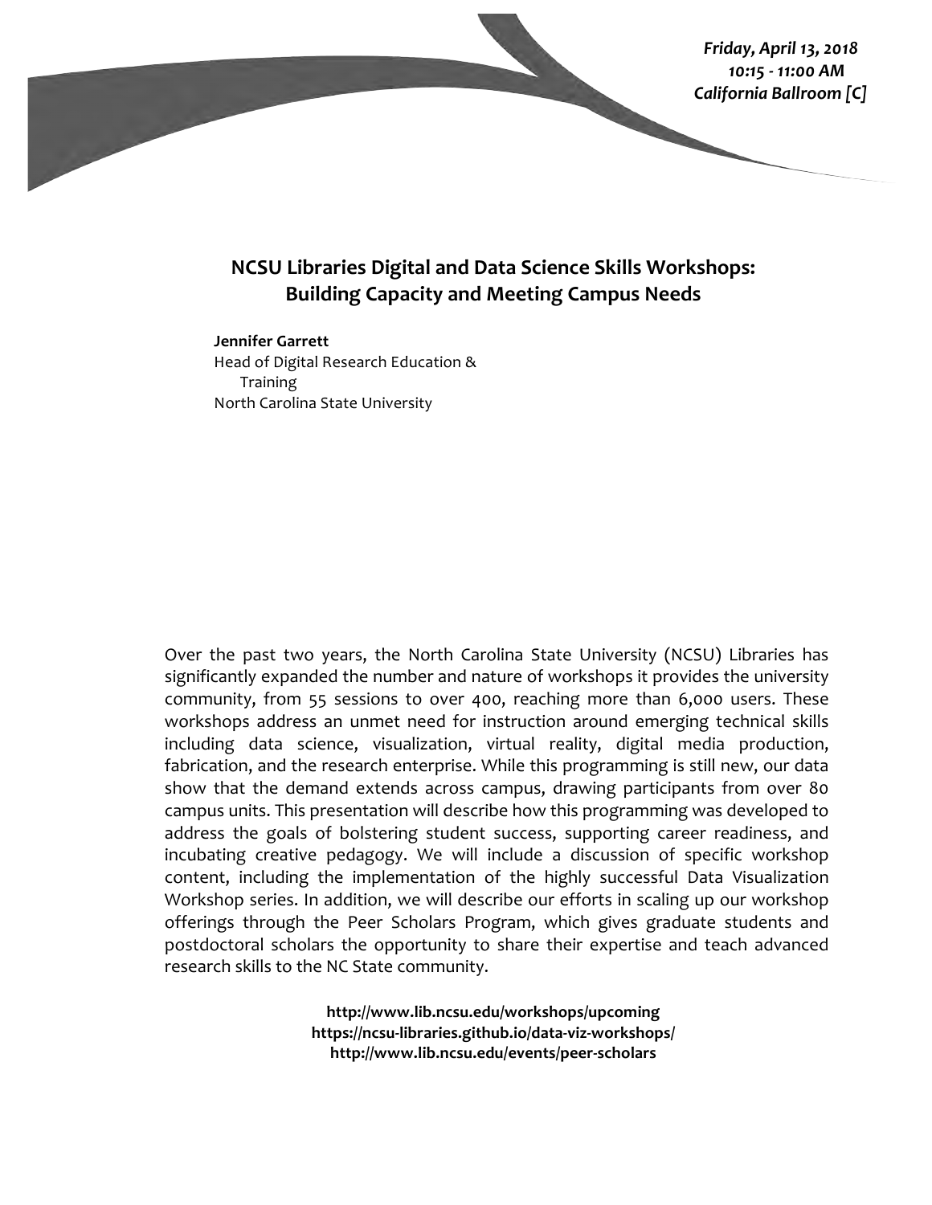***Friday, April 13, 2018***
***10:15 - 11:00 AM***
***California Ballroom [C]***

## NCSU Libraries Digital and Data Science Skills Workshops: Building Capacity and Meeting Campus Needs

**Jennifer Garrett**
Head of Digital Research Education & Training
North Carolina State University

Over the past two years, the North Carolina State University (NCSU) Libraries has significantly expanded the number and nature of workshops it provides the university community, from 55 sessions to over 400, reaching more than 6,000 users. These workshops address an unmet need for instruction around emerging technical skills including data science, visualization, virtual reality, digital media production, fabrication, and the research enterprise. While this programming is still new, our data show that the demand extends across campus, drawing participants from over 80 campus units. This presentation will describe how this programming was developed to address the goals of bolstering student success, supporting career readiness, and incubating creative pedagogy. We will include a discussion of specific workshop content, including the implementation of the highly successful Data Visualization Workshop series. In addition, we will describe our efforts in scaling up our workshop offerings through the Peer Scholars Program, which gives graduate students and postdoctoral scholars the opportunity to share their expertise and teach advanced research skills to the NC State community.

**http://www.lib.ncsu.edu/workshops/upcoming**
**https://ncsu-libraries.github.io/data-viz-workshops/**
**http://www.lib.ncsu.edu/events/peer-scholars**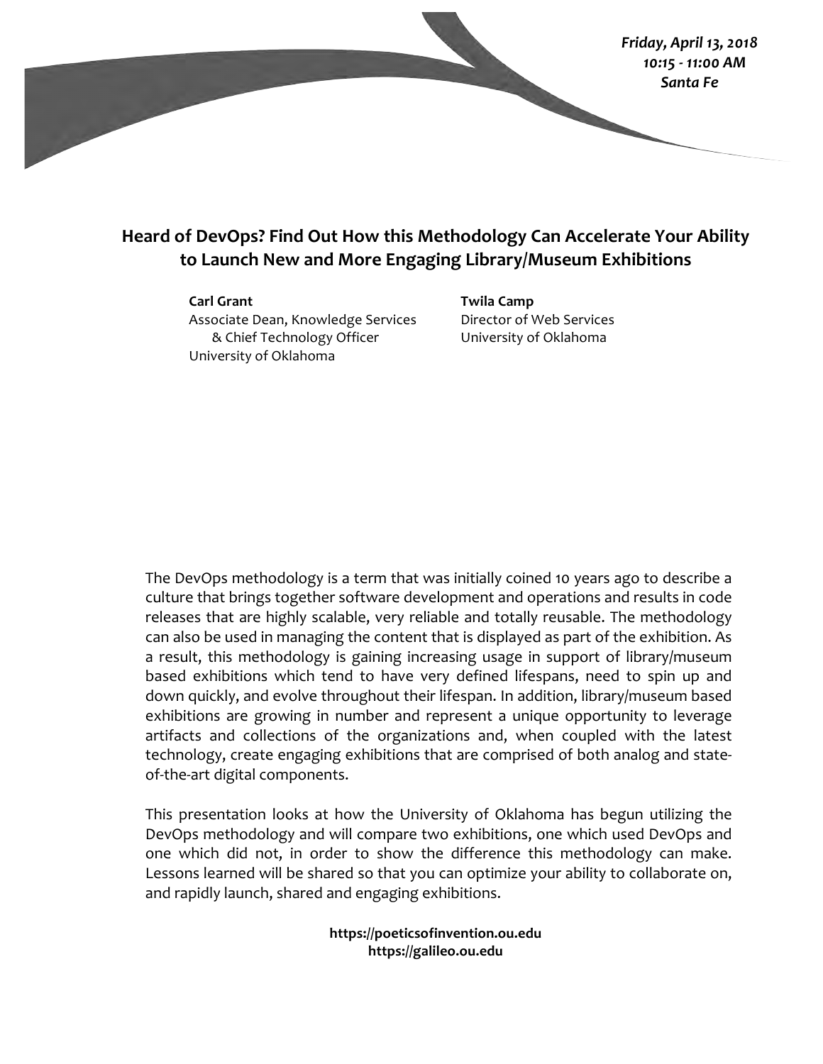*Friday, April 13, 2018*
*10:15 - 11:00 AM*
*Santa Fe*

## Heard of DevOps? Find Out How this Methodology Can Accelerate Your Ability to Launch New and More Engaging Library/Museum Exhibitions

**Carl Grant**
Associate Dean, Knowledge Services & Chief Technology Officer
University of Oklahoma

**Twila Camp**
Director of Web Services
University of Oklahoma

The DevOps methodology is a term that was initially coined 10 years ago to describe a culture that brings together software development and operations and results in code releases that are highly scalable, very reliable and totally reusable. The methodology can also be used in managing the content that is displayed as part of the exhibition. As a result, this methodology is gaining increasing usage in support of library/museum based exhibitions which tend to have very defined lifespans, need to spin up and down quickly, and evolve throughout their lifespan. In addition, library/museum based exhibitions are growing in number and represent a unique opportunity to leverage artifacts and collections of the organizations and, when coupled with the latest technology, create engaging exhibitions that are comprised of both analog and state-of-the-art digital components.

This presentation looks at how the University of Oklahoma has begun utilizing the DevOps methodology and will compare two exhibitions, one which used DevOps and one which did not, in order to show the difference this methodology can make. Lessons learned will be shared so that you can optimize your ability to collaborate on, and rapidly launch, shared and engaging exhibitions.

**https://poeticsofinvention.ou.edu**
**https://galileo.ou.edu**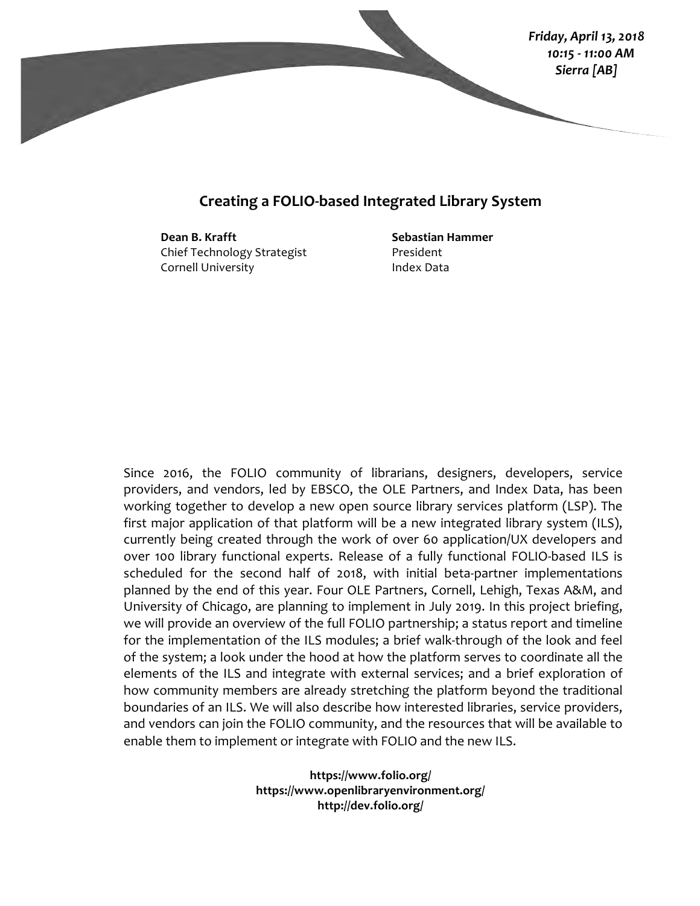*Friday, April 13, 2018*
*10:15 - 11:00 AM*
*Sierra [AB]*

# Creating a FOLIO-based Integrated Library System

**Dean B. Krafft**
Chief Technology Strategist
Cornell University

**Sebastian Hammer**
President
Index Data

Since 2016, the FOLIO community of librarians, designers, developers, service providers, and vendors, led by EBSCO, the OLE Partners, and Index Data, has been working together to develop a new open source library services platform (LSP). The first major application of that platform will be a new integrated library system (ILS), currently being created through the work of over 60 application/UX developers and over 100 library functional experts. Release of a fully functional FOLIO-based ILS is scheduled for the second half of 2018, with initial beta-partner implementations planned by the end of this year. Four OLE Partners, Cornell, Lehigh, Texas A&M, and University of Chicago, are planning to implement in July 2019. In this project briefing, we will provide an overview of the full FOLIO partnership; a status report and timeline for the implementation of the ILS modules; a brief walk-through of the look and feel of the system; a look under the hood at how the platform serves to coordinate all the elements of the ILS and integrate with external services; and a brief exploration of how community members are already stretching the platform beyond the traditional boundaries of an ILS. We will also describe how interested libraries, service providers, and vendors can join the FOLIO community, and the resources that will be available to enable them to implement or integrate with FOLIO and the new ILS.

**https://www.folio.org/**
**https://www.openlibraryenvironment.org/**
**http://dev.folio.org/**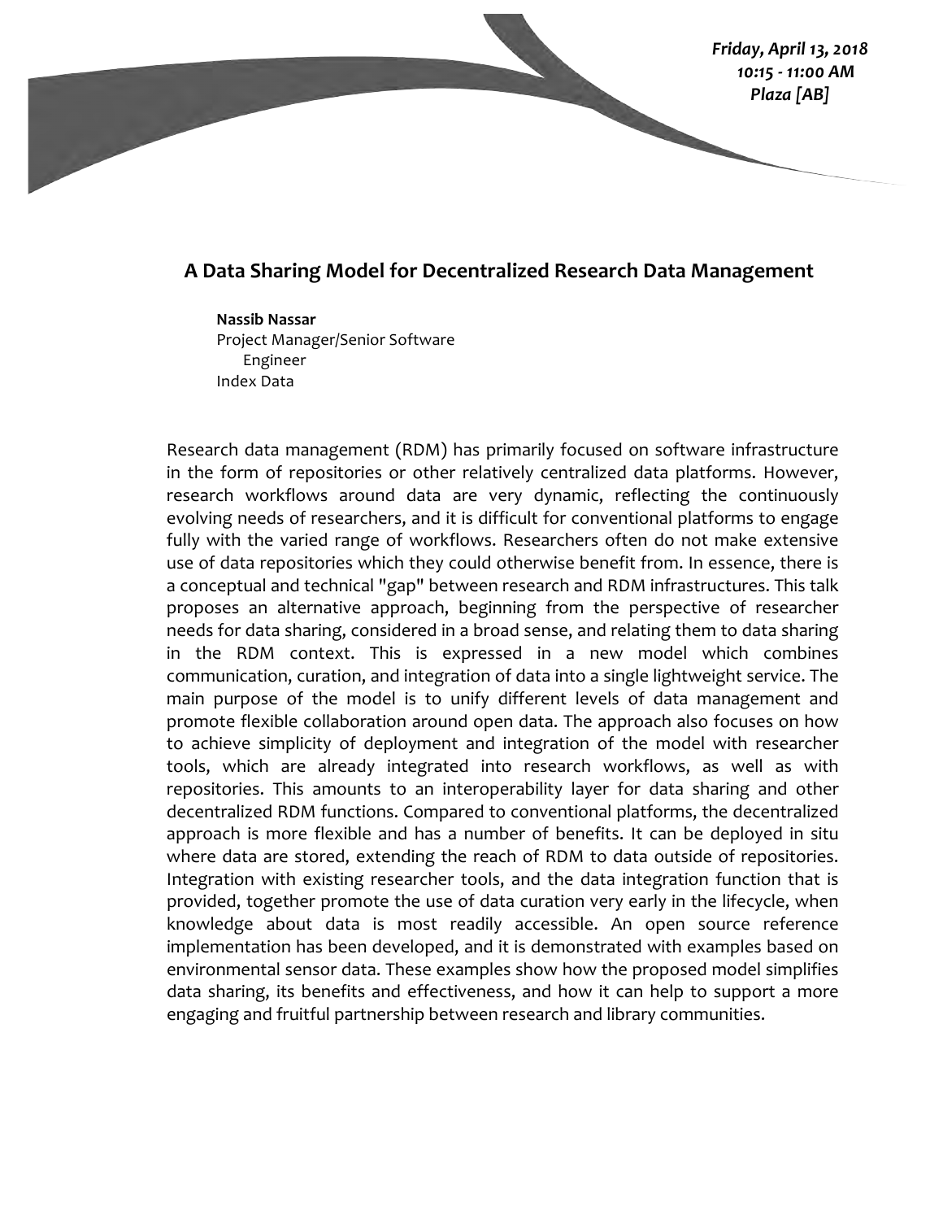*Friday, April 13, 2018*
*10:15 - 11:00 AM*
*Plaza [AB]*

## A Data Sharing Model for Decentralized Research Data Management

**Nassib Nassar**
Project Manager/Senior Software Engineer
Index Data

Research data management (RDM) has primarily focused on software infrastructure in the form of repositories or other relatively centralized data platforms. However, research workflows around data are very dynamic, reflecting the continuously evolving needs of researchers, and it is difficult for conventional platforms to engage fully with the varied range of workflows. Researchers often do not make extensive use of data repositories which they could otherwise benefit from. In essence, there is a conceptual and technical "gap" between research and RDM infrastructures. This talk proposes an alternative approach, beginning from the perspective of researcher needs for data sharing, considered in a broad sense, and relating them to data sharing in the RDM context. This is expressed in a new model which combines communication, curation, and integration of data into a single lightweight service. The main purpose of the model is to unify different levels of data management and promote flexible collaboration around open data. The approach also focuses on how to achieve simplicity of deployment and integration of the model with researcher tools, which are already integrated into research workflows, as well as with repositories. This amounts to an interoperability layer for data sharing and other decentralized RDM functions. Compared to conventional platforms, the decentralized approach is more flexible and has a number of benefits. It can be deployed in situ where data are stored, extending the reach of RDM to data outside of repositories. Integration with existing researcher tools, and the data integration function that is provided, together promote the use of data curation very early in the lifecycle, when knowledge about data is most readily accessible. An open source reference implementation has been developed, and it is demonstrated with examples based on environmental sensor data. These examples show how the proposed model simplifies data sharing, its benefits and effectiveness, and how it can help to support a more engaging and fruitful partnership between research and library communities.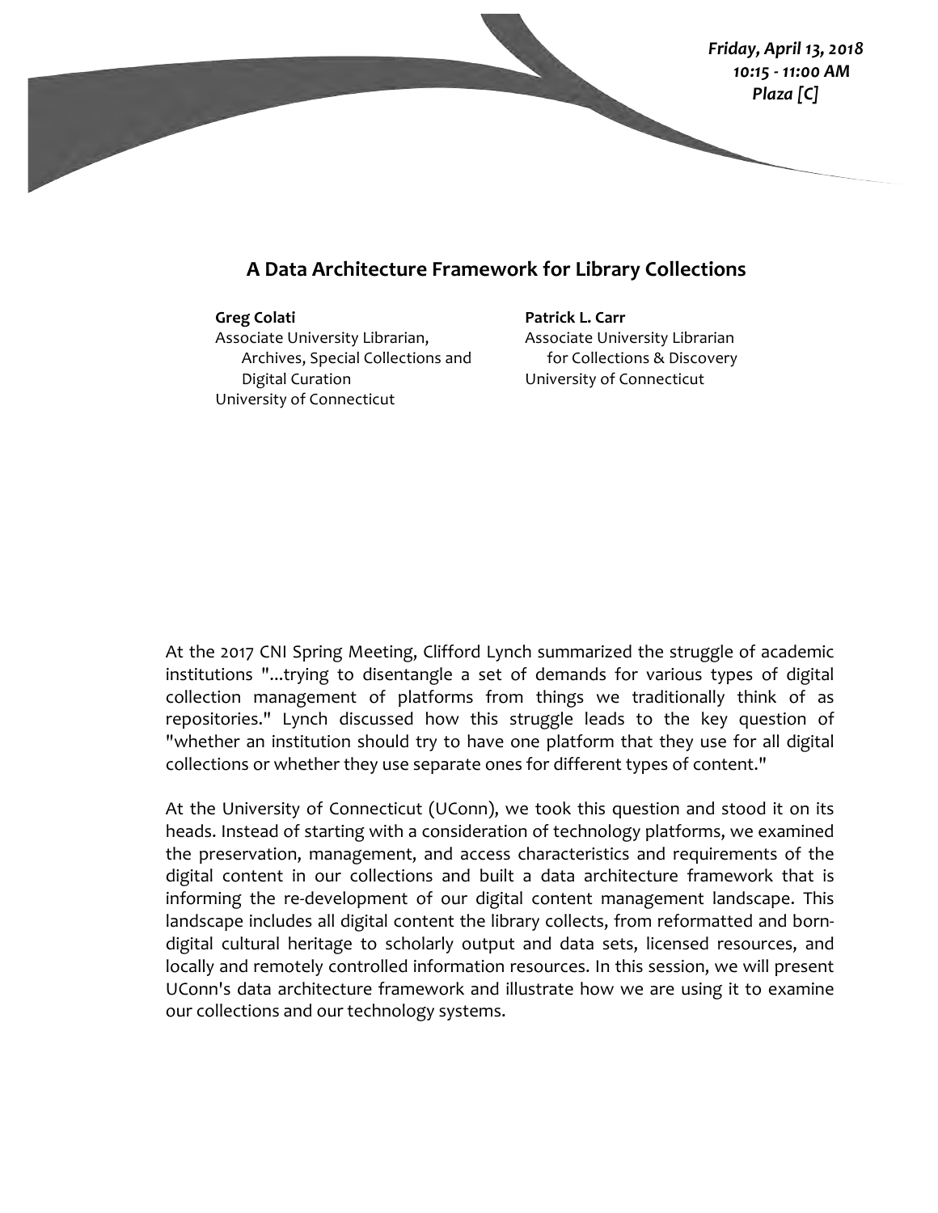*Friday, April 13, 2018*
*10:15 - 11:00 AM*
*Plaza [C]*

# A Data Architecture Framework for Library Collections

**Greg Colati**
Associate University Librarian,
Archives, Special Collections and Digital Curation
University of Connecticut

**Patrick L. Carr**
Associate University Librarian for Collections & Discovery
University of Connecticut

At the 2017 CNI Spring Meeting, Clifford Lynch summarized the struggle of academic institutions "...trying to disentangle a set of demands for various types of digital collection management of platforms from things we traditionally think of as repositories." Lynch discussed how this struggle leads to the key question of "whether an institution should try to have one platform that they use for all digital collections or whether they use separate ones for different types of content."

At the University of Connecticut (UConn), we took this question and stood it on its heads. Instead of starting with a consideration of technology platforms, we examined the preservation, management, and access characteristics and requirements of the digital content in our collections and built a data architecture framework that is informing the re-development of our digital content management landscape. This landscape includes all digital content the library collects, from reformatted and born-digital cultural heritage to scholarly output and data sets, licensed resources, and locally and remotely controlled information resources. In this session, we will present UConn's data architecture framework and illustrate how we are using it to examine our collections and our technology systems.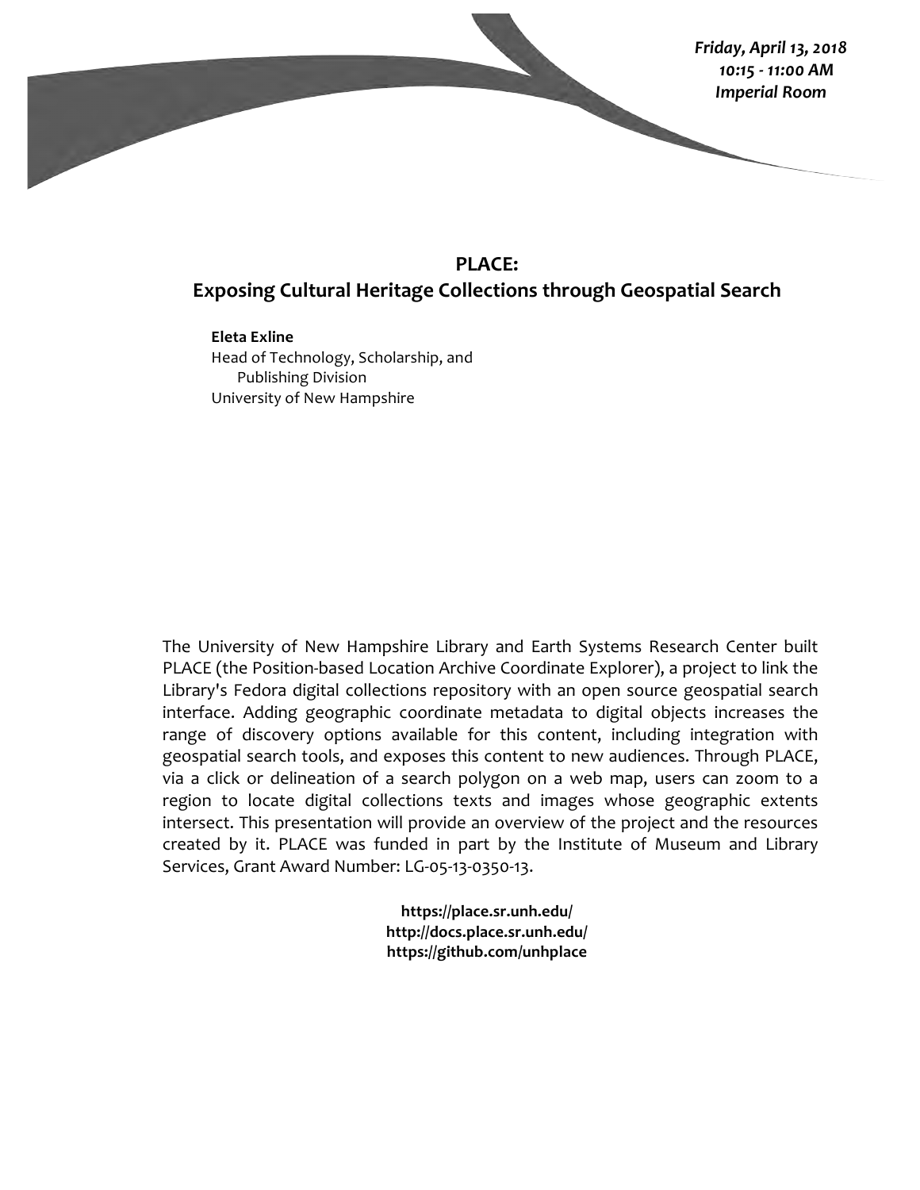*Friday, April 13, 2018*
*10:15 - 11:00 AM*
*Imperial Room*

# PLACE:
# Exposing Cultural Heritage Collections through Geospatial Search

**Eleta Exline**
Head of Technology, Scholarship, and Publishing Division
University of New Hampshire

The University of New Hampshire Library and Earth Systems Research Center built PLACE (the Position-based Location Archive Coordinate Explorer), a project to link the Library's Fedora digital collections repository with an open source geospatial search interface. Adding geographic coordinate metadata to digital objects increases the range of discovery options available for this content, including integration with geospatial search tools, and exposes this content to new audiences. Through PLACE, via a click or delineation of a search polygon on a web map, users can zoom to a region to locate digital collections texts and images whose geographic extents intersect. This presentation will provide an overview of the project and the resources created by it. PLACE was funded in part by the Institute of Museum and Library Services, Grant Award Number: LG-05-13-0350-13.

**https://place.sr.unh.edu/**
**http://docs.place.sr.unh.edu/**
**https://github.com/unhplace**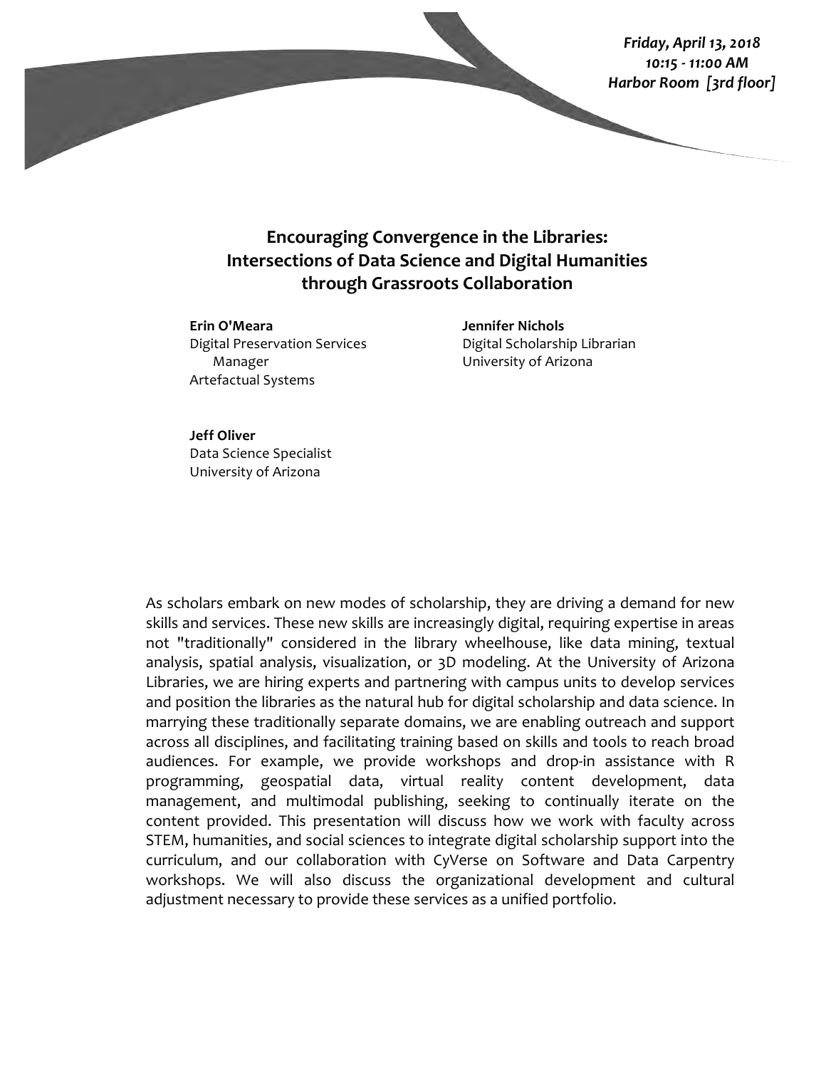*Friday, April 13, 2018*
*10:15 - 11:00 AM*
*Harbor Room [3rd floor]*

## Encouraging Convergence in the Libraries: Intersections of Data Science and Digital Humanities through Grassroots Collaboration

**Erin O'Meara**
Digital Preservation Services Manager
Artefactual Systems

**Jennifer Nichols**
Digital Scholarship Librarian
University of Arizona

**Jeff Oliver**
Data Science Specialist
University of Arizona

As scholars embark on new modes of scholarship, they are driving a demand for new skills and services. These new skills are increasingly digital, requiring expertise in areas not "traditionally" considered in the library wheelhouse, like data mining, textual analysis, spatial analysis, visualization, or 3D modeling. At the University of Arizona Libraries, we are hiring experts and partnering with campus units to develop services and position the libraries as the natural hub for digital scholarship and data science. In marrying these traditionally separate domains, we are enabling outreach and support across all disciplines, and facilitating training based on skills and tools to reach broad audiences. For example, we provide workshops and drop-in assistance with R programming, geospatial data, virtual reality content development, data management, and multimodal publishing, seeking to continually iterate on the content provided. This presentation will discuss how we work with faculty across STEM, humanities, and social sciences to integrate digital scholarship support into the curriculum, and our collaboration with CyVerse on Software and Data Carpentry workshops. We will also discuss the organizational development and cultural adjustment necessary to provide these services as a unified portfolio.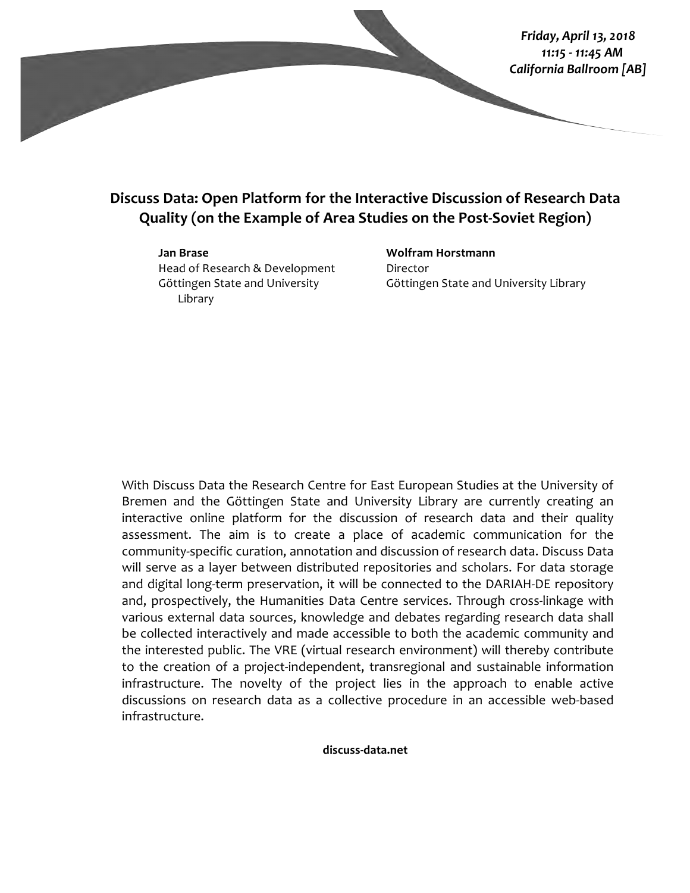*Friday, April 13, 2018*
*11:15 - 11:45 AM*
*California Ballroom [AB]*

## Discuss Data: Open Platform for the Interactive Discussion of Research Data Quality (on the Example of Area Studies on the Post-Soviet Region)

**Jan Brase**
Head of Research & Development
Göttingen State and University Library

**Wolfram Horstmann**
Director
Göttingen State and University Library

With Discuss Data the Research Centre for East European Studies at the University of Bremen and the Göttingen State and University Library are currently creating an interactive online platform for the discussion of research data and their quality assessment. The aim is to create a place of academic communication for the community-specific curation, annotation and discussion of research data. Discuss Data will serve as a layer between distributed repositories and scholars. For data storage and digital long-term preservation, it will be connected to the DARIAH-DE repository and, prospectively, the Humanities Data Centre services. Through cross-linkage with various external data sources, knowledge and debates regarding research data shall be collected interactively and made accessible to both the academic community and the interested public. The VRE (virtual research environment) will thereby contribute to the creation of a project-independent, transregional and sustainable information infrastructure. The novelty of the project lies in the approach to enable active discussions on research data as a collective procedure in an accessible web-based infrastructure.

**discuss-data.net**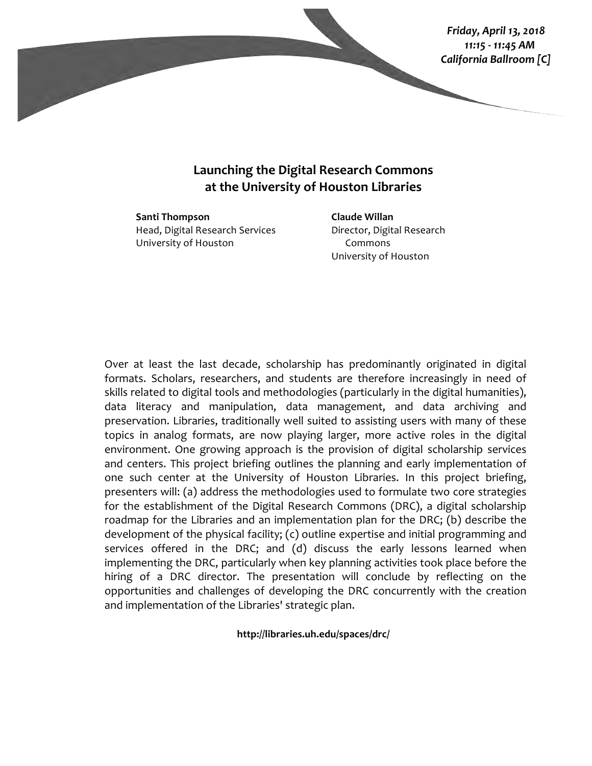*Friday, April 13, 2018*
*11:15 - 11:45 AM*
*California Ballroom [C]*

## Launching the Digital Research Commons at the University of Houston Libraries

**Santi Thompson**
Head, Digital Research Services
University of Houston

**Claude Willan**
Director, Digital Research Commons
University of Houston

Over at least the last decade, scholarship has predominantly originated in digital formats. Scholars, researchers, and students are therefore increasingly in need of skills related to digital tools and methodologies (particularly in the digital humanities), data literacy and manipulation, data management, and data archiving and preservation. Libraries, traditionally well suited to assisting users with many of these topics in analog formats, are now playing larger, more active roles in the digital environment. One growing approach is the provision of digital scholarship services and centers. This project briefing outlines the planning and early implementation of one such center at the University of Houston Libraries. In this project briefing, presenters will: (a) address the methodologies used to formulate two core strategies for the establishment of the Digital Research Commons (DRC), a digital scholarship roadmap for the Libraries and an implementation plan for the DRC; (b) describe the development of the physical facility; (c) outline expertise and initial programming and services offered in the DRC; and (d) discuss the early lessons learned when implementing the DRC, particularly when key planning activities took place before the hiring of a DRC director. The presentation will conclude by reflecting on the opportunities and challenges of developing the DRC concurrently with the creation and implementation of the Libraries' strategic plan.

**http://libraries.uh.edu/spaces/drc/**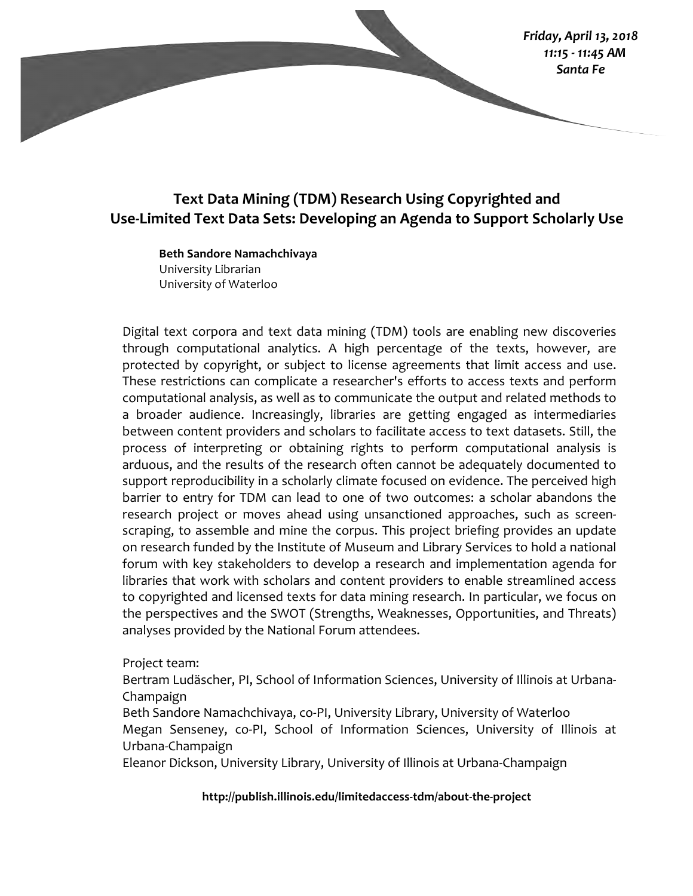*Friday, April 13, 2018*
*11:15 - 11:45 AM*
*Santa Fe*

## Text Data Mining (TDM) Research Using Copyrighted and Use-Limited Text Data Sets: Developing an Agenda to Support Scholarly Use

**Beth Sandore Namachchivaya**
University Librarian
University of Waterloo

Digital text corpora and text data mining (TDM) tools are enabling new discoveries through computational analytics. A high percentage of the texts, however, are protected by copyright, or subject to license agreements that limit access and use. These restrictions can complicate a researcher's efforts to access texts and perform computational analysis, as well as to communicate the output and related methods to a broader audience. Increasingly, libraries are getting engaged as intermediaries between content providers and scholars to facilitate access to text datasets. Still, the process of interpreting or obtaining rights to perform computational analysis is arduous, and the results of the research often cannot be adequately documented to support reproducibility in a scholarly climate focused on evidence. The perceived high barrier to entry for TDM can lead to one of two outcomes: a scholar abandons the research project or moves ahead using unsanctioned approaches, such as screen-scraping, to assemble and mine the corpus. This project briefing provides an update on research funded by the Institute of Museum and Library Services to hold a national forum with key stakeholders to develop a research and implementation agenda for libraries that work with scholars and content providers to enable streamlined access to copyrighted and licensed texts for data mining research. In particular, we focus on the perspectives and the SWOT (Strengths, Weaknesses, Opportunities, and Threats) analyses provided by the National Forum attendees.

Project team:
Bertram Ludäscher, PI, School of Information Sciences, University of Illinois at Urbana-Champaign
Beth Sandore Namachchivaya, co-PI, University Library, University of Waterloo
Megan Senseney, co-PI, School of Information Sciences, University of Illinois at Urbana-Champaign
Eleanor Dickson, University Library, University of Illinois at Urbana-Champaign

**http://publish.illinois.edu/limitedaccess-tdm/about-the-project**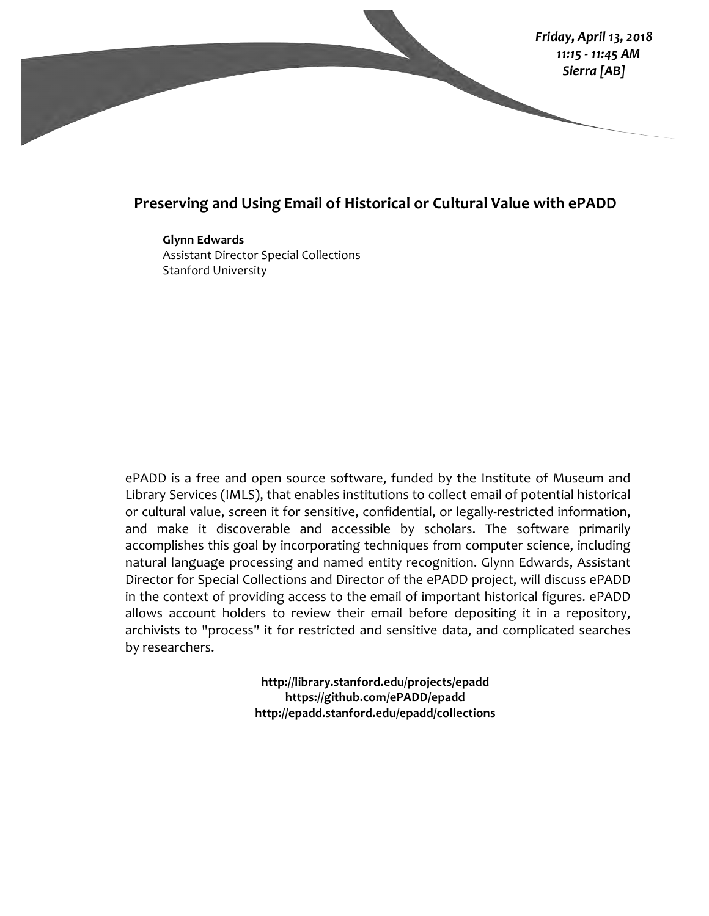*Friday, April 13, 2018*
*11:15 - 11:45 AM*
*Sierra [AB]*

## Preserving and Using Email of Historical or Cultural Value with ePADD

**Glynn Edwards**
Assistant Director Special Collections
Stanford University

ePADD is a free and open source software, funded by the Institute of Museum and Library Services (IMLS), that enables institutions to collect email of potential historical or cultural value, screen it for sensitive, confidential, or legally-restricted information, and make it discoverable and accessible by scholars. The software primarily accomplishes this goal by incorporating techniques from computer science, including natural language processing and named entity recognition. Glynn Edwards, Assistant Director for Special Collections and Director of the ePADD project, will discuss ePADD in the context of providing access to the email of important historical figures. ePADD allows account holders to review their email before depositing it in a repository, archivists to "process" it for restricted and sensitive data, and complicated searches by researchers.

**http://library.stanford.edu/projects/epadd**
**https://github.com/ePADD/epadd**
**http://epadd.stanford.edu/epadd/collections**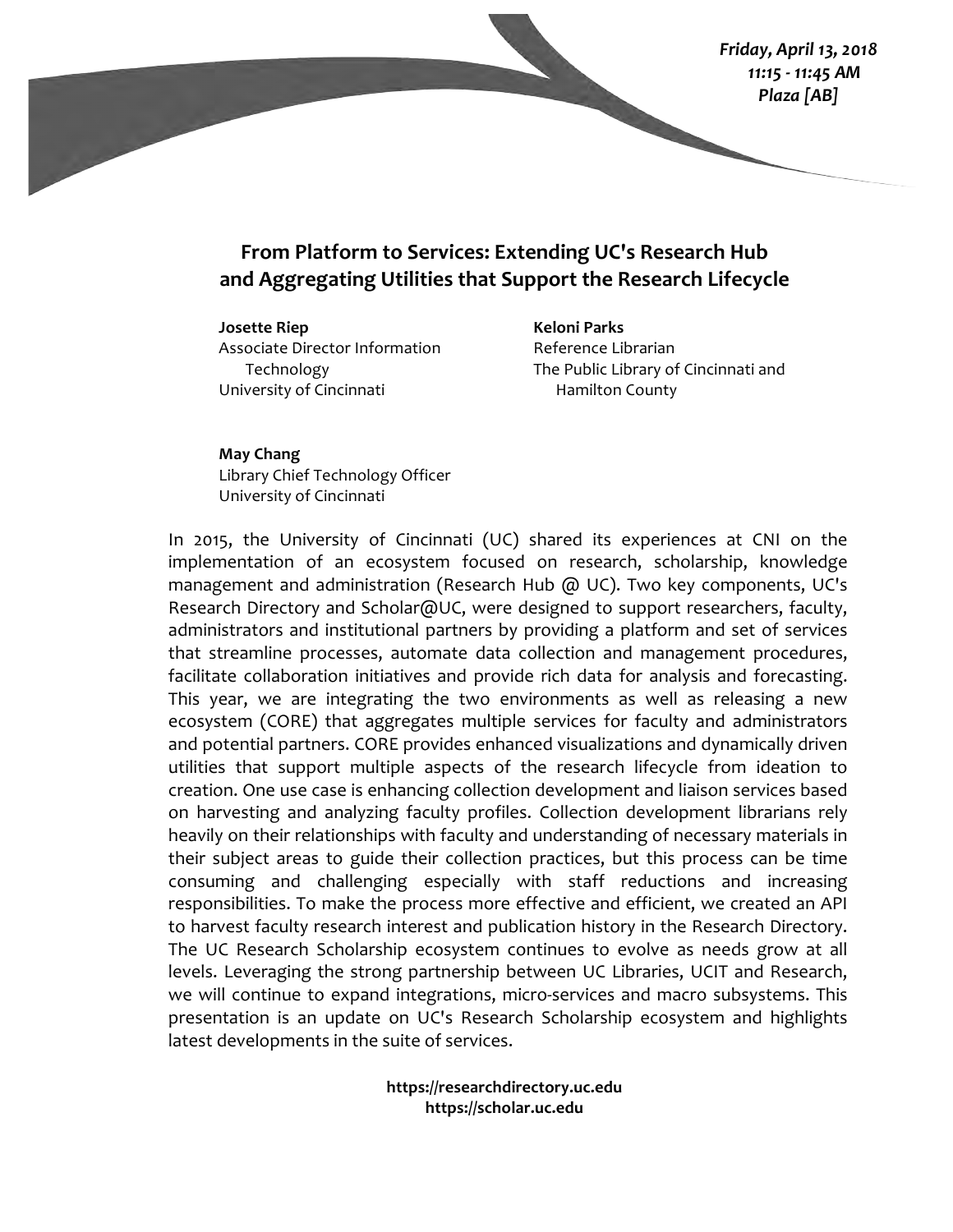*Friday, April 13, 2018*
*11:15 - 11:45 AM*
*Plaza [AB]*

## From Platform to Services: Extending UC's Research Hub and Aggregating Utilities that Support the Research Lifecycle

**Josette Riep**
Associate Director Information Technology
University of Cincinnati

**Keloni Parks**
Reference Librarian
The Public Library of Cincinnati and Hamilton County

**May Chang**
Library Chief Technology Officer
University of Cincinnati

In 2015, the University of Cincinnati (UC) shared its experiences at CNI on the implementation of an ecosystem focused on research, scholarship, knowledge management and administration (Research Hub @ UC). Two key components, UC's Research Directory and Scholar@UC, were designed to support researchers, faculty, administrators and institutional partners by providing a platform and set of services that streamline processes, automate data collection and management procedures, facilitate collaboration initiatives and provide rich data for analysis and forecasting. This year, we are integrating the two environments as well as releasing a new ecosystem (CORE) that aggregates multiple services for faculty and administrators and potential partners. CORE provides enhanced visualizations and dynamically driven utilities that support multiple aspects of the research lifecycle from ideation to creation. One use case is enhancing collection development and liaison services based on harvesting and analyzing faculty profiles. Collection development librarians rely heavily on their relationships with faculty and understanding of necessary materials in their subject areas to guide their collection practices, but this process can be time consuming and challenging especially with staff reductions and increasing responsibilities. To make the process more effective and efficient, we created an API to harvest faculty research interest and publication history in the Research Directory. The UC Research Scholarship ecosystem continues to evolve as needs grow at all levels. Leveraging the strong partnership between UC Libraries, UCIT and Research, we will continue to expand integrations, micro-services and macro subsystems. This presentation is an update on UC's Research Scholarship ecosystem and highlights latest developments in the suite of services.

**https://researchdirectory.uc.edu**
**https://scholar.uc.edu**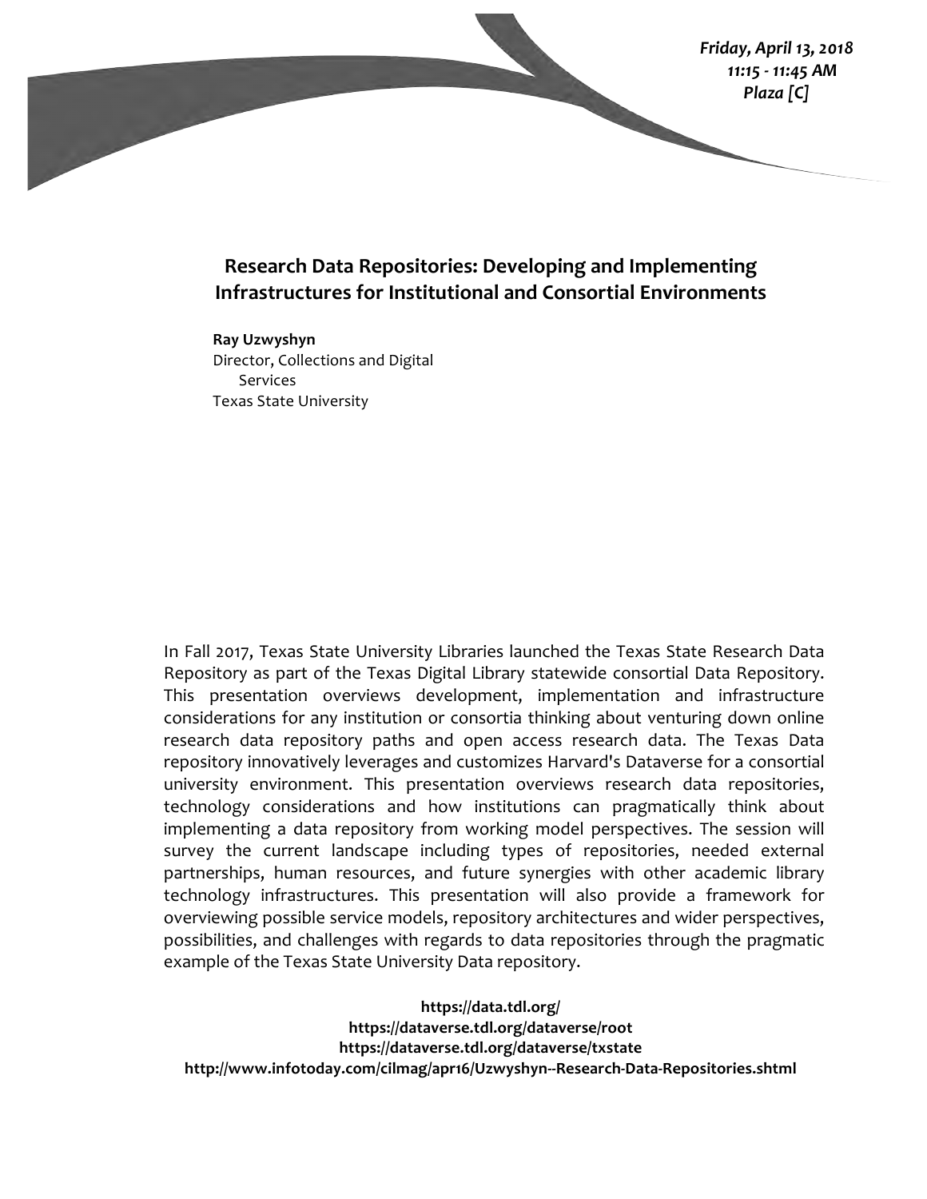*Friday, April 13, 2018*
*11:15 - 11:45 AM*
*Plaza [C]*

## Research Data Repositories: Developing and Implementing Infrastructures for Institutional and Consortial Environments

**Ray Uzwyshyn**
Director, Collections and Digital Services
Texas State University

In Fall 2017, Texas State University Libraries launched the Texas State Research Data Repository as part of the Texas Digital Library statewide consortial Data Repository. This presentation overviews development, implementation and infrastructure considerations for any institution or consortia thinking about venturing down online research data repository paths and open access research data. The Texas Data repository innovatively leverages and customizes Harvard's Dataverse for a consortial university environment. This presentation overviews research data repositories, technology considerations and how institutions can pragmatically think about implementing a data repository from working model perspectives. The session will survey the current landscape including types of repositories, needed external partnerships, human resources, and future synergies with other academic library technology infrastructures. This presentation will also provide a framework for overviewing possible service models, repository architectures and wider perspectives, possibilities, and challenges with regards to data repositories through the pragmatic example of the Texas State University Data repository.

**https://data.tdl.org/**
**https://dataverse.tdl.org/dataverse/root**
**https://dataverse.tdl.org/dataverse/txstate**
**http://www.infotoday.com/cilmag/apr16/Uzwyshyn--Research-Data-Repositories.shtml**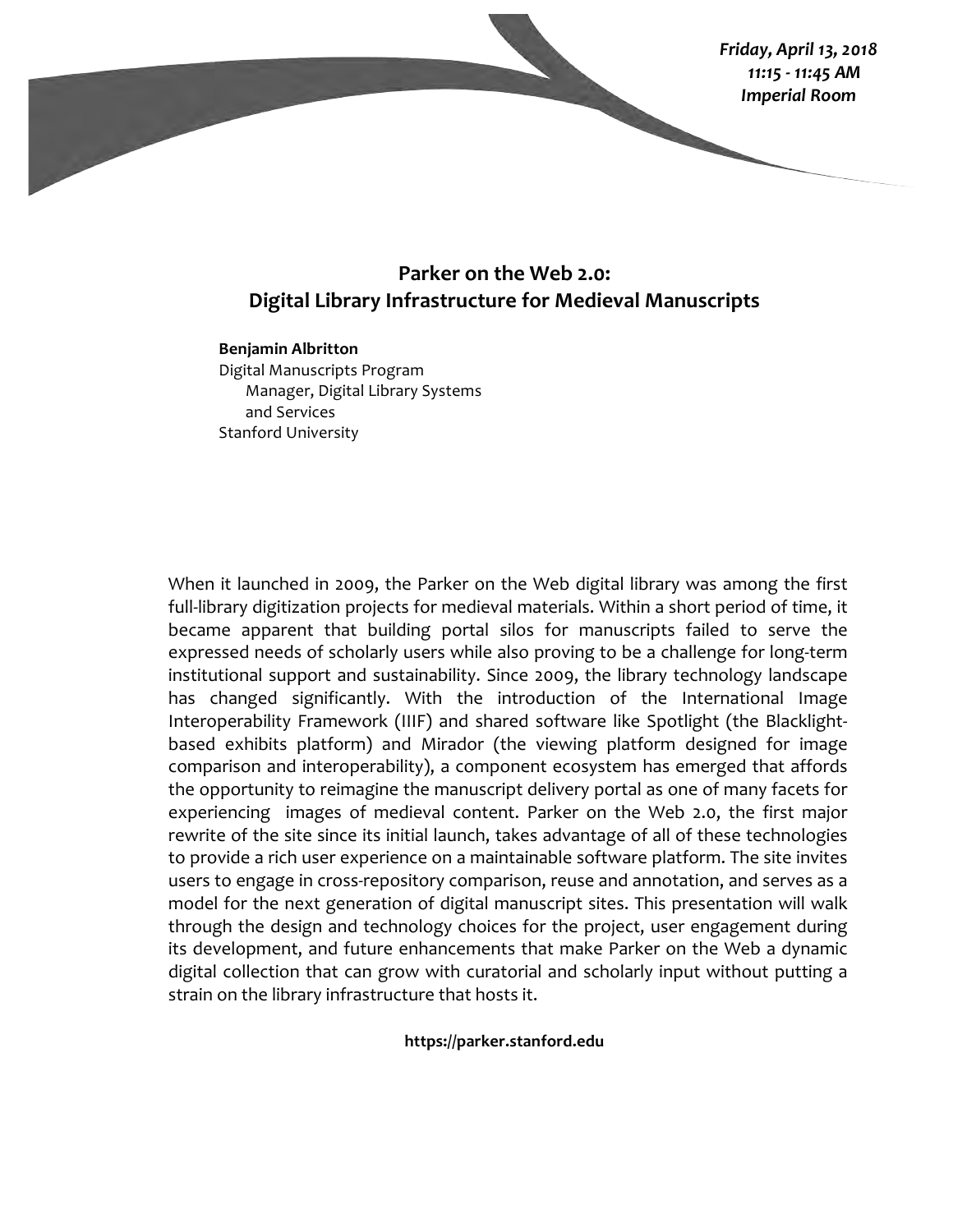***Friday, April 13, 2018***
***11:15 - 11:45 AM***
***Imperial Room***

## Parker on the Web 2.0: Digital Library Infrastructure for Medieval Manuscripts

**Benjamin Albritton**
Digital Manuscripts Program Manager, Digital Library Systems and Services
Stanford University

When it launched in 2009, the Parker on the Web digital library was among the first full-library digitization projects for medieval materials. Within a short period of time, it became apparent that building portal silos for manuscripts failed to serve the expressed needs of scholarly users while also proving to be a challenge for long-term institutional support and sustainability. Since 2009, the library technology landscape has changed significantly. With the introduction of the International Image Interoperability Framework (IIIF) and shared software like Spotlight (the Blacklight-based exhibits platform) and Mirador (the viewing platform designed for image comparison and interoperability), a component ecosystem has emerged that affords the opportunity to reimagine the manuscript delivery portal as one of many facets for experiencing images of medieval content. Parker on the Web 2.0, the first major rewrite of the site since its initial launch, takes advantage of all of these technologies to provide a rich user experience on a maintainable software platform. The site invites users to engage in cross-repository comparison, reuse and annotation, and serves as a model for the next generation of digital manuscript sites. This presentation will walk through the design and technology choices for the project, user engagement during its development, and future enhancements that make Parker on the Web a dynamic digital collection that can grow with curatorial and scholarly input without putting a strain on the library infrastructure that hosts it.

**https://parker.stanford.edu**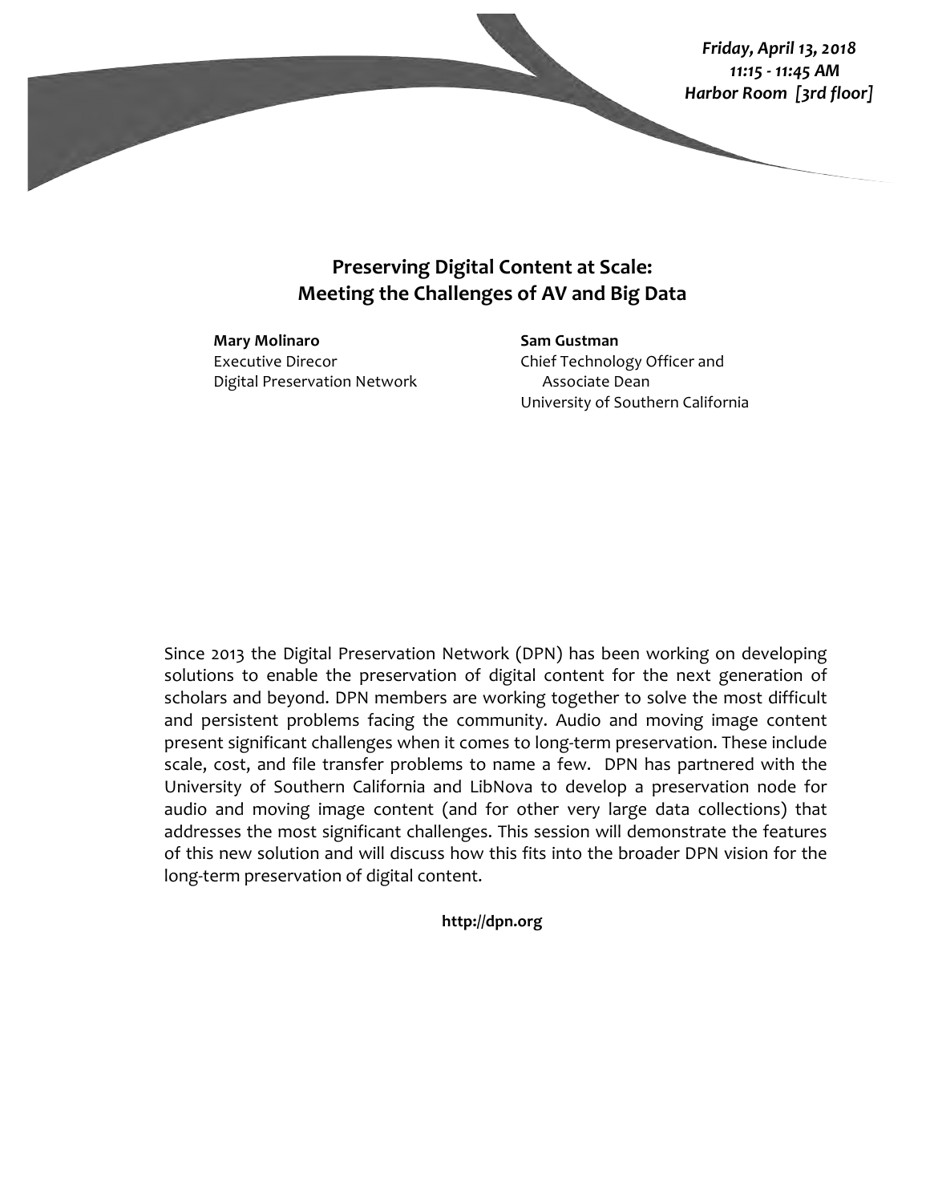*Friday, April 13, 2018*
*11:15 - 11:45 AM*
*Harbor Room [3rd floor]*

## Preserving Digital Content at Scale: Meeting the Challenges of AV and Big Data

**Mary Molinaro**
Executive Direcor
Digital Preservation Network

**Sam Gustman**
Chief Technology Officer and
Associate Dean
University of Southern California

Since 2013 the Digital Preservation Network (DPN) has been working on developing solutions to enable the preservation of digital content for the next generation of scholars and beyond. DPN members are working together to solve the most difficult and persistent problems facing the community. Audio and moving image content present significant challenges when it comes to long-term preservation. These include scale, cost, and file transfer problems to name a few. DPN has partnered with the University of Southern California and LibNova to develop a preservation node for audio and moving image content (and for other very large data collections) that addresses the most significant challenges. This session will demonstrate the features of this new solution and will discuss how this fits into the broader DPN vision for the long-term preservation of digital content.

**http://dpn.org**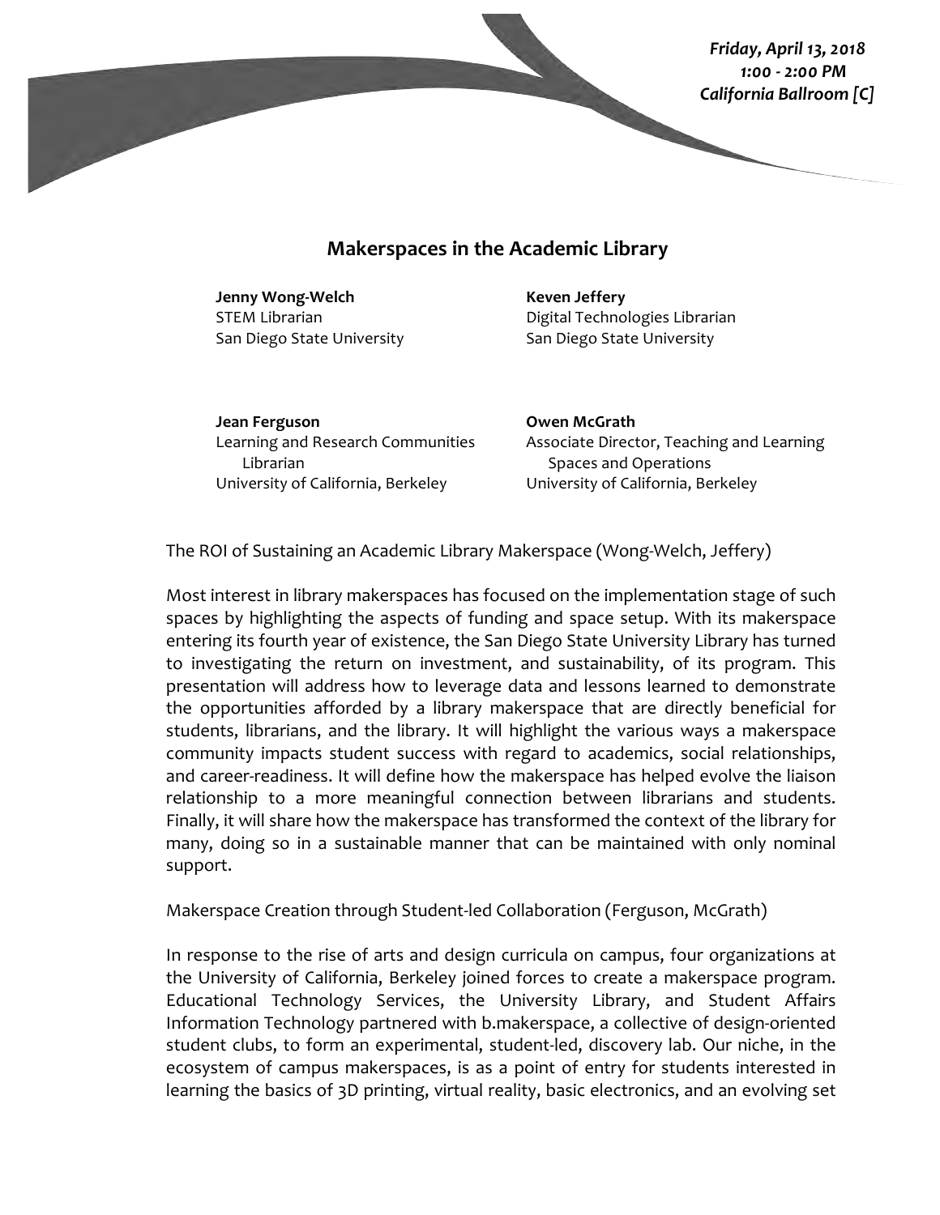*Friday, April 13, 2018*
*1:00 - 2:00 PM*
*California Ballroom [C]*

## Makerspaces in the Academic Library

**Jenny Wong-Welch**
STEM Librarian
San Diego State University

**Keven Jeffery**
Digital Technologies Librarian
San Diego State University

**Jean Ferguson**
Learning and Research Communities Librarian
University of California, Berkeley

**Owen McGrath**
Associate Director, Teaching and Learning Spaces and Operations
University of California, Berkeley

The ROI of Sustaining an Academic Library Makerspace (Wong-Welch, Jeffery)

Most interest in library makerspaces has focused on the implementation stage of such spaces by highlighting the aspects of funding and space setup. With its makerspace entering its fourth year of existence, the San Diego State University Library has turned to investigating the return on investment, and sustainability, of its program. This presentation will address how to leverage data and lessons learned to demonstrate the opportunities afforded by a library makerspace that are directly beneficial for students, librarians, and the library. It will highlight the various ways a makerspace community impacts student success with regard to academics, social relationships, and career-readiness. It will define how the makerspace has helped evolve the liaison relationship to a more meaningful connection between librarians and students. Finally, it will share how the makerspace has transformed the context of the library for many, doing so in a sustainable manner that can be maintained with only nominal support.

Makerspace Creation through Student-led Collaboration (Ferguson, McGrath)

In response to the rise of arts and design curricula on campus, four organizations at the University of California, Berkeley joined forces to create a makerspace program. Educational Technology Services, the University Library, and Student Affairs Information Technology partnered with b.makerspace, a collective of design-oriented student clubs, to form an experimental, student-led, discovery lab. Our niche, in the ecosystem of campus makerspaces, is as a point of entry for students interested in learning the basics of 3D printing, virtual reality, basic electronics, and an evolving set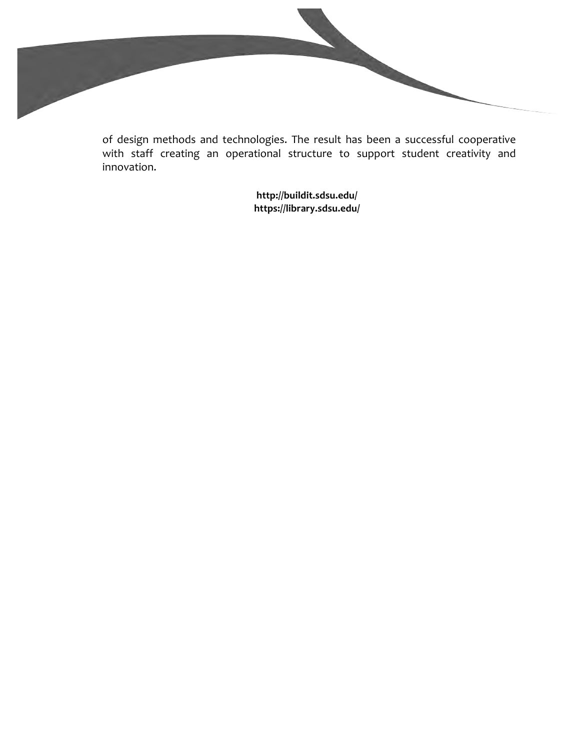of design methods and technologies. The result has been a successful cooperative with staff creating an operational structure to support student creativity and innovation.

**http://buildit.sdsu.edu/**
**https://library.sdsu.edu/**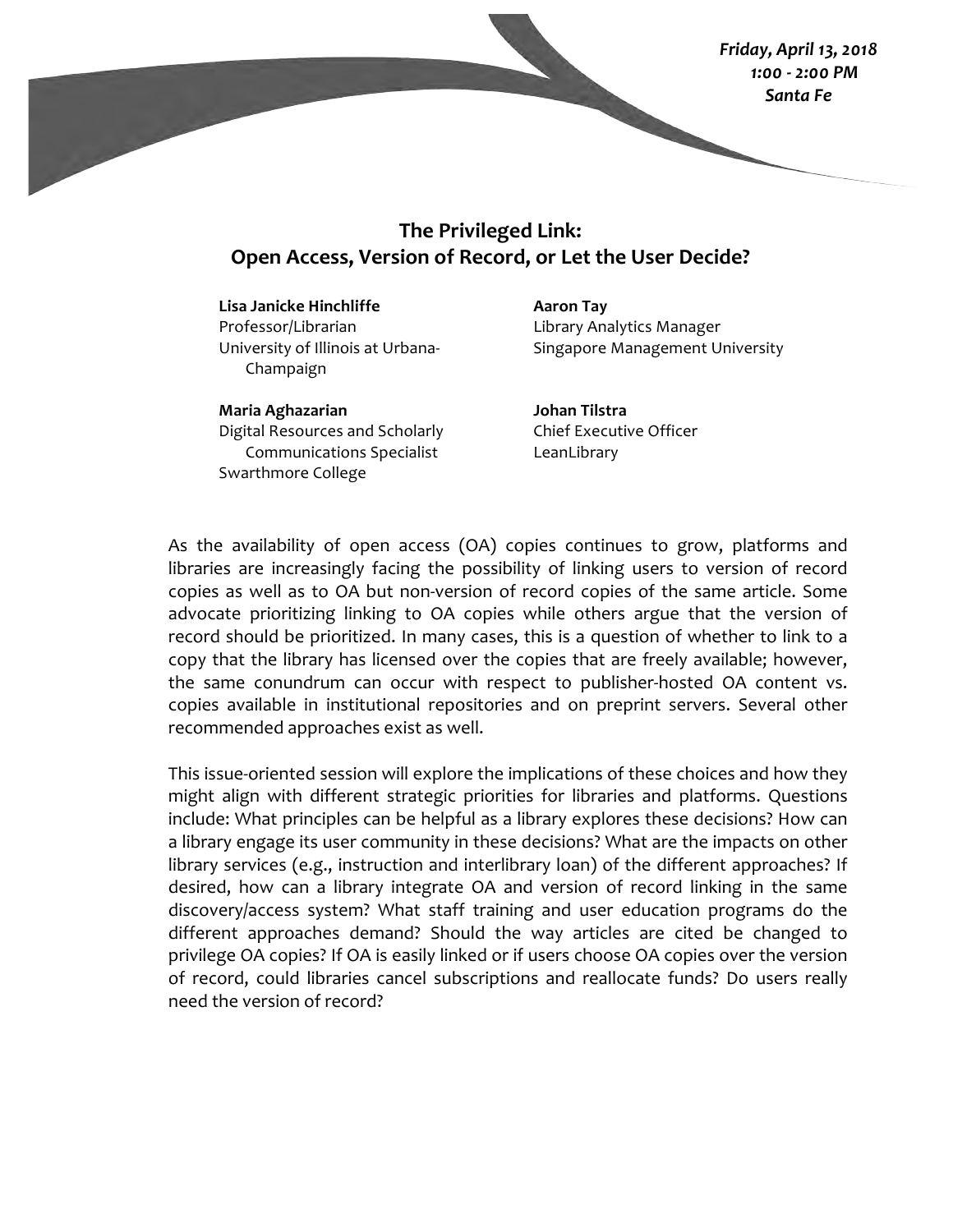*Friday, April 13, 2018*
*1:00 - 2:00 PM*
*Santa Fe*

## The Privileged Link: Open Access, Version of Record, or Let the User Decide?

**Lisa Janicke Hinchliffe**
Professor/Librarian
University of Illinois at Urbana-Champaign

**Maria Aghazarian**
Digital Resources and Scholarly Communications Specialist
Swarthmore College

**Aaron Tay**
Library Analytics Manager
Singapore Management University

**Johan Tilstra**
Chief Executive Officer
LeanLibrary

As the availability of open access (OA) copies continues to grow, platforms and libraries are increasingly facing the possibility of linking users to version of record copies as well as to OA but non-version of record copies of the same article. Some advocate prioritizing linking to OA copies while others argue that the version of record should be prioritized. In many cases, this is a question of whether to link to a copy that the library has licensed over the copies that are freely available; however, the same conundrum can occur with respect to publisher-hosted OA content vs. copies available in institutional repositories and on preprint servers. Several other recommended approaches exist as well.

This issue-oriented session will explore the implications of these choices and how they might align with different strategic priorities for libraries and platforms. Questions include: What principles can be helpful as a library explores these decisions? How can a library engage its user community in these decisions? What are the impacts on other library services (e.g., instruction and interlibrary loan) of the different approaches? If desired, how can a library integrate OA and version of record linking in the same discovery/access system? What staff training and user education programs do the different approaches demand? Should the way articles are cited be changed to privilege OA copies? If OA is easily linked or if users choose OA copies over the version of record, could libraries cancel subscriptions and reallocate funds? Do users really need the version of record?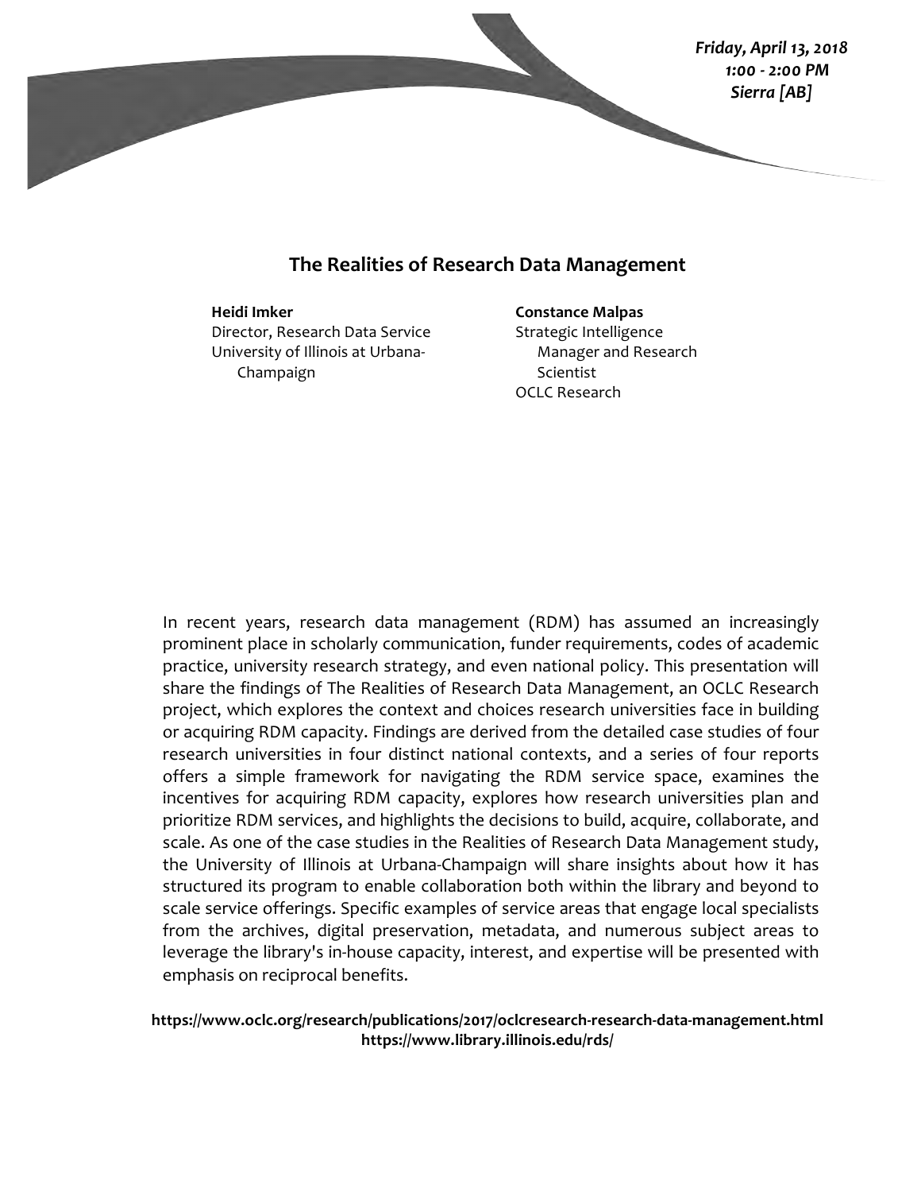*Friday, April 13, 2018*
*1:00 - 2:00 PM*
*Sierra [AB]*

## The Realities of Research Data Management

**Heidi Imker**
Director, Research Data Service
University of Illinois at Urbana-Champaign

**Constance Malpas**
Strategic Intelligence Manager and Research Scientist
OCLC Research

In recent years, research data management (RDM) has assumed an increasingly prominent place in scholarly communication, funder requirements, codes of academic practice, university research strategy, and even national policy. This presentation will share the findings of The Realities of Research Data Management, an OCLC Research project, which explores the context and choices research universities face in building or acquiring RDM capacity. Findings are derived from the detailed case studies of four research universities in four distinct national contexts, and a series of four reports offers a simple framework for navigating the RDM service space, examines the incentives for acquiring RDM capacity, explores how research universities plan and prioritize RDM services, and highlights the decisions to build, acquire, collaborate, and scale. As one of the case studies in the Realities of Research Data Management study, the University of Illinois at Urbana-Champaign will share insights about how it has structured its program to enable collaboration both within the library and beyond to scale service offerings. Specific examples of service areas that engage local specialists from the archives, digital preservation, metadata, and numerous subject areas to leverage the library's in-house capacity, interest, and expertise will be presented with emphasis on reciprocal benefits.

**https://www.oclc.org/research/publications/2017/oclcresearch-research-data-management.html**
**https://www.library.illinois.edu/rds/**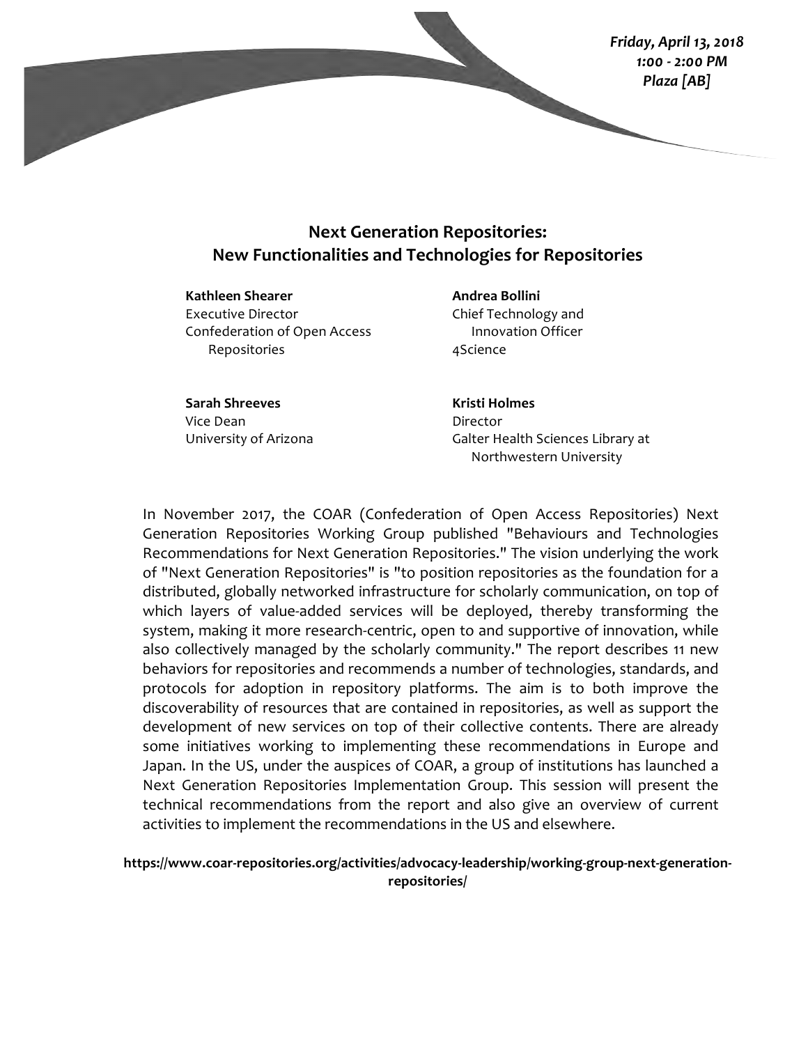*Friday, April 13, 2018*
*1:00 - 2:00 PM*
*Plaza [AB]*

## Next Generation Repositories: New Functionalities and Technologies for Repositories

**Kathleen Shearer**
Executive Director
Confederation of Open Access Repositories

**Andrea Bollini**
Chief Technology and Innovation Officer
4Science

**Sarah Shreeves**
Vice Dean
University of Arizona

**Kristi Holmes**
Director
Galter Health Sciences Library at Northwestern University

In November 2017, the COAR (Confederation of Open Access Repositories) Next Generation Repositories Working Group published "Behaviours and Technologies Recommendations for Next Generation Repositories." The vision underlying the work of "Next Generation Repositories" is "to position repositories as the foundation for a distributed, globally networked infrastructure for scholarly communication, on top of which layers of value-added services will be deployed, thereby transforming the system, making it more research-centric, open to and supportive of innovation, while also collectively managed by the scholarly community." The report describes 11 new behaviors for repositories and recommends a number of technologies, standards, and protocols for adoption in repository platforms. The aim is to both improve the discoverability of resources that are contained in repositories, as well as support the development of new services on top of their collective contents. There are already some initiatives working to implementing these recommendations in Europe and Japan. In the US, under the auspices of COAR, a group of institutions has launched a Next Generation Repositories Implementation Group. This session will present the technical recommendations from the report and also give an overview of current activities to implement the recommendations in the US and elsewhere.

**https://www.coar-repositories.org/activities/advocacy-leadership/working-group-next-generation-repositories/**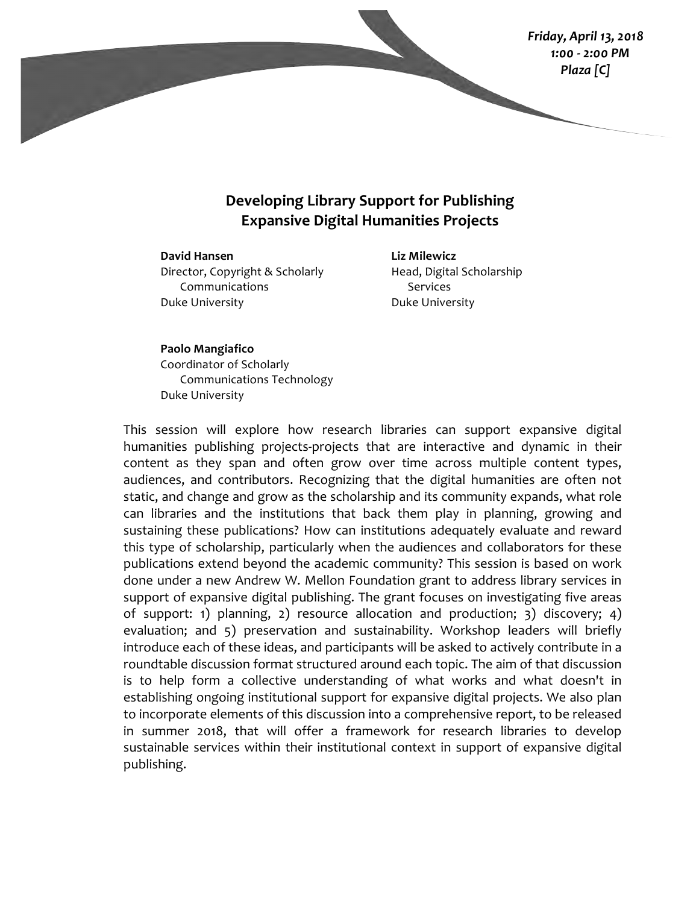*Friday, April 13, 2018*
*1:00 - 2:00 PM*
*Plaza [C]*

## Developing Library Support for Publishing Expansive Digital Humanities Projects

**David Hansen**
Director, Copyright & Scholarly Communications
Duke University

**Liz Milewicz**
Head, Digital Scholarship Services
Duke University

**Paolo Mangiafico**
Coordinator of Scholarly Communications Technology
Duke University

This session will explore how research libraries can support expansive digital humanities publishing projects-projects that are interactive and dynamic in their content as they span and often grow over time across multiple content types, audiences, and contributors. Recognizing that the digital humanities are often not static, and change and grow as the scholarship and its community expands, what role can libraries and the institutions that back them play in planning, growing and sustaining these publications? How can institutions adequately evaluate and reward this type of scholarship, particularly when the audiences and collaborators for these publications extend beyond the academic community? This session is based on work done under a new Andrew W. Mellon Foundation grant to address library services in support of expansive digital publishing. The grant focuses on investigating five areas of support: 1) planning, 2) resource allocation and production; 3) discovery; 4) evaluation; and 5) preservation and sustainability. Workshop leaders will briefly introduce each of these ideas, and participants will be asked to actively contribute in a roundtable discussion format structured around each topic. The aim of that discussion is to help form a collective understanding of what works and what doesn't in establishing ongoing institutional support for expansive digital projects. We also plan to incorporate elements of this discussion into a comprehensive report, to be released in summer 2018, that will offer a framework for research libraries to develop sustainable services within their institutional context in support of expansive digital publishing.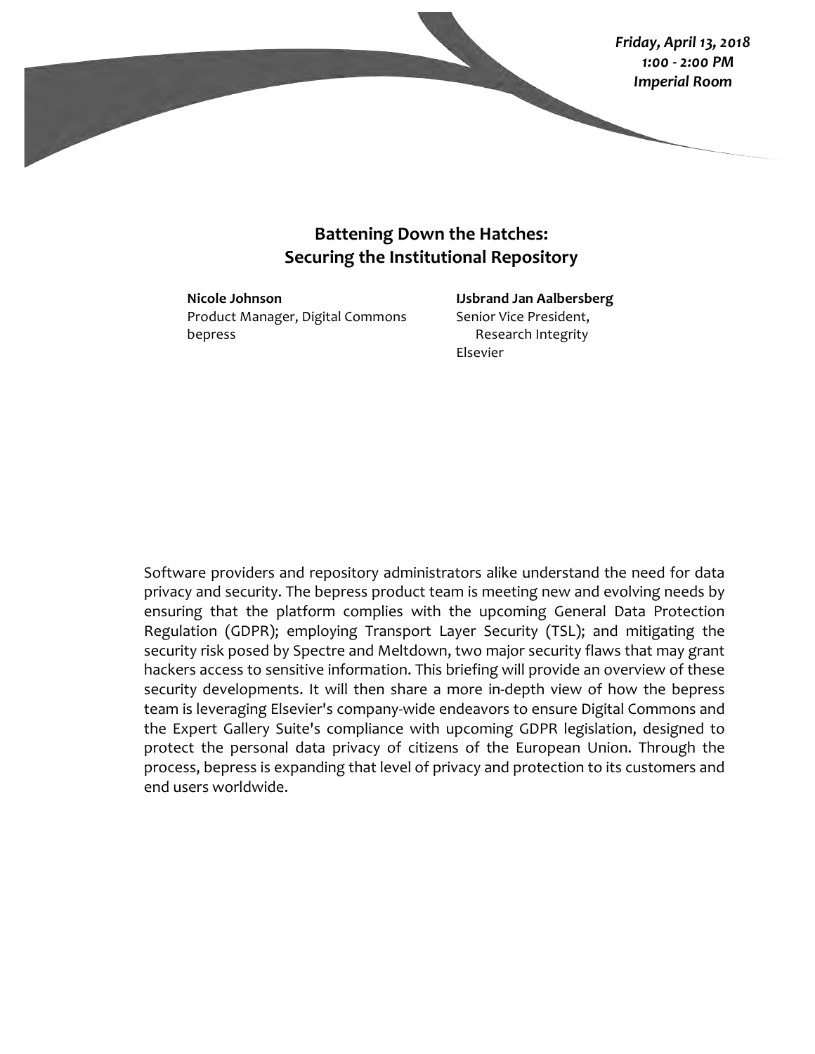*Friday, April 13, 2018*
*1:00 - 2:00 PM*
*Imperial Room*

## Battening Down the Hatches: Securing the Institutional Repository

**Nicole Johnson**
Product Manager, Digital Commons
bepress

**IJsbrand Jan Aalbersberg**
Senior Vice President,
Research Integrity
Elsevier

Software providers and repository administrators alike understand the need for data privacy and security. The bepress product team is meeting new and evolving needs by ensuring that the platform complies with the upcoming General Data Protection Regulation (GDPR); employing Transport Layer Security (TSL); and mitigating the security risk posed by Spectre and Meltdown, two major security flaws that may grant hackers access to sensitive information. This briefing will provide an overview of these security developments. It will then share a more in-depth view of how the bepress team is leveraging Elsevier's company-wide endeavors to ensure Digital Commons and the Expert Gallery Suite's compliance with upcoming GDPR legislation, designed to protect the personal data privacy of citizens of the European Union. Through the process, bepress is expanding that level of privacy and protection to its customers and end users worldwide.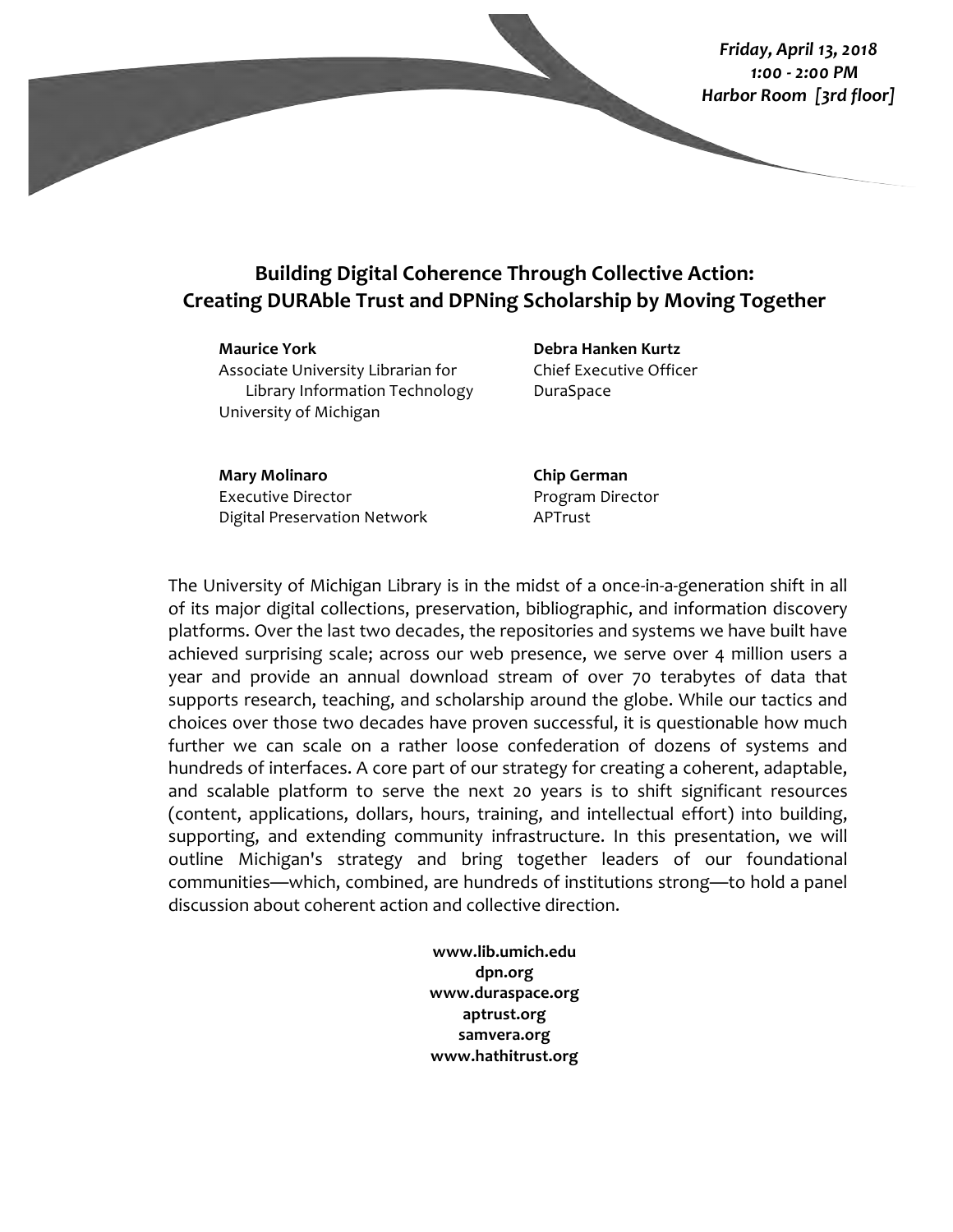*Friday, April 13, 2018*
*1:00 - 2:00 PM*
*Harbor Room [3rd floor]*

## Building Digital Coherence Through Collective Action: Creating DURAble Trust and DPNing Scholarship by Moving Together

**Maurice York**
Associate University Librarian for Library Information Technology
University of Michigan

**Debra Hanken Kurtz**
Chief Executive Officer
DuraSpace

**Mary Molinaro**
Executive Director
Digital Preservation Network

**Chip German**
Program Director
APTrust

The University of Michigan Library is in the midst of a once-in-a-generation shift in all of its major digital collections, preservation, bibliographic, and information discovery platforms. Over the last two decades, the repositories and systems we have built have achieved surprising scale; across our web presence, we serve over 4 million users a year and provide an annual download stream of over 70 terabytes of data that supports research, teaching, and scholarship around the globe. While our tactics and choices over those two decades have proven successful, it is questionable how much further we can scale on a rather loose confederation of dozens of systems and hundreds of interfaces. A core part of our strategy for creating a coherent, adaptable, and scalable platform to serve the next 20 years is to shift significant resources (content, applications, dollars, hours, training, and intellectual effort) into building, supporting, and extending community infrastructure. In this presentation, we will outline Michigan's strategy and bring together leaders of our foundational communities—which, combined, are hundreds of institutions strong—to hold a panel discussion about coherent action and collective direction.

**www.lib.umich.edu**
**dpn.org**
**www.duraspace.org**
**aptrust.org**
**samvera.org**
**www.hathitrust.org**